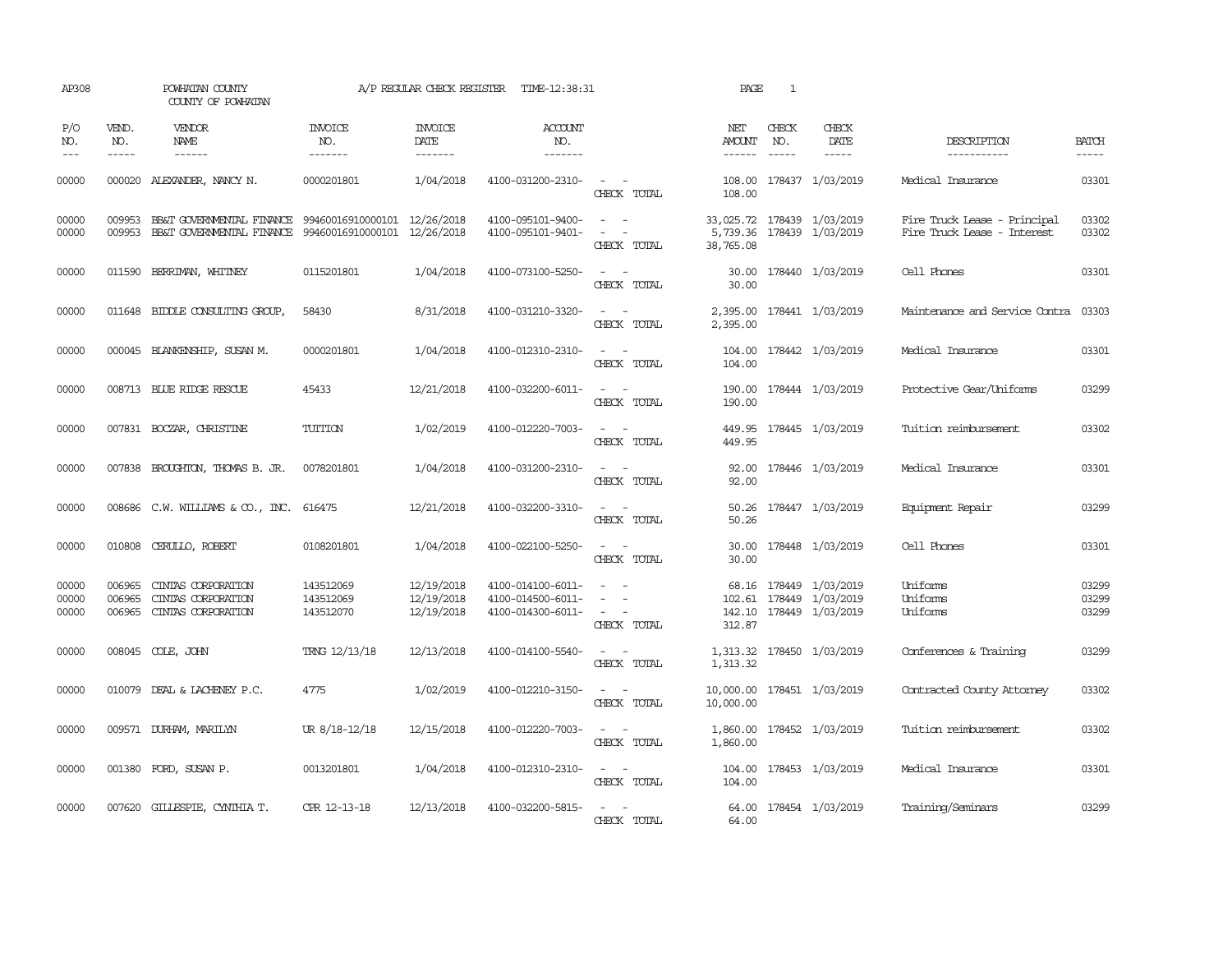AP308 POWHATAN COUNTY A/P REGULAR CHECK REGISTER TIME-12:38:31 PAGE 1

COUNTY OF POWHATAN

| P/O NO. | VEND. NO. | VENDOR NAME | INVOICE NO. | INVOICE DATE | ACCOUNT NO. | | NET AMOUNT | CHECK NO. | CHECK DATE | DESCRIPTION | BATCH |
|---|---|---|---|---|---|---|---|---|---|---|---|
| 00000 | 000020 | ALEXANDER, NANCY N. | 0000201801 | 1/04/2018 | 4100-031200-2310- | - - | 108.00 | 178437 | 1/03/2019 | Medical Insurance | 03301 |
| | | | | | | CHECK TOTAL | 108.00 | | | | |
| 00000 | 009953 | BB&T GOVERNMENTAL FINANCE | 99460016910000101 | 12/26/2018 | 4100-095101-9400- | - - | 33,025.72 | 178439 | 1/03/2019 | Fire Truck Lease - Principal | 03302 |
| 00000 | 009953 | BB&T GOVERNMENTAL FINANCE | 99460016910000101 | 12/26/2018 | 4100-095101-9401- | - - | 5,739.36 | 178439 | 1/03/2019 | Fire Truck Lease - Interest | 03302 |
| | | | | | | CHECK TOTAL | 38,765.08 | | | | |
| 00000 | 011590 | BERRIMAN, WHITNEY | 0115201801 | 1/04/2018 | 4100-073100-5250- | - - | 30.00 | 178440 | 1/03/2019 | Cell Phones | 03301 |
| | | | | | | CHECK TOTAL | 30.00 | | | | |
| 00000 | 011648 | BIDDLE CONSULTING GROUP, | 58430 | 8/31/2018 | 4100-031210-3320- | - - | 2,395.00 | 178441 | 1/03/2019 | Maintenance and Service Contra | 03303 |
| | | | | | | CHECK TOTAL | 2,395.00 | | | | |
| 00000 | 000045 | BLANKENSHIP, SUSAN M. | 0000201801 | 1/04/2018 | 4100-012310-2310- | - - | 104.00 | 178442 | 1/03/2019 | Medical Insurance | 03301 |
| | | | | | | CHECK TOTAL | 104.00 | | | | |
| 00000 | 008713 | BLUE RIDGE RESCUE | 45433 | 12/21/2018 | 4100-032200-6011- | - - | 190.00 | 178444 | 1/03/2019 | Protective Gear/Uniforms | 03299 |
| | | | | | | CHECK TOTAL | 190.00 | | | | |
| 00000 | 007831 | BOCZAR, CHRISTINE | TUITION | 1/02/2019 | 4100-012220-7003- | - - | 449.95 | 178445 | 1/03/2019 | Tuition reimbursement | 03302 |
| | | | | | | CHECK TOTAL | 449.95 | | | | |
| 00000 | 007838 | BROUGHTON, THOMAS B. JR. | 0078201801 | 1/04/2018 | 4100-031200-2310- | - - | 92.00 | 178446 | 1/03/2019 | Medical Insurance | 03301 |
| | | | | | | CHECK TOTAL | 92.00 | | | | |
| 00000 | 008686 | C.W. WILLIAMS & CO., INC. | 616475 | 12/21/2018 | 4100-032200-3310- | - - | 50.26 | 178447 | 1/03/2019 | Equipment Repair | 03299 |
| | | | | | | CHECK TOTAL | 50.26 | | | | |
| 00000 | 010808 | CERULLO, ROBERT | 0108201801 | 1/04/2018 | 4100-022100-5250- | - - | 30.00 | 178448 | 1/03/2019 | Cell Phones | 03301 |
| | | | | | | CHECK TOTAL | 30.00 | | | | |
| 00000 | 006965 | CINTAS CORPORATION | 143512069 | 12/19/2018 | 4100-014100-6011- | - - | 68.16 | 178449 | 1/03/2019 | Uniforms | 03299 |
| 00000 | 006965 | CINTAS CORPORATION | 143512069 | 12/19/2018 | 4100-014500-6011- | - - | 102.61 | 178449 | 1/03/2019 | Uniforms | 03299 |
| 00000 | 006965 | CINTAS CORPORATION | 143512070 | 12/19/2018 | 4100-014300-6011- | - - | 142.10 | 178449 | 1/03/2019 | Uniforms | 03299 |
| | | | | | | CHECK TOTAL | 312.87 | | | | |
| 00000 | 008045 | COLE, JOHN | TRNG 12/13/18 | 12/13/2018 | 4100-014100-5540- | - - | 1,313.32 | 178450 | 1/03/2019 | Conferences & Training | 03299 |
| | | | | | | CHECK TOTAL | 1,313.32 | | | | |
| 00000 | 010079 | DEAL & LACHENEY P.C. | 4775 | 1/02/2019 | 4100-012210-3150- | - - | 10,000.00 | 178451 | 1/03/2019 | Contracted County Attorney | 03302 |
| | | | | | | CHECK TOTAL | 10,000.00 | | | | |
| 00000 | 009571 | DURHAM, MARILYN | UR 8/18-12/18 | 12/15/2018 | 4100-012220-7003- | - - | 1,860.00 | 178452 | 1/03/2019 | Tuition reimbursement | 03302 |
| | | | | | | CHECK TOTAL | 1,860.00 | | | | |
| 00000 | 001380 | FORD, SUSAN P. | 0013201801 | 1/04/2018 | 4100-012310-2310- | - - | 104.00 | 178453 | 1/03/2019 | Medical Insurance | 03301 |
| | | | | | | CHECK TOTAL | 104.00 | | | | |
| 00000 | 007620 | GILLESPIE, CYNTHIA T. | CPR 12-13-18 | 12/13/2018 | 4100-032200-5815- | - - | 64.00 | 178454 | 1/03/2019 | Training/Seminars | 03299 |
| | | | | | | CHECK TOTAL | 64.00 | | | | |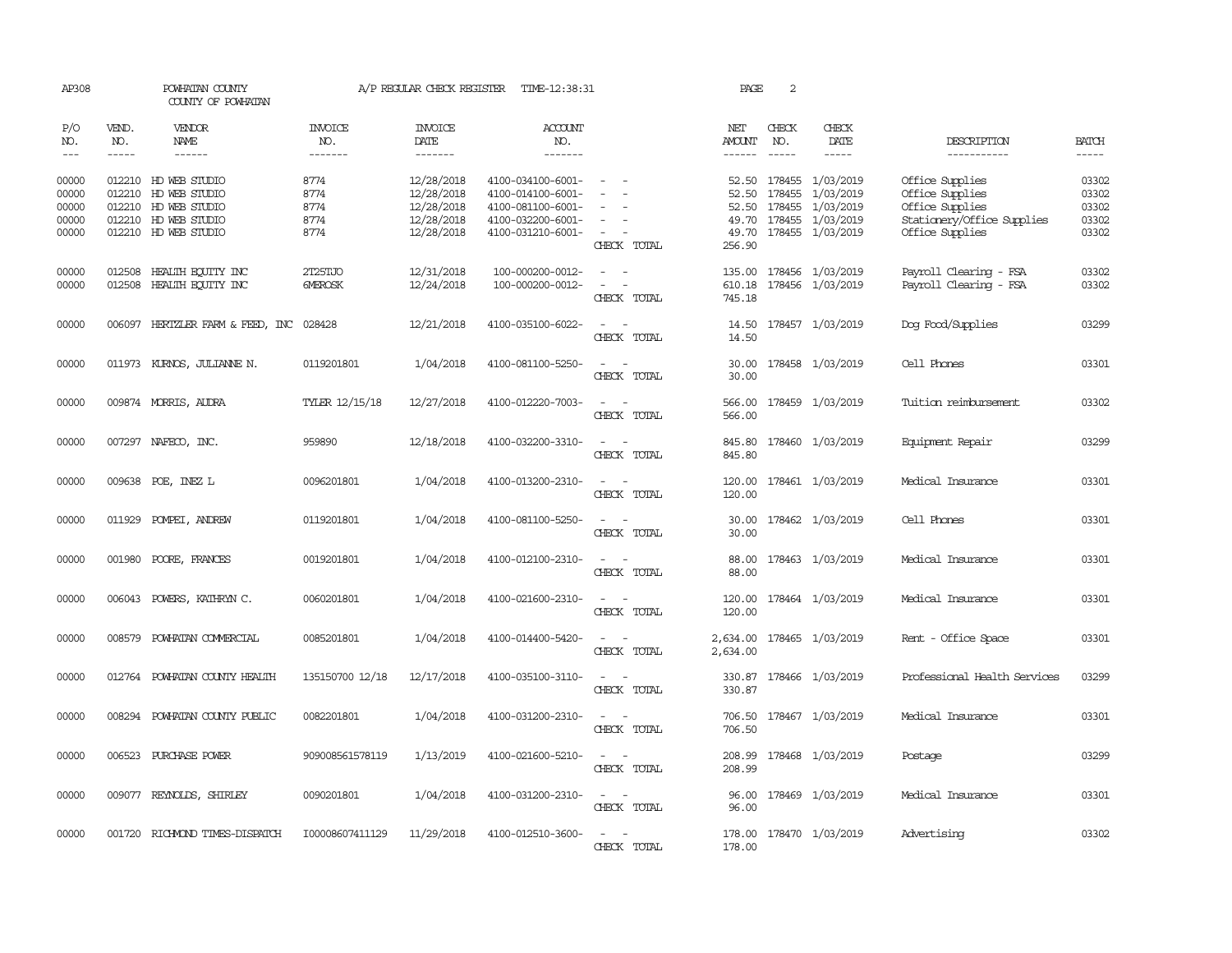AP308 POWHATAN COUNTY A/P REGULAR CHECK REGISTER TIME-12:38:31

COUNTY OF POWHATAN

| P/O NO. | VEND. NO. | VENDOR NAME | INVOICE NO. | INVOICE DATE | ACCOUNT NO. | | NET AMOUNT | CHECK NO. | CHECK DATE | DESCRIPTION | BATCH |
|---|---|---|---|---|---|---|---|---|---|---|---|
| 00000 | 012210 | HD WEB STUDIO | 8774 | 12/28/2018 | 4100-034100-6001- | - - | 52.50 | 178455 | 1/03/2019 | Office Supplies | 03302 |
| 00000 | 012210 | HD WEB STUDIO | 8774 | 12/28/2018 | 4100-014100-6001- | - - | 52.50 | 178455 | 1/03/2019 | Office Supplies | 03302 |
| 00000 | 012210 | HD WEB STUDIO | 8774 | 12/28/2018 | 4100-081100-6001- | - - | 52.50 | 178455 | 1/03/2019 | Office Supplies | 03302 |
| 00000 | 012210 | HD WEB STUDIO | 8774 | 12/28/2018 | 4100-032200-6001- | - - | 49.70 | 178455 | 1/03/2019 | Stationery/Office Supplies | 03302 |
| 00000 | 012210 | HD WEB STUDIO | 8774 | 12/28/2018 | 4100-031210-6001- | - - | 49.70 | 178455 | 1/03/2019 | Office Supplies | 03302 |
| | | | | | | CHECK TOTAL | 256.90 | | | | |
| 00000 | 012508 | HEALTH EQUITY INC | 2T25TJO | 12/31/2018 | 100-000200-0012- | - - | 135.00 | 178456 | 1/03/2019 | Payroll Clearing - FSA | 03302 |
| 00000 | 012508 | HEALTH EQUITY INC | 6MEROSK | 12/24/2018 | 100-000200-0012- | - - | 610.18 | 178456 | 1/03/2019 | Payroll Clearing - FSA | 03302 |
| | | | | | | CHECK TOTAL | 745.18 | | | | |
| 00000 | 006097 | HERTZLER FARM & FEED, INC | 028428 | 12/21/2018 | 4100-035100-6022- | - - | 14.50 | 178457 | 1/03/2019 | Dog Food/Supplies | 03299 |
| | | | | | | CHECK TOTAL | 14.50 | | | | |
| 00000 | 011973 | KURNOS, JULIANNE N. | 0119201801 | 1/04/2018 | 4100-081100-5250- | - - | 30.00 | 178458 | 1/03/2019 | Cell Phones | 03301 |
| | | | | | | CHECK TOTAL | 30.00 | | | | |
| 00000 | 009874 | MORRIS, AUDRA | TYLER 12/15/18 | 12/27/2018 | 4100-012220-7003- | - - | 566.00 | 178459 | 1/03/2019 | Tuition reimbursement | 03302 |
| | | | | | | CHECK TOTAL | 566.00 | | | | |
| 00000 | 007297 | NAFECO, INC. | 959890 | 12/18/2018 | 4100-032200-3310- | - - | 845.80 | 178460 | 1/03/2019 | Equipment Repair | 03299 |
| | | | | | | CHECK TOTAL | 845.80 | | | | |
| 00000 | 009638 | POE, INEZ L | 0096201801 | 1/04/2018 | 4100-013200-2310- | - - | 120.00 | 178461 | 1/03/2019 | Medical Insurance | 03301 |
| | | | | | | CHECK TOTAL | 120.00 | | | | |
| 00000 | 011929 | POMPEI, ANDREW | 0119201801 | 1/04/2018 | 4100-081100-5250- | - - | 30.00 | 178462 | 1/03/2019 | Cell Phones | 03301 |
| | | | | | | CHECK TOTAL | 30.00 | | | | |
| 00000 | 001980 | POORE, FRANCES | 0019201801 | 1/04/2018 | 4100-012100-2310- | - - | 88.00 | 178463 | 1/03/2019 | Medical Insurance | 03301 |
| | | | | | | CHECK TOTAL | 88.00 | | | | |
| 00000 | 006043 | POWERS, KATHRYN C. | 0060201801 | 1/04/2018 | 4100-021600-2310- | - - | 120.00 | 178464 | 1/03/2019 | Medical Insurance | 03301 |
| | | | | | | CHECK TOTAL | 120.00 | | | | |
| 00000 | 008579 | POWHATAN COMMERCIAL | 0085201801 | 1/04/2018 | 4100-014400-5420- | - - | 2,634.00 | 178465 | 1/03/2019 | Rent - Office Space | 03301 |
| | | | | | | CHECK TOTAL | 2,634.00 | | | | |
| 00000 | 012764 | POWHATAN COUNTY HEALTH | 135150700 12/18 | 12/17/2018 | 4100-035100-3110- | - - | 330.87 | 178466 | 1/03/2019 | Professional Health Services | 03299 |
| | | | | | | CHECK TOTAL | 330.87 | | | | |
| 00000 | 008294 | POWHATAN COUNTY PUBLIC | 0082201801 | 1/04/2018 | 4100-031200-2310- | - - | 706.50 | 178467 | 1/03/2019 | Medical Insurance | 03301 |
| | | | | | | CHECK TOTAL | 706.50 | | | | |
| 00000 | 006523 | PURCHASE POWER | 909008561578119 | 1/13/2019 | 4100-021600-5210- | - - | 208.99 | 178468 | 1/03/2019 | Postage | 03299 |
| | | | | | | CHECK TOTAL | 208.99 | | | | |
| 00000 | 009077 | REYNOLDS, SHIRLEY | 0090201801 | 1/04/2018 | 4100-031200-2310- | - - | 96.00 | 178469 | 1/03/2019 | Medical Insurance | 03301 |
| | | | | | | CHECK TOTAL | 96.00 | | | | |
| 00000 | 001720 | RICHMOND TIMES-DISPATCH | I00008607411129 | 11/29/2018 | 4100-012510-3600- | - - | 178.00 | 178470 | 1/03/2019 | Advertising | 03302 |
| | | | | | | CHECK TOTAL | 178.00 | | | | |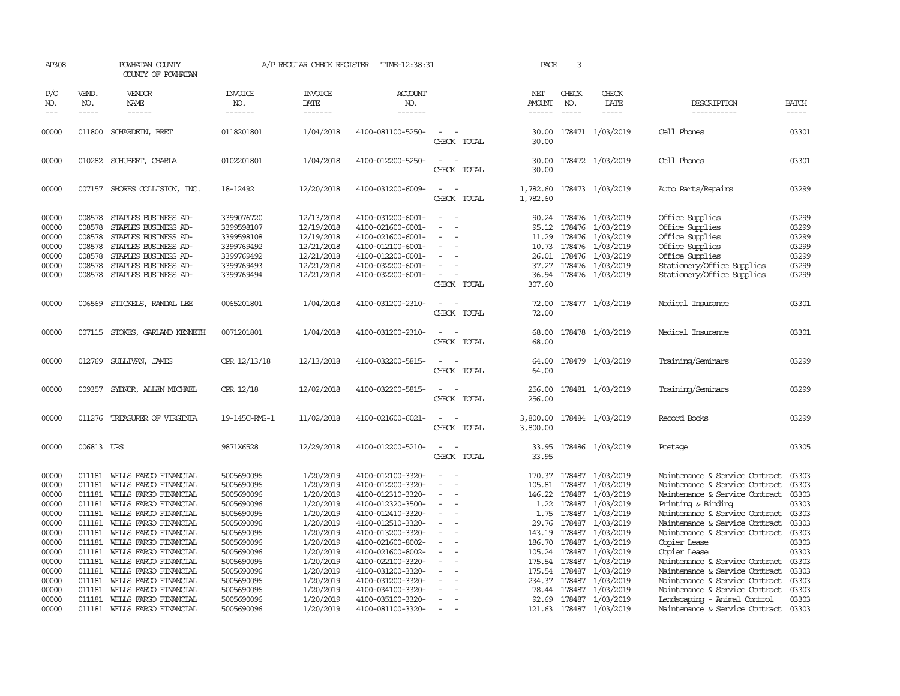AP308 POWHATAN COUNTY A/P REGULAR CHECK REGISTER TIME-12:38:31

COUNTY OF POWHATAN

| P/O NO. | VEND. NO. | VENDOR NAME | INVOICE NO. | INVOICE DATE | ACCOUNT NO. | | NET AMOUNT | CHECK NO. | CHECK DATE | DESCRIPTION | BATCH |
|---|---|---|---|---|---|---|---|---|---|---|---|
| 00000 | 011800 | SCHARDEIN, BRET | 0118201801 | 1/04/2018 | 4100-081100-5250- | - - | 30.00 | 178471 | 1/03/2019 | Cell Phones | 03301 |
| | | | | | | CHECK TOTAL | 30.00 | | | | |
| 00000 | 010282 | SCHUBERT, CHARLA | 0102201801 | 1/04/2018 | 4100-012200-5250- | - - | 30.00 | 178472 | 1/03/2019 | Cell Phones | 03301 |
| | | | | | | CHECK TOTAL | 30.00 | | | | |
| 00000 | 007157 | SHORES COLLISION, INC. | 18-12492 | 12/20/2018 | 4100-031200-6009- | - - | 1,782.60 | 178473 | 1/03/2019 | Auto Parts/Repairs | 03299 |
| | | | | | | CHECK TOTAL | 1,782.60 | | | | |
| 00000 | 008578 | STAPLES BUSINESS AD- | 3399076720 | 12/13/2018 | 4100-031200-6001- | - - | 90.24 | 178476 | 1/03/2019 | Office Supplies | 03299 |
| 00000 | 008578 | STAPLES BUSINESS AD- | 3399598107 | 12/19/2018 | 4100-021600-6001- | - - | 95.12 | 178476 | 1/03/2019 | Office Supplies | 03299 |
| 00000 | 008578 | STAPLES BUSINESS AD- | 3399598108 | 12/19/2018 | 4100-021600-6001- | - - | 11.29 | 178476 | 1/03/2019 | Office Supplies | 03299 |
| 00000 | 008578 | STAPLES BUSINESS AD- | 3399769492 | 12/21/2018 | 4100-012100-6001- | - - | 10.73 | 178476 | 1/03/2019 | Office Supplies | 03299 |
| 00000 | 008578 | STAPLES BUSINESS AD- | 3399769492 | 12/21/2018 | 4100-012200-6001- | - - | 26.01 | 178476 | 1/03/2019 | Office Supplies | 03299 |
| 00000 | 008578 | STAPLES BUSINESS AD- | 3399769493 | 12/21/2018 | 4100-032200-6001- | - - | 37.27 | 178476 | 1/03/2019 | Stationery/Office Supplies | 03299 |
| 00000 | 008578 | STAPLES BUSINESS AD- | 3399769494 | 12/21/2018 | 4100-032200-6001- | - - | 36.94 | 178476 | 1/03/2019 | Stationery/Office Supplies | 03299 |
| | | | | | | CHECK TOTAL | 307.60 | | | | |
| 00000 | 006569 | STICKELS, RANDAL LEE | 0065201801 | 1/04/2018 | 4100-031200-2310- | - - | 72.00 | 178477 | 1/03/2019 | Medical Insurance | 03301 |
| | | | | | | CHECK TOTAL | 72.00 | | | | |
| 00000 | 007115 | STOKES, GARLAND KENNETH | 0071201801 | 1/04/2018 | 4100-031200-2310- | - - | 68.00 | 178478 | 1/03/2019 | Medical Insurance | 03301 |
| | | | | | | CHECK TOTAL | 68.00 | | | | |
| 00000 | 012769 | SULLIVAN, JAMES | CPR 12/13/18 | 12/13/2018 | 4100-032200-5815- | - - | 64.00 | 178479 | 1/03/2019 | Training/Seminars | 03299 |
| | | | | | | CHECK TOTAL | 64.00 | | | | |
| 00000 | 009357 | SYDNOR, ALLEN MICHAEL | CPR 12/18 | 12/02/2018 | 4100-032200-5815- | - - | 256.00 | 178481 | 1/03/2019 | Training/Seminars | 03299 |
| | | | | | | CHECK TOTAL | 256.00 | | | | |
| 00000 | 011276 | TREASURER OF VIRGINIA | 19-145C-RMS-1 | 11/02/2018 | 4100-021600-6021- | - - | 3,800.00 | 178484 | 1/03/2019 | Record Books | 03299 |
| | | | | | | CHECK TOTAL | 3,800.00 | | | | |
| 00000 | 006813 | UPS | 9871X6528 | 12/29/2018 | 4100-012200-5210- | - - | 33.95 | 178486 | 1/03/2019 | Postage | 03305 |
| | | | | | | CHECK TOTAL | 33.95 | | | | |
| 00000 | 011181 | WELLS FARGO FINANCIAL | 5005690096 | 1/20/2019 | 4100-012100-3320- | - - | 170.37 | 178487 | 1/03/2019 | Maintenance & Service Contract | 03303 |
| 00000 | 011181 | WELLS FARGO FINANCIAL | 5005690096 | 1/20/2019 | 4100-012200-3320- | - - | 105.81 | 178487 | 1/03/2019 | Maintenance & Service Contract | 03303 |
| 00000 | 011181 | WELLS FARGO FINANCIAL | 5005690096 | 1/20/2019 | 4100-012310-3320- | - - | 146.22 | 178487 | 1/03/2019 | Maintenance & Service Contract | 03303 |
| 00000 | 011181 | WELLS FARGO FINANCIAL | 5005690096 | 1/20/2019 | 4100-012320-3500- | - - | 1.22 | 178487 | 1/03/2019 | Printing & Binding | 03303 |
| 00000 | 011181 | WELLS FARGO FINANCIAL | 5005690096 | 1/20/2019 | 4100-012410-3320- | - - | 1.75 | 178487 | 1/03/2019 | Maintenance & Service Contract | 03303 |
| 00000 | 011181 | WELLS FARGO FINANCIAL | 5005690096 | 1/20/2019 | 4100-012510-3320- | - - | 29.76 | 178487 | 1/03/2019 | Maintenance & Service Contract | 03303 |
| 00000 | 011181 | WELLS FARGO FINANCIAL | 5005690096 | 1/20/2019 | 4100-013200-3320- | - - | 143.19 | 178487 | 1/03/2019 | Maintenance & Service Contract | 03303 |
| 00000 | 011181 | WELLS FARGO FINANCIAL | 5005690096 | 1/20/2019 | 4100-021600-8002- | - - | 186.70 | 178487 | 1/03/2019 | Copier Lease | 03303 |
| 00000 | 011181 | WELLS FARGO FINANCIAL | 5005690096 | 1/20/2019 | 4100-021600-8002- | - - | 105.24 | 178487 | 1/03/2019 | Copier Lease | 03303 |
| 00000 | 011181 | WELLS FARGO FINANCIAL | 5005690096 | 1/20/2019 | 4100-022100-3320- | - - | 175.54 | 178487 | 1/03/2019 | Maintenance & Service Contract | 03303 |
| 00000 | 011181 | WELLS FARGO FINANCIAL | 5005690096 | 1/20/2019 | 4100-031200-3320- | - - | 175.54 | 178487 | 1/03/2019 | Maintenance & Service Contract | 03303 |
| 00000 | 011181 | WELLS FARGO FINANCIAL | 5005690096 | 1/20/2019 | 4100-031200-3320- | - - | 234.37 | 178487 | 1/03/2019 | Maintenance & Service Contract | 03303 |
| 00000 | 011181 | WELLS FARGO FINANCIAL | 5005690096 | 1/20/2019 | 4100-034100-3320- | - - | 78.44 | 178487 | 1/03/2019 | Maintenance & Service Contract | 03303 |
| 00000 | 011181 | WELLS FARGO FINANCIAL | 5005690096 | 1/20/2019 | 4100-035100-3320- | - - | 92.69 | 178487 | 1/03/2019 | Landscaping - Animal Control | 03303 |
| 00000 | 011181 | WELLS FARGO FINANCIAL | 5005690096 | 1/20/2019 | 4100-081100-3320- | - - | 121.63 | 178487 | 1/03/2019 | Maintenance & Service Contract | 03303 |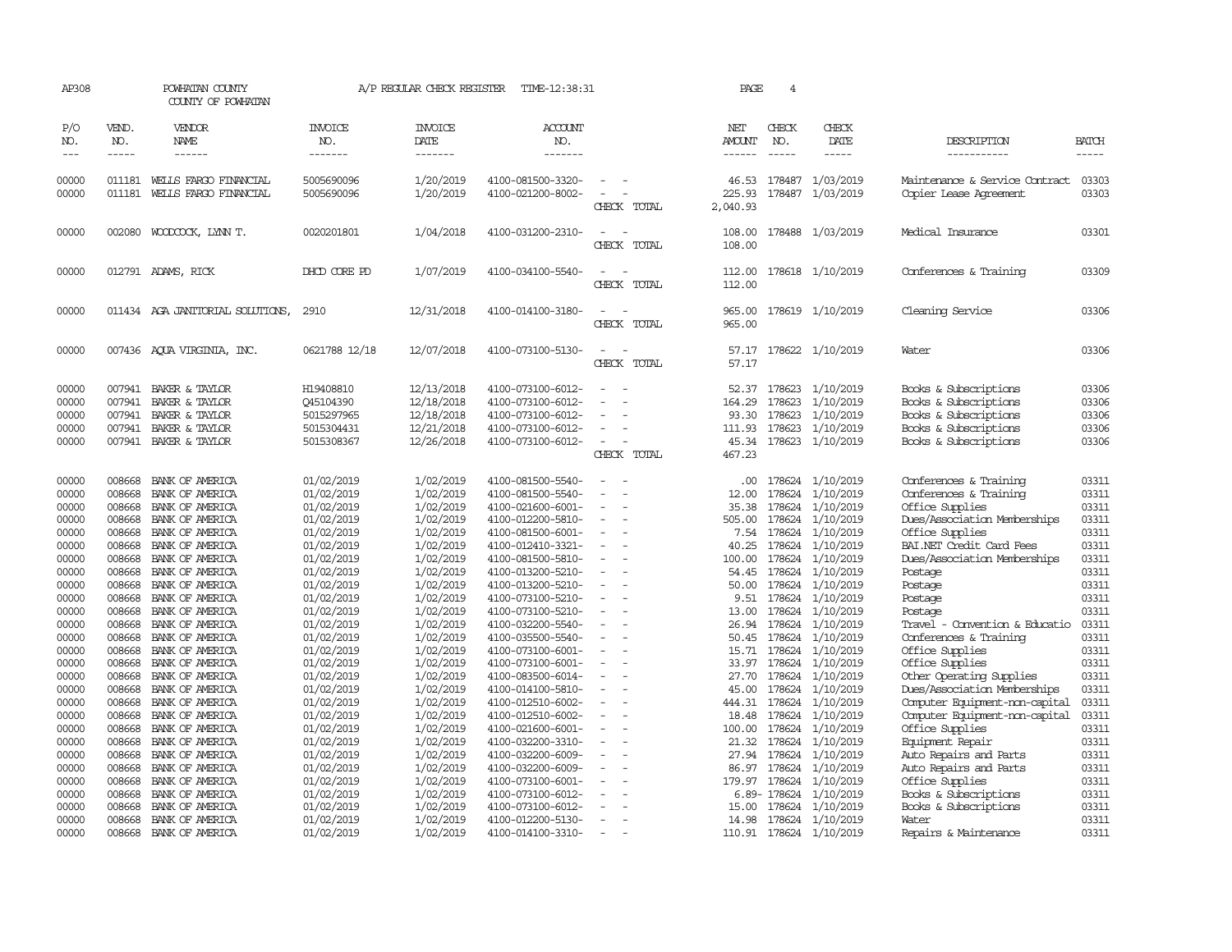AP308 POWHATAN COUNTY A/P REGULAR CHECK REGISTER TIME-12:38:31 PAGE 4

COUNTY OF POWHATAN

| P/O NO. | VEND. NO. | VENDOR NAME | INVOICE NO. | INVOICE DATE | ACCOUNT NO. | | NET AMOUNT | CHECK NO. | CHECK DATE | DESCRIPTION | BATCH |
|---|---|---|---|---|---|---|---|---|---|---|---|
| 00000 | 011181 | WELLS FARGO FINANCIAL | 5005690096 | 1/20/2019 | 4100-081500-3320- | - - | 46.53 | 178487 | 1/03/2019 | Maintenance & Service Contract | 03303 |
| 00000 | 011181 | WELLS FARGO FINANCIAL | 5005690096 | 1/20/2019 | 4100-021200-8002- | - - | 225.93 | 178487 | 1/03/2019 | Copier Lease Agreement | 03303 |
| | | | | | | CHECK TOTAL | 2,040.93 | | | | |
| 00000 | 002080 | WOODCOCK, LYNN T. | 0020201801 | 1/04/2018 | 4100-031200-2310- | - - | 108.00 | 178488 | 1/03/2019 | Medical Insurance | 03301 |
| | | | | | | CHECK TOTAL | 108.00 | | | | |
| 00000 | 012791 | ADAMS, RICK | DHCD CORE PD | 1/07/2019 | 4100-034100-5540- | - - | 112.00 | 178618 | 1/10/2019 | Conferences & Training | 03309 |
| | | | | | | CHECK TOTAL | 112.00 | | | | |
| 00000 | 011434 | AGA JANITORIAL SOLUTIONS, | 2910 | 12/31/2018 | 4100-014100-3180- | - - | 965.00 | 178619 | 1/10/2019 | Cleaning Service | 03306 |
| | | | | | | CHECK TOTAL | 965.00 | | | | |
| 00000 | 007436 | AQUA VIRGINIA, INC. | 0621788 12/18 | 12/07/2018 | 4100-073100-5130- | - - | 57.17 | 178622 | 1/10/2019 | Water | 03306 |
| | | | | | | CHECK TOTAL | 57.17 | | | | |
| 00000 | 007941 | BAKER & TAYLOR | H19408810 | 12/13/2018 | 4100-073100-6012- | - - | 52.37 | 178623 | 1/10/2019 | Books & Subscriptions | 03306 |
| 00000 | 007941 | BAKER & TAYLOR | Q45104390 | 12/18/2018 | 4100-073100-6012- | - - | 164.29 | 178623 | 1/10/2019 | Books & Subscriptions | 03306 |
| 00000 | 007941 | BAKER & TAYLOR | 5015297965 | 12/18/2018 | 4100-073100-6012- | - - | 93.30 | 178623 | 1/10/2019 | Books & Subscriptions | 03306 |
| 00000 | 007941 | BAKER & TAYLOR | 5015304431 | 12/21/2018 | 4100-073100-6012- | - - | 111.93 | 178623 | 1/10/2019 | Books & Subscriptions | 03306 |
| 00000 | 007941 | BAKER & TAYLOR | 5015308367 | 12/26/2018 | 4100-073100-6012- | - - | 45.34 | 178623 | 1/10/2019 | Books & Subscriptions | 03306 |
| | | | | | | CHECK TOTAL | 467.23 | | | | |
| 00000 | 008668 | BANK OF AMERICA | 01/02/2019 | 1/02/2019 | 4100-081500-5540- | - - | .00 | 178624 | 1/10/2019 | Conferences & Training | 03311 |
| 00000 | 008668 | BANK OF AMERICA | 01/02/2019 | 1/02/2019 | 4100-081500-5540- | - - | 12.00 | 178624 | 1/10/2019 | Conferences & Training | 03311 |
| 00000 | 008668 | BANK OF AMERICA | 01/02/2019 | 1/02/2019 | 4100-021600-6001- | - - | 35.38 | 178624 | 1/10/2019 | Office Supplies | 03311 |
| 00000 | 008668 | BANK OF AMERICA | 01/02/2019 | 1/02/2019 | 4100-012200-5810- | - - | 505.00 | 178624 | 1/10/2019 | Dues/Association Memberships | 03311 |
| 00000 | 008668 | BANK OF AMERICA | 01/02/2019 | 1/02/2019 | 4100-081500-6001- | - - | 7.54 | 178624 | 1/10/2019 | Office Supplies | 03311 |
| 00000 | 008668 | BANK OF AMERICA | 01/02/2019 | 1/02/2019 | 4100-012410-3321- | - - | 40.25 | 178624 | 1/10/2019 | BAI.NET Credit Card Fees | 03311 |
| 00000 | 008668 | BANK OF AMERICA | 01/02/2019 | 1/02/2019 | 4100-081500-5810- | - - | 100.00 | 178624 | 1/10/2019 | Dues/Association Memberships | 03311 |
| 00000 | 008668 | BANK OF AMERICA | 01/02/2019 | 1/02/2019 | 4100-013200-5210- | - - | 54.45 | 178624 | 1/10/2019 | Postage | 03311 |
| 00000 | 008668 | BANK OF AMERICA | 01/02/2019 | 1/02/2019 | 4100-013200-5210- | - - | 50.00 | 178624 | 1/10/2019 | Postage | 03311 |
| 00000 | 008668 | BANK OF AMERICA | 01/02/2019 | 1/02/2019 | 4100-073100-5210- | - - | 9.51 | 178624 | 1/10/2019 | Postage | 03311 |
| 00000 | 008668 | BANK OF AMERICA | 01/02/2019 | 1/02/2019 | 4100-073100-5210- | - - | 13.00 | 178624 | 1/10/2019 | Postage | 03311 |
| 00000 | 008668 | BANK OF AMERICA | 01/02/2019 | 1/02/2019 | 4100-032200-5540- | - - | 26.94 | 178624 | 1/10/2019 | Travel - Convention & Educatio | 03311 |
| 00000 | 008668 | BANK OF AMERICA | 01/02/2019 | 1/02/2019 | 4100-035500-5540- | - - | 50.45 | 178624 | 1/10/2019 | Conferences & Training | 03311 |
| 00000 | 008668 | BANK OF AMERICA | 01/02/2019 | 1/02/2019 | 4100-073100-6001- | - - | 15.71 | 178624 | 1/10/2019 | Office Supplies | 03311 |
| 00000 | 008668 | BANK OF AMERICA | 01/02/2019 | 1/02/2019 | 4100-073100-6001- | - - | 33.97 | 178624 | 1/10/2019 | Office Supplies | 03311 |
| 00000 | 008668 | BANK OF AMERICA | 01/02/2019 | 1/02/2019 | 4100-083500-6014- | - - | 27.70 | 178624 | 1/10/2019 | Other Operating Supplies | 03311 |
| 00000 | 008668 | BANK OF AMERICA | 01/02/2019 | 1/02/2019 | 4100-014100-5810- | - - | 45.00 | 178624 | 1/10/2019 | Dues/Association Memberships | 03311 |
| 00000 | 008668 | BANK OF AMERICA | 01/02/2019 | 1/02/2019 | 4100-012510-6002- | - - | 444.31 | 178624 | 1/10/2019 | Computer Equipment-non-capital | 03311 |
| 00000 | 008668 | BANK OF AMERICA | 01/02/2019 | 1/02/2019 | 4100-012510-6002- | - - | 18.48 | 178624 | 1/10/2019 | Computer Equipment-non-capital | 03311 |
| 00000 | 008668 | BANK OF AMERICA | 01/02/2019 | 1/02/2019 | 4100-021600-6001- | - - | 100.00 | 178624 | 1/10/2019 | Office Supplies | 03311 |
| 00000 | 008668 | BANK OF AMERICA | 01/02/2019 | 1/02/2019 | 4100-032200-3310- | - - | 21.32 | 178624 | 1/10/2019 | Equipment Repair | 03311 |
| 00000 | 008668 | BANK OF AMERICA | 01/02/2019 | 1/02/2019 | 4100-032200-6009- | - - | 27.94 | 178624 | 1/10/2019 | Auto Repairs and Parts | 03311 |
| 00000 | 008668 | BANK OF AMERICA | 01/02/2019 | 1/02/2019 | 4100-032200-6009- | - - | 86.97 | 178624 | 1/10/2019 | Auto Repairs and Parts | 03311 |
| 00000 | 008668 | BANK OF AMERICA | 01/02/2019 | 1/02/2019 | 4100-073100-6001- | - - | 179.97 | 178624 | 1/10/2019 | Office Supplies | 03311 |
| 00000 | 008668 | BANK OF AMERICA | 01/02/2019 | 1/02/2019 | 4100-073100-6012- | - - | 6.89- | 178624 | 1/10/2019 | Books & Subscriptions | 03311 |
| 00000 | 008668 | BANK OF AMERICA | 01/02/2019 | 1/02/2019 | 4100-073100-6012- | - - | 15.00 | 178624 | 1/10/2019 | Books & Subscriptions | 03311 |
| 00000 | 008668 | BANK OF AMERICA | 01/02/2019 | 1/02/2019 | 4100-012200-5130- | - - | 14.98 | 178624 | 1/10/2019 | Water | 03311 |
| 00000 | 008668 | BANK OF AMERICA | 01/02/2019 | 1/02/2019 | 4100-014100-3310- | - - | 110.91 | 178624 | 1/10/2019 | Repairs & Maintenance | 03311 |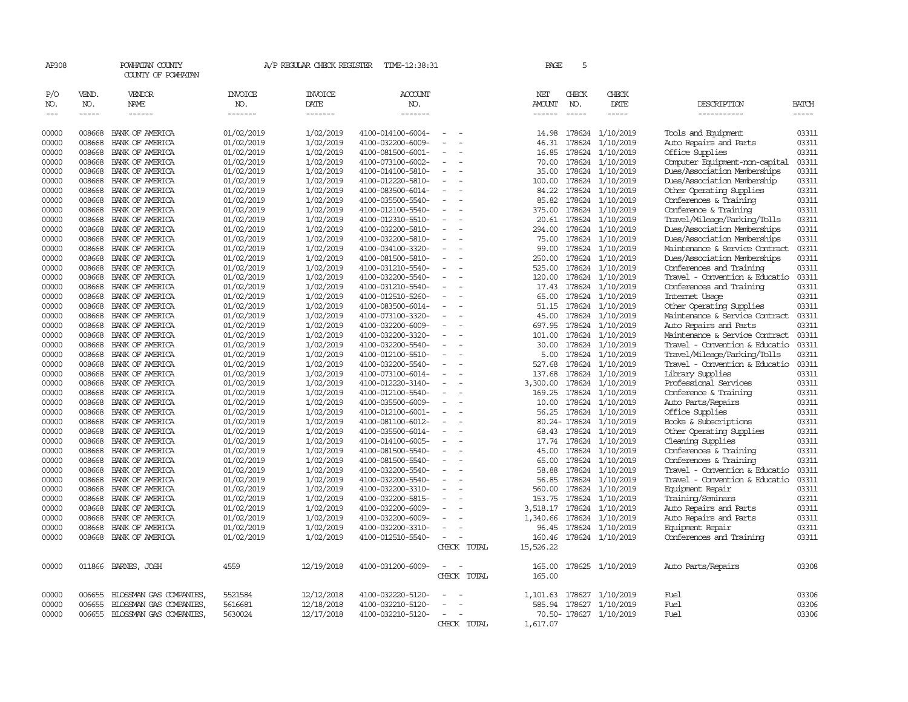AP308 POWHATAN COUNTY A/P REGULAR CHECK REGISTER TIME-12:38:31 PAGE 5

COUNTY OF POWHATAN

| P/O NO. | VEND. NO. | VENDOR NAME | INVOICE NO. | INVOICE DATE | ACCOUNT NO. | | NET AMOUNT | CHECK NO. | CHECK DATE | DESCRIPTION | BATCH |
|---|---|---|---|---|---|---|---|---|---|---|---|
| 00000 | 008668 | BANK OF AMERICA | 01/02/2019 | 1/02/2019 | 4100-014100-6004- | - - | 14.98 | 178624 | 1/10/2019 | Tools and Equipment | 03311 |
| 00000 | 008668 | BANK OF AMERICA | 01/02/2019 | 1/02/2019 | 4100-032200-6009- | - - | 46.31 | 178624 | 1/10/2019 | Auto Repairs and Parts | 03311 |
| 00000 | 008668 | BANK OF AMERICA | 01/02/2019 | 1/02/2019 | 4100-081500-6001- | - - | 16.85 | 178624 | 1/10/2019 | Office Supplies | 03311 |
| 00000 | 008668 | BANK OF AMERICA | 01/02/2019 | 1/02/2019 | 4100-073100-6002- | - - | 70.00 | 178624 | 1/10/2019 | Computer Equipment-non-capital | 03311 |
| 00000 | 008668 | BANK OF AMERICA | 01/02/2019 | 1/02/2019 | 4100-014100-5810- | - - | 35.00 | 178624 | 1/10/2019 | Dues/Association Memberships | 03311 |
| 00000 | 008668 | BANK OF AMERICA | 01/02/2019 | 1/02/2019 | 4100-012220-5810- | - - | 100.00 | 178624 | 1/10/2019 | Dues/Association Membership | 03311 |
| 00000 | 008668 | BANK OF AMERICA | 01/02/2019 | 1/02/2019 | 4100-083500-6014- | - - | 84.22 | 178624 | 1/10/2019 | Other Operating Supplies | 03311 |
| 00000 | 008668 | BANK OF AMERICA | 01/02/2019 | 1/02/2019 | 4100-035500-5540- | - - | 85.82 | 178624 | 1/10/2019 | Conferences & Training | 03311 |
| 00000 | 008668 | BANK OF AMERICA | 01/02/2019 | 1/02/2019 | 4100-012100-5540- | - - | 375.00 | 178624 | 1/10/2019 | Conference & Training | 03311 |
| 00000 | 008668 | BANK OF AMERICA | 01/02/2019 | 1/02/2019 | 4100-012310-5510- | - - | 20.61 | 178624 | 1/10/2019 | Travel/Mileage/Parking/Tolls | 03311 |
| 00000 | 008668 | BANK OF AMERICA | 01/02/2019 | 1/02/2019 | 4100-032200-5810- | - - | 294.00 | 178624 | 1/10/2019 | Dues/Association Memberships | 03311 |
| 00000 | 008668 | BANK OF AMERICA | 01/02/2019 | 1/02/2019 | 4100-032200-5810- | - - | 75.00 | 178624 | 1/10/2019 | Dues/Association Memberships | 03311 |
| 00000 | 008668 | BANK OF AMERICA | 01/02/2019 | 1/02/2019 | 4100-034100-3320- | - - | 99.00 | 178624 | 1/10/2019 | Maintenance & Service Contract | 03311 |
| 00000 | 008668 | BANK OF AMERICA | 01/02/2019 | 1/02/2019 | 4100-081500-5810- | - - | 250.00 | 178624 | 1/10/2019 | Dues/Association Memberships | 03311 |
| 00000 | 008668 | BANK OF AMERICA | 01/02/2019 | 1/02/2019 | 4100-031210-5540- | - - | 525.00 | 178624 | 1/10/2019 | Conferences and Training | 03311 |
| 00000 | 008668 | BANK OF AMERICA | 01/02/2019 | 1/02/2019 | 4100-032200-5540- | - - | 120.00 | 178624 | 1/10/2019 | Travel - Convention & Educatio | 03311 |
| 00000 | 008668 | BANK OF AMERICA | 01/02/2019 | 1/02/2019 | 4100-031210-5540- | - - | 17.43 | 178624 | 1/10/2019 | Conferences and Training | 03311 |
| 00000 | 008668 | BANK OF AMERICA | 01/02/2019 | 1/02/2019 | 4100-012510-5260- | - - | 65.00 | 178624 | 1/10/2019 | Internet Usage | 03311 |
| 00000 | 008668 | BANK OF AMERICA | 01/02/2019 | 1/02/2019 | 4100-083500-6014- | - - | 51.15 | 178624 | 1/10/2019 | Other Operating Supplies | 03311 |
| 00000 | 008668 | BANK OF AMERICA | 01/02/2019 | 1/02/2019 | 4100-073100-3320- | - - | 45.00 | 178624 | 1/10/2019 | Maintenance & Service Contract | 03311 |
| 00000 | 008668 | BANK OF AMERICA | 01/02/2019 | 1/02/2019 | 4100-032200-6009- | - - | 697.95 | 178624 | 1/10/2019 | Auto Repairs and Parts | 03311 |
| 00000 | 008668 | BANK OF AMERICA | 01/02/2019 | 1/02/2019 | 4100-032200-3320- | - - | 101.00 | 178624 | 1/10/2019 | Maintenance & Service Contract | 03311 |
| 00000 | 008668 | BANK OF AMERICA | 01/02/2019 | 1/02/2019 | 4100-032200-5540- | - - | 30.00 | 178624 | 1/10/2019 | Travel - Convention & Educatio | 03311 |
| 00000 | 008668 | BANK OF AMERICA | 01/02/2019 | 1/02/2019 | 4100-012100-5510- | - - | 5.00 | 178624 | 1/10/2019 | Travel/Mileage/Parking/Tolls | 03311 |
| 00000 | 008668 | BANK OF AMERICA | 01/02/2019 | 1/02/2019 | 4100-032200-5540- | - - | 527.68 | 178624 | 1/10/2019 | Travel - Convention & Educatio | 03311 |
| 00000 | 008668 | BANK OF AMERICA | 01/02/2019 | 1/02/2019 | 4100-073100-6014- | - - | 137.68 | 178624 | 1/10/2019 | Library Supplies | 03311 |
| 00000 | 008668 | BANK OF AMERICA | 01/02/2019 | 1/02/2019 | 4100-012220-3140- | - - | 3,300.00 | 178624 | 1/10/2019 | Professional Services | 03311 |
| 00000 | 008668 | BANK OF AMERICA | 01/02/2019 | 1/02/2019 | 4100-012100-5540- | - - | 169.25 | 178624 | 1/10/2019 | Conference & Training | 03311 |
| 00000 | 008668 | BANK OF AMERICA | 01/02/2019 | 1/02/2019 | 4100-035500-6009- | - - | 10.00 | 178624 | 1/10/2019 | Auto Parts/Repairs | 03311 |
| 00000 | 008668 | BANK OF AMERICA | 01/02/2019 | 1/02/2019 | 4100-012100-6001- | - - | 56.25 | 178624 | 1/10/2019 | Office Supplies | 03311 |
| 00000 | 008668 | BANK OF AMERICA | 01/02/2019 | 1/02/2019 | 4100-081100-6012- | - - | 80.24- | 178624 | 1/10/2019 | Books & Subscriptions | 03311 |
| 00000 | 008668 | BANK OF AMERICA | 01/02/2019 | 1/02/2019 | 4100-035500-6014- | - - | 68.43 | 178624 | 1/10/2019 | Other Operating Supplies | 03311 |
| 00000 | 008668 | BANK OF AMERICA | 01/02/2019 | 1/02/2019 | 4100-014100-6005- | - - | 17.74 | 178624 | 1/10/2019 | Cleaning Supplies | 03311 |
| 00000 | 008668 | BANK OF AMERICA | 01/02/2019 | 1/02/2019 | 4100-081500-5540- | - - | 45.00 | 178624 | 1/10/2019 | Conferences & Training | 03311 |
| 00000 | 008668 | BANK OF AMERICA | 01/02/2019 | 1/02/2019 | 4100-081500-5540- | - - | 65.00 | 178624 | 1/10/2019 | Conferences & Training | 03311 |
| 00000 | 008668 | BANK OF AMERICA | 01/02/2019 | 1/02/2019 | 4100-032200-5540- | - - | 58.88 | 178624 | 1/10/2019 | Travel - Convention & Educatio | 03311 |
| 00000 | 008668 | BANK OF AMERICA | 01/02/2019 | 1/02/2019 | 4100-032200-5540- | - - | 56.85 | 178624 | 1/10/2019 | Travel - Convention & Educatio | 03311 |
| 00000 | 008668 | BANK OF AMERICA | 01/02/2019 | 1/02/2019 | 4100-032200-3310- | - - | 560.00 | 178624 | 1/10/2019 | Equipment Repair | 03311 |
| 00000 | 008668 | BANK OF AMERICA | 01/02/2019 | 1/02/2019 | 4100-032200-5815- | - - | 153.75 | 178624 | 1/10/2019 | Training/Seminars | 03311 |
| 00000 | 008668 | BANK OF AMERICA | 01/02/2019 | 1/02/2019 | 4100-032200-6009- | - - | 3,518.17 | 178624 | 1/10/2019 | Auto Repairs and Parts | 03311 |
| 00000 | 008668 | BANK OF AMERICA | 01/02/2019 | 1/02/2019 | 4100-032200-6009- | - - | 1,340.66 | 178624 | 1/10/2019 | Auto Repairs and Parts | 03311 |
| 00000 | 008668 | BANK OF AMERICA | 01/02/2019 | 1/02/2019 | 4100-032200-3310- | - - | 96.45 | 178624 | 1/10/2019 | Equipment Repair | 03311 |
| 00000 | 008668 | BANK OF AMERICA | 01/02/2019 | 1/02/2019 | 4100-012510-5540- | - - | 160.46 | 178624 | 1/10/2019 | Conferences and Training | 03311 |
| | | | | | | CHECK TOTAL | 15,526.22 | | | | |
| 00000 | 011866 | BARNES, JOSH | 4559 | 12/19/2018 | 4100-031200-6009- | - - | 165.00 | 178625 | 1/10/2019 | Auto Parts/Repairs | 03308 |
| | | | | | | CHECK TOTAL | 165.00 | | | | |
| 00000 | 006655 | BLOSSMAN GAS COMPANIES, | 5521584 | 12/12/2018 | 4100-032220-5120- | - - | 1,101.63 | 178627 | 1/10/2019 | Fuel | 03306 |
| 00000 | 006655 | BLOSSMAN GAS COMPANIES, | 5616681 | 12/18/2018 | 4100-032210-5120- | - - | 585.94 | 178627 | 1/10/2019 | Fuel | 03306 |
| 00000 | 006655 | BLOSSMAN GAS COMPANIES, | 5630024 | 12/17/2018 | 4100-032210-5120- | - - | 70.50- | 178627 | 1/10/2019 | Fuel | 03306 |
| | | | | | | CHECK TOTAL | 1,617.07 | | | | |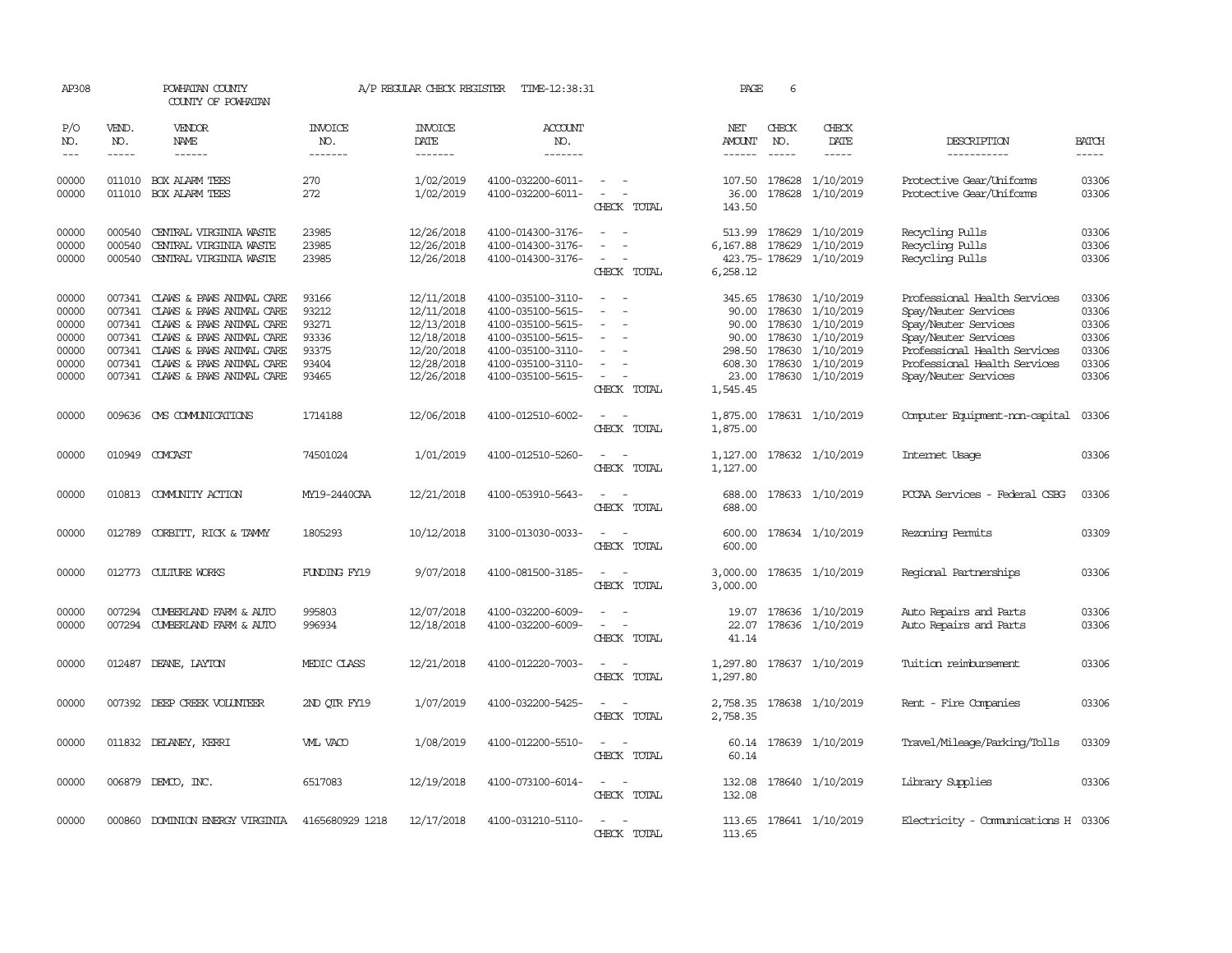AP308 POWHATAN COUNTY A/P REGULAR CHECK REGISTER TIME-12:38:31 PAGE 6

COUNTY OF POWHATAN

| P/O NO. | VEND. NO. | VENDOR NAME | INVOICE NO. | INVOICE DATE | ACCOUNT NO. | | NET AMOUNT | CHECK NO. | CHECK DATE | DESCRIPTION | BATCH |
|---|---|---|---|---|---|---|---|---|---|---|---|
| 00000 | 011010 | BOX ALARM TEES | 270 | 1/02/2019 | 4100-032200-6011- | - - | 107.50 | 178628 | 1/10/2019 | Protective Gear/Uniforms | 03306 |
| 00000 | 011010 | BOX ALARM TEES | 272 | 1/02/2019 | 4100-032200-6011- | - - | 36.00 | 178628 | 1/10/2019 | Protective Gear/Uniforms | 03306 |
| | | | | | | CHECK TOTAL | 143.50 | | | | |
| 00000 | 000540 | CENTRAL VIRGINIA WASTE | 23985 | 12/26/2018 | 4100-014300-3176- | - - | 513.99 | 178629 | 1/10/2019 | Recycling Pulls | 03306 |
| 00000 | 000540 | CENTRAL VIRGINIA WASTE | 23985 | 12/26/2018 | 4100-014300-3176- | - - | 6,167.88 | 178629 | 1/10/2019 | Recycling Pulls | 03306 |
| 00000 | 000540 | CENTRAL VIRGINIA WASTE | 23985 | 12/26/2018 | 4100-014300-3176- | - - | 423.75- | 178629 | 1/10/2019 | Recycling Pulls | 03306 |
| | | | | | | CHECK TOTAL | 6,258.12 | | | | |
| 00000 | 007341 | CLAWS & PAWS ANIMAL CARE | 93166 | 12/11/2018 | 4100-035100-3110- | - - | 345.65 | 178630 | 1/10/2019 | Professional Health Services | 03306 |
| 00000 | 007341 | CLAWS & PAWS ANIMAL CARE | 93212 | 12/11/2018 | 4100-035100-5615- | - - | 90.00 | 178630 | 1/10/2019 | Spay/Neuter Services | 03306 |
| 00000 | 007341 | CLAWS & PAWS ANIMAL CARE | 93271 | 12/13/2018 | 4100-035100-5615- | - - | 90.00 | 178630 | 1/10/2019 | Spay/Neuter Services | 03306 |
| 00000 | 007341 | CLAWS & PAWS ANIMAL CARE | 93336 | 12/18/2018 | 4100-035100-5615- | - - | 90.00 | 178630 | 1/10/2019 | Spay/Neuter Services | 03306 |
| 00000 | 007341 | CLAWS & PAWS ANIMAL CARE | 93375 | 12/20/2018 | 4100-035100-3110- | - - | 298.50 | 178630 | 1/10/2019 | Professional Health Services | 03306 |
| 00000 | 007341 | CLAWS & PAWS ANIMAL CARE | 93404 | 12/28/2018 | 4100-035100-3110- | - - | 608.30 | 178630 | 1/10/2019 | Professional Health Services | 03306 |
| 00000 | 007341 | CLAWS & PAWS ANIMAL CARE | 93465 | 12/26/2018 | 4100-035100-5615- | - - | 23.00 | 178630 | 1/10/2019 | Spay/Neuter Services | 03306 |
| | | | | | | CHECK TOTAL | 1,545.45 | | | | |
| 00000 | 009636 | CMS COMMUNICATIONS | 1714188 | 12/06/2018 | 4100-012510-6002- | - - | 1,875.00 | 178631 | 1/10/2019 | Computer Equipment-non-capital | 03306 |
| | | | | | | CHECK TOTAL | 1,875.00 | | | | |
| 00000 | 010949 | COMCAST | 74501024 | 1/01/2019 | 4100-012510-5260- | - - | 1,127.00 | 178632 | 1/10/2019 | Internet Usage | 03306 |
| | | | | | | CHECK TOTAL | 1,127.00 | | | | |
| 00000 | 010813 | COMMUNITY ACTION | MY19-2440CAA | 12/21/2018 | 4100-053910-5643- | - - | 688.00 | 178633 | 1/10/2019 | PCCAA Services - Federal CSBG | 03306 |
| | | | | | | CHECK TOTAL | 688.00 | | | | |
| 00000 | 012789 | CORBITT, RICK & TAMMY | 1805293 | 10/12/2018 | 3100-013030-0033- | - - | 600.00 | 178634 | 1/10/2019 | Rezoning Permits | 03309 |
| | | | | | | CHECK TOTAL | 600.00 | | | | |
| 00000 | 012773 | CULTURE WORKS | FUNDING FY19 | 9/07/2018 | 4100-081500-3185- | - - | 3,000.00 | 178635 | 1/10/2019 | Regional Partnerships | 03306 |
| | | | | | | CHECK TOTAL | 3,000.00 | | | | |
| 00000 | 007294 | CUMBERLAND FARM & AUTO | 995803 | 12/07/2018 | 4100-032200-6009- | - - | 19.07 | 178636 | 1/10/2019 | Auto Repairs and Parts | 03306 |
| 00000 | 007294 | CUMBERLAND FARM & AUTO | 996934 | 12/18/2018 | 4100-032200-6009- | - - | 22.07 | 178636 | 1/10/2019 | Auto Repairs and Parts | 03306 |
| | | | | | | CHECK TOTAL | 41.14 | | | | |
| 00000 | 012487 | DEANE, LAYTON | MEDIC CLASS | 12/21/2018 | 4100-012220-7003- | - - | 1,297.80 | 178637 | 1/10/2019 | Tuition reimbursement | 03306 |
| | | | | | | CHECK TOTAL | 1,297.80 | | | | |
| 00000 | 007392 | DEEP CREEK VOLUNTEER | 2ND QTR FY19 | 1/07/2019 | 4100-032200-5425- | - - | 2,758.35 | 178638 | 1/10/2019 | Rent - Fire Companies | 03306 |
| | | | | | | CHECK TOTAL | 2,758.35 | | | | |
| 00000 | 011832 | DELANEY, KERRI | VML VACO | 1/08/2019 | 4100-012200-5510- | - - | 60.14 | 178639 | 1/10/2019 | Travel/Mileage/Parking/Tolls | 03309 |
| | | | | | | CHECK TOTAL | 60.14 | | | | |
| 00000 | 006879 | DEMCO, INC. | 6517083 | 12/19/2018 | 4100-073100-6014- | - - | 132.08 | 178640 | 1/10/2019 | Library Supplies | 03306 |
| | | | | | | CHECK TOTAL | 132.08 | | | | |
| 00000 | 000860 | DOMINION ENERGY VIRGINIA | 4165680929 1218 | 12/17/2018 | 4100-031210-5110- | - - | 113.65 | 178641 | 1/10/2019 | Electricity - Communications H | 03306 |
| | | | | | | CHECK TOTAL | 113.65 | | | | |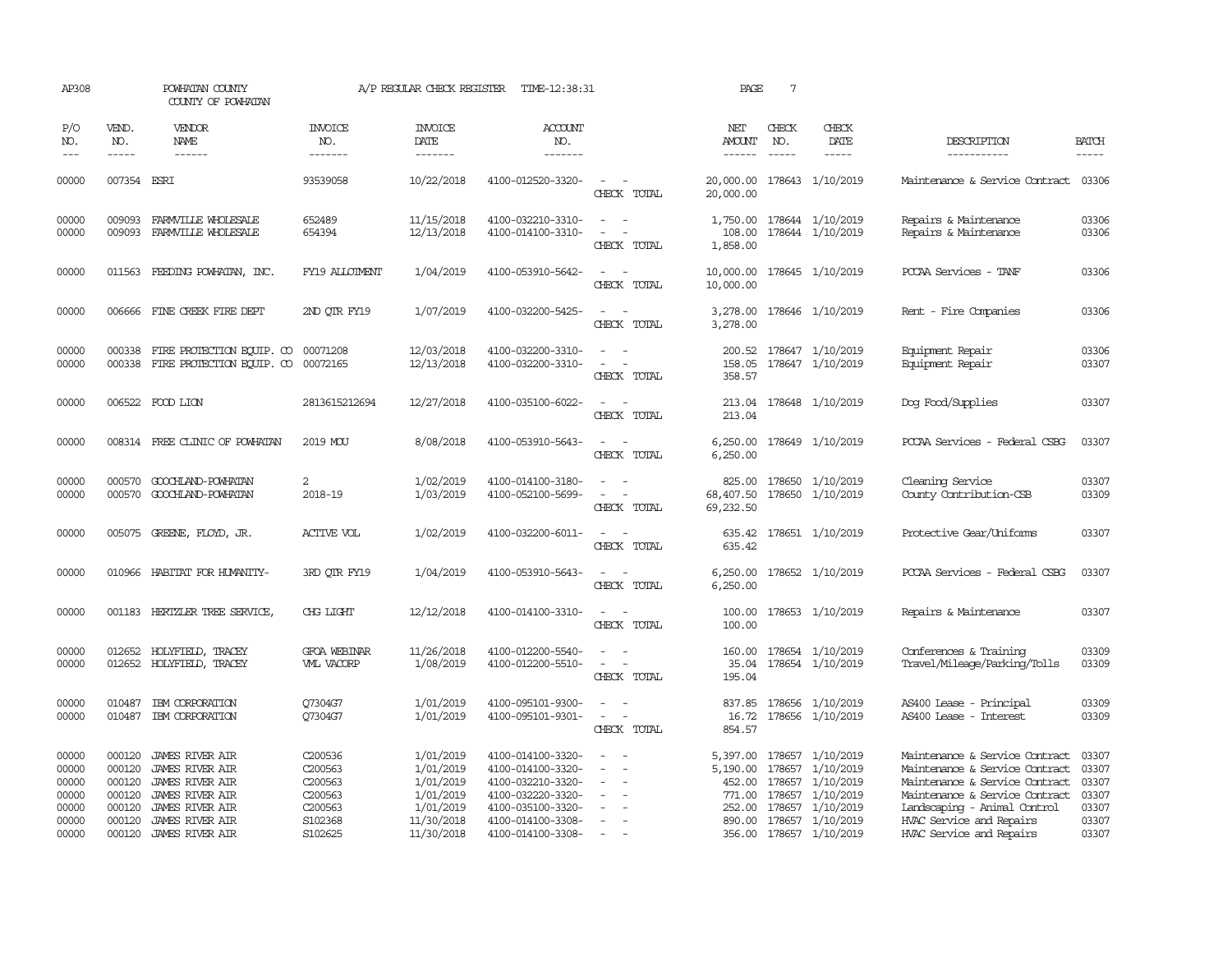AP308 POWHATAN COUNTY A/P REGULAR CHECK REGISTER TIME-12:38:31 PAGE 7

COUNTY OF POWHATAN

| P/O NO. | VEND. NO. | VENDOR NAME | INVOICE NO. | INVOICE DATE | ACCOUNT NO. | | NET AMOUNT | CHECK NO. | CHECK DATE | DESCRIPTION | BATCH |
|---|---|---|---|---|---|---|---|---|---|---|---|
| 00000 | 007354 | ESRI | 93539058 | 10/22/2018 | 4100-012520-3320- | - - | 20,000.00 | 178643 | 1/10/2019 | Maintenance & Service Contract | 03306 |
| | | | | | | CHECK TOTAL | 20,000.00 | | | | |
| 00000 | 009093 | FARMVILLE WHOLESALE | 652489 | 11/15/2018 | 4100-032210-3310- | - - | 1,750.00 | 178644 | 1/10/2019 | Repairs & Maintenance | 03306 |
| 00000 | 009093 | FARMVILLE WHOLESALE | 654394 | 12/13/2018 | 4100-014100-3310- | - - | 108.00 | 178644 | 1/10/2019 | Repairs & Maintenance | 03306 |
| | | | | | | CHECK TOTAL | 1,858.00 | | | | |
| 00000 | 011563 | FEEDING POWHATAN, INC. | FY19 ALLOTMENT | 1/04/2019 | 4100-053910-5642- | - - | 10,000.00 | 178645 | 1/10/2019 | PCCAA Services - TANF | 03306 |
| | | | | | | CHECK TOTAL | 10,000.00 | | | | |
| 00000 | 006666 | FINE CREEK FIRE DEPT | 2ND QTR FY19 | 1/07/2019 | 4100-032200-5425- | - - | 3,278.00 | 178646 | 1/10/2019 | Rent - Fire Companies | 03306 |
| | | | | | | CHECK TOTAL | 3,278.00 | | | | |
| 00000 | 000338 | FIRE PROTECTION EQUIP. CO | 00071208 | 12/03/2018 | 4100-032200-3310- | - - | 200.52 | 178647 | 1/10/2019 | Equipment Repair | 03306 |
| 00000 | 000338 | FIRE PROTECTION EQUIP. CO | 00072165 | 12/13/2018 | 4100-032200-3310- | - - | 158.05 | 178647 | 1/10/2019 | Equipment Repair | 03307 |
| | | | | | | CHECK TOTAL | 358.57 | | | | |
| 00000 | 006522 | FOOD LION | 2813615212694 | 12/27/2018 | 4100-035100-6022- | - - | 213.04 | 178648 | 1/10/2019 | Dog Food/Supplies | 03307 |
| | | | | | | CHECK TOTAL | 213.04 | | | | |
| 00000 | 008314 | FREE CLINIC OF POWHATAN | 2019 MOU | 8/08/2018 | 4100-053910-5643- | - - | 6,250.00 | 178649 | 1/10/2019 | PCCAA Services - Federal CSBG | 03307 |
| | | | | | | CHECK TOTAL | 6,250.00 | | | | |
| 00000 | 000570 | GOOCHLAND-POWHATAN | 2 | 1/02/2019 | 4100-014100-3180- | - - | 825.00 | 178650 | 1/10/2019 | Cleaning Service | 03307 |
| 00000 | 000570 | GOOCHLAND-POWHATAN | 2018-19 | 1/03/2019 | 4100-052100-5699- | - - | 68,407.50 | 178650 | 1/10/2019 | County Contribution-CSB | 03309 |
| | | | | | | CHECK TOTAL | 69,232.50 | | | | |
| 00000 | 005075 | GREENE, FLOYD, JR. | ACTIVE VOL | 1/02/2019 | 4100-032200-6011- | - - | 635.42 | 178651 | 1/10/2019 | Protective Gear/Uniforms | 03307 |
| | | | | | | CHECK TOTAL | 635.42 | | | | |
| 00000 | 010966 | HABITAT FOR HUMANITY- | 3RD QTR FY19 | 1/04/2019 | 4100-053910-5643- | - - | 6,250.00 | 178652 | 1/10/2019 | PCCAA Services - Federal CSBG | 03307 |
| | | | | | | CHECK TOTAL | 6,250.00 | | | | |
| 00000 | 001183 | HERTZLER TREE SERVICE, | CHG LIGHT | 12/12/2018 | 4100-014100-3310- | - - | 100.00 | 178653 | 1/10/2019 | Repairs & Maintenance | 03307 |
| | | | | | | CHECK TOTAL | 100.00 | | | | |
| 00000 | 012652 | HOLYFIELD, TRACEY | GFOA WEBINAR | 11/26/2018 | 4100-012200-5540- | - - | 160.00 | 178654 | 1/10/2019 | Conferences & Training | 03309 |
| 00000 | 012652 | HOLYFIELD, TRACEY | VML VACORP | 1/08/2019 | 4100-012200-5510- | - - | 35.04 | 178654 | 1/10/2019 | Travel/Mileage/Parking/Tolls | 03309 |
| | | | | | | CHECK TOTAL | 195.04 | | | | |
| 00000 | 010487 | IBM CORPORATION | Q7304G7 | 1/01/2019 | 4100-095101-9300- | - - | 837.85 | 178656 | 1/10/2019 | AS400 Lease - Principal | 03309 |
| 00000 | 010487 | IBM CORPORATION | Q7304G7 | 1/01/2019 | 4100-095101-9301- | - - | 16.72 | 178656 | 1/10/2019 | AS400 Lease - Interest | 03309 |
| | | | | | | CHECK TOTAL | 854.57 | | | | |
| 00000 | 000120 | JAMES RIVER AIR | C200536 | 1/01/2019 | 4100-014100-3320- | - - | 5,397.00 | 178657 | 1/10/2019 | Maintenance & Service Contract | 03307 |
| 00000 | 000120 | JAMES RIVER AIR | C200563 | 1/01/2019 | 4100-014100-3320- | - - | 5,190.00 | 178657 | 1/10/2019 | Maintenance & Service Contract | 03307 |
| 00000 | 000120 | JAMES RIVER AIR | C200563 | 1/01/2019 | 4100-032210-3320- | - - | 452.00 | 178657 | 1/10/2019 | Maintenance & Service Contract | 03307 |
| 00000 | 000120 | JAMES RIVER AIR | C200563 | 1/01/2019 | 4100-032220-3320- | - - | 771.00 | 178657 | 1/10/2019 | Maintenance & Service Contract | 03307 |
| 00000 | 000120 | JAMES RIVER AIR | C200563 | 1/01/2019 | 4100-035100-3320- | - - | 252.00 | 178657 | 1/10/2019 | Landscaping - Animal Control | 03307 |
| 00000 | 000120 | JAMES RIVER AIR | S102368 | 11/30/2018 | 4100-014100-3308- | - - | 890.00 | 178657 | 1/10/2019 | HVAC Service and Repairs | 03307 |
| 00000 | 000120 | JAMES RIVER AIR | S102625 | 11/30/2018 | 4100-014100-3308- | - - | 356.00 | 178657 | 1/10/2019 | HVAC Service and Repairs | 03307 |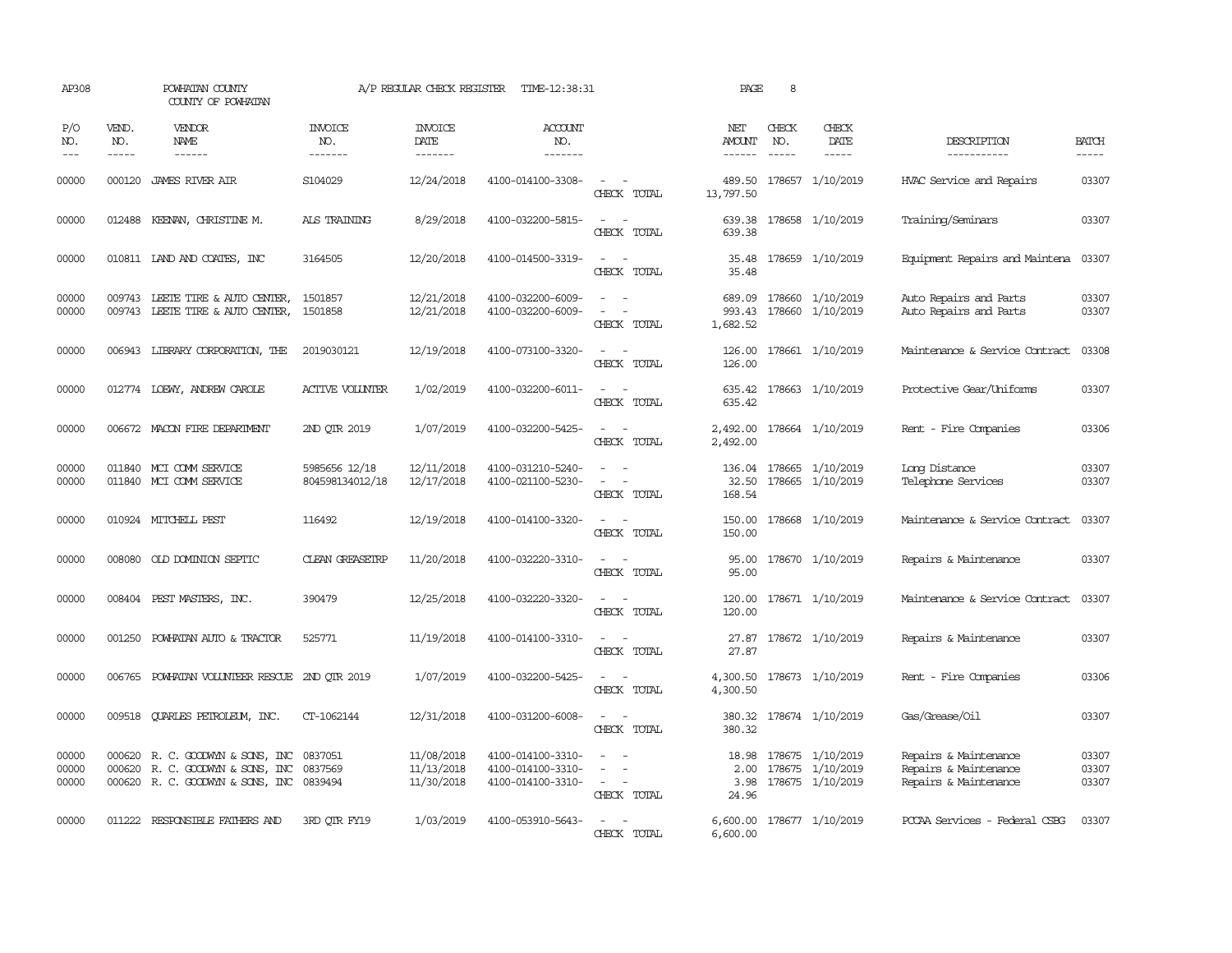AP308 POWHATAN COUNTY A/P REGULAR CHECK REGISTER TIME-12:38:31 PAGE 8

COUNTY OF POWHATAN

| P/O NO. | VEND. NO. | VENDOR NAME | INVOICE NO. | INVOICE DATE | ACCOUNT NO. | | NET AMOUNT | CHECK NO. | CHECK DATE | DESCRIPTION | BATCH |
|---|---|---|---|---|---|---|---|---|---|---|---|
| 00000 | 000120 | JAMES RIVER AIR | S104029 | 12/24/2018 | 4100-014100-3308- | - - | 489.50 | 178657 | 1/10/2019 | HVAC Service and Repairs | 03307 |
| | | | | | | CHECK TOTAL | 13,797.50 | | | | |
| 00000 | 012488 | KEENAN, CHRISTINE M. | ALS TRAINING | 8/29/2018 | 4100-032200-5815- | - - | 639.38 | 178658 | 1/10/2019 | Training/Seminars | 03307 |
| | | | | | | CHECK TOTAL | 639.38 | | | | |
| 00000 | 010811 | LAND AND COATES, INC | 3164505 | 12/20/2018 | 4100-014500-3319- | - - | 35.48 | 178659 | 1/10/2019 | Equipment Repairs and Maintena | 03307 |
| | | | | | | CHECK TOTAL | 35.48 | | | | |
| 00000 | 009743 | LEETE TIRE & AUTO CENTER, | 1501857 | 12/21/2018 | 4100-032200-6009- | - - | 689.09 | 178660 | 1/10/2019 | Auto Repairs and Parts | 03307 |
| 00000 | 009743 | LEETE TIRE & AUTO CENTER, | 1501858 | 12/21/2018 | 4100-032200-6009- | - - | 993.43 | 178660 | 1/10/2019 | Auto Repairs and Parts | 03307 |
| | | | | | | CHECK TOTAL | 1,682.52 | | | | |
| 00000 | 006943 | LIBRARY CORPORATION, THE | 2019030121 | 12/19/2018 | 4100-073100-3320- | - - | 126.00 | 178661 | 1/10/2019 | Maintenance & Service Contract | 03308 |
| | | | | | | CHECK TOTAL | 126.00 | | | | |
| 00000 | 012774 | LOEWY, ANDREW CAROLE | ACTIVE VOLUNTER | 1/02/2019 | 4100-032200-6011- | - - | 635.42 | 178663 | 1/10/2019 | Protective Gear/Uniforms | 03307 |
| | | | | | | CHECK TOTAL | 635.42 | | | | |
| 00000 | 006672 | MACON FIRE DEPARTMENT | 2ND QTR 2019 | 1/07/2019 | 4100-032200-5425- | - - | 2,492.00 | 178664 | 1/10/2019 | Rent - Fire Companies | 03306 |
| | | | | | | CHECK TOTAL | 2,492.00 | | | | |
| 00000 | 011840 | MCI COMM SERVICE | 5985656 12/18 | 12/11/2018 | 4100-031210-5240- | - - | 136.04 | 178665 | 1/10/2019 | Long Distance | 03307 |
| 00000 | 011840 | MCI COMM SERVICE | 804598134012/18 | 12/17/2018 | 4100-021100-5230- | - - | 32.50 | 178665 | 1/10/2019 | Telephone Services | 03307 |
| | | | | | | CHECK TOTAL | 168.54 | | | | |
| 00000 | 010924 | MITCHELL PEST | 116492 | 12/19/2018 | 4100-014100-3320- | - - | 150.00 | 178668 | 1/10/2019 | Maintenance & Service Contract | 03307 |
| | | | | | | CHECK TOTAL | 150.00 | | | | |
| 00000 | 008080 | OLD DOMINION SEPTIC | CLEAN GREASETRP | 11/20/2018 | 4100-032220-3310- | - - | 95.00 | 178670 | 1/10/2019 | Repairs & Maintenance | 03307 |
| | | | | | | CHECK TOTAL | 95.00 | | | | |
| 00000 | 008404 | PEST MASTERS, INC. | 390479 | 12/25/2018 | 4100-032220-3320- | - - | 120.00 | 178671 | 1/10/2019 | Maintenance & Service Contract | 03307 |
| | | | | | | CHECK TOTAL | 120.00 | | | | |
| 00000 | 001250 | POWHATAN AUTO & TRACTOR | 525771 | 11/19/2018 | 4100-014100-3310- | - - | 27.87 | 178672 | 1/10/2019 | Repairs & Maintenance | 03307 |
| | | | | | | CHECK TOTAL | 27.87 | | | | |
| 00000 | 006765 | POWHATAN VOLUNTEER RESCUE | 2ND QTR 2019 | 1/07/2019 | 4100-032200-5425- | - - | 4,300.50 | 178673 | 1/10/2019 | Rent - Fire Companies | 03306 |
| | | | | | | CHECK TOTAL | 4,300.50 | | | | |
| 00000 | 009518 | QUARLES PETROLEUM, INC. | CT-1062144 | 12/31/2018 | 4100-031200-6008- | - - | 380.32 | 178674 | 1/10/2019 | Gas/Grease/Oil | 03307 |
| | | | | | | CHECK TOTAL | 380.32 | | | | |
| 00000 | 000620 | R. C. GOODWYN & SONS, INC | 0837051 | 11/08/2018 | 4100-014100-3310- | - - | 18.98 | 178675 | 1/10/2019 | Repairs & Maintenance | 03307 |
| 00000 | 000620 | R. C. GOODWYN & SONS, INC | 0837569 | 11/13/2018 | 4100-014100-3310- | - - | 2.00 | 178675 | 1/10/2019 | Repairs & Maintenance | 03307 |
| 00000 | 000620 | R. C. GOODWYN & SONS, INC | 0839494 | 11/30/2018 | 4100-014100-3310- | - - | 3.98 | 178675 | 1/10/2019 | Repairs & Maintenance | 03307 |
| | | | | | | CHECK TOTAL | 24.96 | | | | |
| 00000 | 011222 | RESPONSIBLE FATHERS AND | 3RD QTR FY19 | 1/03/2019 | 4100-053910-5643- | - - | 6,600.00 | 178677 | 1/10/2019 | PCCAA Services - Federal CSBG | 03307 |
| | | | | | | CHECK TOTAL | 6,600.00 | | | | |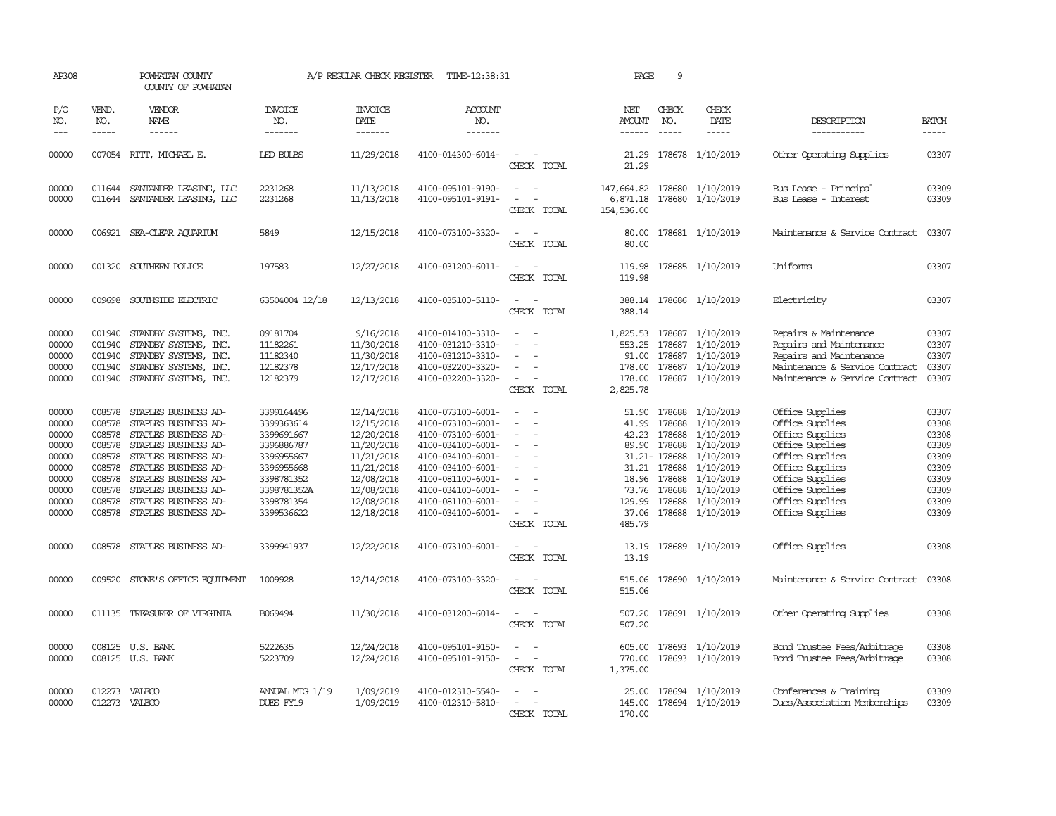AP308 POWHATAN COUNTY A/P REGULAR CHECK REGISTER TIME-12:38:31 PAGE 9

COUNTY OF POWHATAN

| P/O NO. | VEND. NO. | VENDOR NAME | INVOICE NO. | INVOICE DATE | ACCOUNT NO. | | NET AMOUNT | CHECK NO. | CHECK DATE | DESCRIPTION | BATCH |
|---|---|---|---|---|---|---|---|---|---|---|---|
| 00000 | 007054 | RITT, MICHAEL E. | LED BULBS | 11/29/2018 | 4100-014300-6014- | - - | 21.29 | 178678 | 1/10/2019 | Other Operating Supplies | 03307 |
| | | | | | | CHECK TOTAL | 21.29 | | | | |
| 00000 | 011644 | SANTANDER LEASING, LLC | 2231268 | 11/13/2018 | 4100-095101-9190- | - - | 147,664.82 | 178680 | 1/10/2019 | Bus Lease - Principal | 03309 |
| 00000 | 011644 | SANTANDER LEASING, LLC | 2231268 | 11/13/2018 | 4100-095101-9191- | - - | 6,871.18 | 178680 | 1/10/2019 | Bus Lease - Interest | 03309 |
| | | | | | | CHECK TOTAL | 154,536.00 | | | | |
| 00000 | 006921 | SEA-CLEAR AQUARIUM | 5849 | 12/15/2018 | 4100-073100-3320- | - - | 80.00 | 178681 | 1/10/2019 | Maintenance & Service Contract | 03307 |
| | | | | | | CHECK TOTAL | 80.00 | | | | |
| 00000 | 001320 | SOUTHERN POLICE | 197583 | 12/27/2018 | 4100-031200-6011- | - - | 119.98 | 178685 | 1/10/2019 | Uniforms | 03307 |
| | | | | | | CHECK TOTAL | 119.98 | | | | |
| 00000 | 009698 | SOUTHSIDE ELECTRIC | 63504004 12/18 | 12/13/2018 | 4100-035100-5110- | - - | 388.14 | 178686 | 1/10/2019 | Electricity | 03307 |
| | | | | | | CHECK TOTAL | 388.14 | | | | |
| 00000 | 001940 | STANDBY SYSTEMS, INC. | 09181704 | 9/16/2018 | 4100-014100-3310- | - - | 1,825.53 | 178687 | 1/10/2019 | Repairs & Maintenance | 03307 |
| 00000 | 001940 | STANDBY SYSTEMS, INC. | 11182261 | 11/30/2018 | 4100-031210-3310- | - - | 553.25 | 178687 | 1/10/2019 | Repairs and Maintenance | 03307 |
| 00000 | 001940 | STANDBY SYSTEMS, INC. | 11182340 | 11/30/2018 | 4100-031210-3310- | - - | 91.00 | 178687 | 1/10/2019 | Repairs and Maintenance | 03307 |
| 00000 | 001940 | STANDBY SYSTEMS, INC. | 12182378 | 12/17/2018 | 4100-032200-3320- | - - | 178.00 | 178687 | 1/10/2019 | Maintenance & Service Contract | 03307 |
| 00000 | 001940 | STANDBY SYSTEMS, INC. | 12182379 | 12/17/2018 | 4100-032200-3320- | - - | 178.00 | 178687 | 1/10/2019 | Maintenance & Service Contract | 03307 |
| | | | | | | CHECK TOTAL | 2,825.78 | | | | |
| 00000 | 008578 | STAPLES BUSINESS AD- | 3399164496 | 12/14/2018 | 4100-073100-6001- | - - | 51.90 | 178688 | 1/10/2019 | Office Supplies | 03307 |
| 00000 | 008578 | STAPLES BUSINESS AD- | 3399363614 | 12/15/2018 | 4100-073100-6001- | - - | 41.99 | 178688 | 1/10/2019 | Office Supplies | 03308 |
| 00000 | 008578 | STAPLES BUSINESS AD- | 3399691667 | 12/20/2018 | 4100-073100-6001- | - - | 42.23 | 178688 | 1/10/2019 | Office Supplies | 03308 |
| 00000 | 008578 | STAPLES BUSINESS AD- | 3396886787 | 11/20/2018 | 4100-034100-6001- | - - | 89.90 | 178688 | 1/10/2019 | Office Supplies | 03309 |
| 00000 | 008578 | STAPLES BUSINESS AD- | 3396955667 | 11/21/2018 | 4100-034100-6001- | - - | 31.21- | 178688 | 1/10/2019 | Office Supplies | 03309 |
| 00000 | 008578 | STAPLES BUSINESS AD- | 3396955668 | 11/21/2018 | 4100-034100-6001- | - - | 31.21 | 178688 | 1/10/2019 | Office Supplies | 03309 |
| 00000 | 008578 | STAPLES BUSINESS AD- | 3398781352 | 12/08/2018 | 4100-081100-6001- | - - | 18.96 | 178688 | 1/10/2019 | Office Supplies | 03309 |
| 00000 | 008578 | STAPLES BUSINESS AD- | 3398781352A | 12/08/2018 | 4100-034100-6001- | - - | 73.76 | 178688 | 1/10/2019 | Office Supplies | 03309 |
| 00000 | 008578 | STAPLES BUSINESS AD- | 3398781354 | 12/08/2018 | 4100-081100-6001- | - - | 129.99 | 178688 | 1/10/2019 | Office Supplies | 03309 |
| 00000 | 008578 | STAPLES BUSINESS AD- | 3399536622 | 12/18/2018 | 4100-034100-6001- | - - | 37.06 | 178688 | 1/10/2019 | Office Supplies | 03309 |
| | | | | | | CHECK TOTAL | 485.79 | | | | |
| 00000 | 008578 | STAPLES BUSINESS AD- | 3399941937 | 12/22/2018 | 4100-073100-6001- | - - | 13.19 | 178689 | 1/10/2019 | Office Supplies | 03308 |
| | | | | | | CHECK TOTAL | 13.19 | | | | |
| 00000 | 009520 | STONE'S OFFICE EQUIPMENT | 1009928 | 12/14/2018 | 4100-073100-3320- | - - | 515.06 | 178690 | 1/10/2019 | Maintenance & Service Contract | 03308 |
| | | | | | | CHECK TOTAL | 515.06 | | | | |
| 00000 | 011135 | TREASURER OF VIRGINIA | B069494 | 11/30/2018 | 4100-031200-6014- | - - | 507.20 | 178691 | 1/10/2019 | Other Operating Supplies | 03308 |
| | | | | | | CHECK TOTAL | 507.20 | | | | |
| 00000 | 008125 | U.S. BANK | 5222635 | 12/24/2018 | 4100-095101-9150- | - - | 605.00 | 178693 | 1/10/2019 | Bond Trustee Fees/Arbitrage | 03308 |
| 00000 | 008125 | U.S. BANK | 5223709 | 12/24/2018 | 4100-095101-9150- | - - | 770.00 | 178693 | 1/10/2019 | Bond Trustee Fees/Arbitrage | 03308 |
| | | | | | | CHECK TOTAL | 1,375.00 | | | | |
| 00000 | 012273 | VALECO | ANNUAL MTG 1/19 | 1/09/2019 | 4100-012310-5540- | - - | 25.00 | 178694 | 1/10/2019 | Conferences & Training | 03309 |
| 00000 | 012273 | VALECO | DUES FY19 | 1/09/2019 | 4100-012310-5810- | - - | 145.00 | 178694 | 1/10/2019 | Dues/Association Memberships | 03309 |
| | | | | | | CHECK TOTAL | 170.00 | | | | |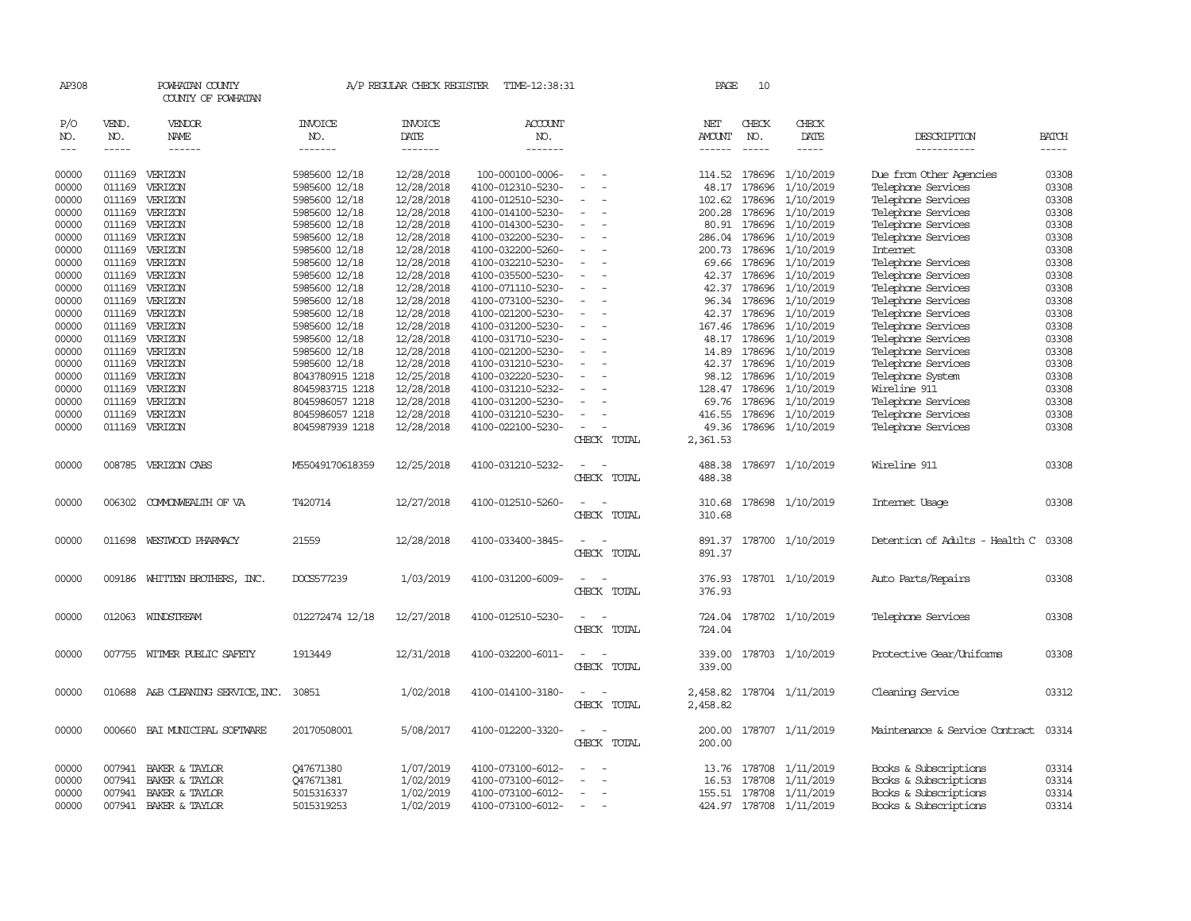AP308 POWHATAN COUNTY A/P REGULAR CHECK REGISTER TIME-12:38:31

COUNTY OF POWHATAN

| P/O NO. | VEND. NO. | VENDOR NAME | INVOICE NO. | INVOICE DATE | ACCOUNT NO. | | NET AMOUNT | CHECK NO. | CHECK DATE | DESCRIPTION | BATCH |
|---|---|---|---|---|---|---|---|---|---|---|---|
| 00000 | 011169 | VERIZON | 5985600 12/18 | 12/28/2018 | 100-000100-0006- | - - | 114.52 | 178696 | 1/10/2019 | Due from Other Agencies | 03308 |
| 00000 | 011169 | VERIZON | 5985600 12/18 | 12/28/2018 | 4100-012310-5230- | - - | 48.17 | 178696 | 1/10/2019 | Telephone Services | 03308 |
| 00000 | 011169 | VERIZON | 5985600 12/18 | 12/28/2018 | 4100-012510-5230- | - - | 102.62 | 178696 | 1/10/2019 | Telephone Services | 03308 |
| 00000 | 011169 | VERIZON | 5985600 12/18 | 12/28/2018 | 4100-014100-5230- | - - | 200.28 | 178696 | 1/10/2019 | Telephone Services | 03308 |
| 00000 | 011169 | VERIZON | 5985600 12/18 | 12/28/2018 | 4100-014300-5230- | - - | 80.91 | 178696 | 1/10/2019 | Telephone Services | 03308 |
| 00000 | 011169 | VERIZON | 5985600 12/18 | 12/28/2018 | 4100-032200-5230- | - - | 286.04 | 178696 | 1/10/2019 | Telephone Services | 03308 |
| 00000 | 011169 | VERIZON | 5985600 12/18 | 12/28/2018 | 4100-032200-5260- | - - | 200.73 | 178696 | 1/10/2019 | Internet | 03308 |
| 00000 | 011169 | VERIZON | 5985600 12/18 | 12/28/2018 | 4100-032210-5230- | - - | 69.66 | 178696 | 1/10/2019 | Telephone Services | 03308 |
| 00000 | 011169 | VERIZON | 5985600 12/18 | 12/28/2018 | 4100-035500-5230- | - - | 42.37 | 178696 | 1/10/2019 | Telephone Services | 03308 |
| 00000 | 011169 | VERIZON | 5985600 12/18 | 12/28/2018 | 4100-071110-5230- | - - | 42.37 | 178696 | 1/10/2019 | Telephone Services | 03308 |
| 00000 | 011169 | VERIZON | 5985600 12/18 | 12/28/2018 | 4100-073100-5230- | - - | 96.34 | 178696 | 1/10/2019 | Telephone Services | 03308 |
| 00000 | 011169 | VERIZON | 5985600 12/18 | 12/28/2018 | 4100-021200-5230- | - - | 42.37 | 178696 | 1/10/2019 | Telephone Services | 03308 |
| 00000 | 011169 | VERIZON | 5985600 12/18 | 12/28/2018 | 4100-031200-5230- | - - | 167.46 | 178696 | 1/10/2019 | Telephone Services | 03308 |
| 00000 | 011169 | VERIZON | 5985600 12/18 | 12/28/2018 | 4100-031710-5230- | - - | 48.17 | 178696 | 1/10/2019 | Telephone Services | 03308 |
| 00000 | 011169 | VERIZON | 5985600 12/18 | 12/28/2018 | 4100-021200-5230- | - - | 14.89 | 178696 | 1/10/2019 | Telephone Services | 03308 |
| 00000 | 011169 | VERIZON | 5985600 12/18 | 12/28/2018 | 4100-031210-5230- | - - | 42.37 | 178696 | 1/10/2019 | Telephone Services | 03308 |
| 00000 | 011169 | VERIZON | 8043780915 1218 | 12/25/2018 | 4100-032220-5230- | - - | 98.12 | 178696 | 1/10/2019 | Telephone System | 03308 |
| 00000 | 011169 | VERIZON | 8045983715 1218 | 12/28/2018 | 4100-031210-5232- | - - | 128.47 | 178696 | 1/10/2019 | Wireline 911 | 03308 |
| 00000 | 011169 | VERIZON | 8045986057 1218 | 12/28/2018 | 4100-031200-5230- | - - | 69.76 | 178696 | 1/10/2019 | Telephone Services | 03308 |
| 00000 | 011169 | VERIZON | 8045986057 1218 | 12/28/2018 | 4100-031210-5230- | - - | 416.55 | 178696 | 1/10/2019 | Telephone Services | 03308 |
| 00000 | 011169 | VERIZON | 8045987939 1218 | 12/28/2018 | 4100-022100-5230- | - - | 49.36 | 178696 | 1/10/2019 | Telephone Services | 03308 |
| | | | | | | CHECK TOTAL | 2,361.53 | | | | |
| 00000 | 008785 | VERIZON CABS | M55049170618359 | 12/25/2018 | 4100-031210-5232- | - - | 488.38 | 178697 | 1/10/2019 | Wireline 911 | 03308 |
| | | | | | | CHECK TOTAL | 488.38 | | | | |
| 00000 | 006302 | COMMONWEALTH OF VA | T420714 | 12/27/2018 | 4100-012510-5260- | - - | 310.68 | 178698 | 1/10/2019 | Internet Usage | 03308 |
| | | | | | | CHECK TOTAL | 310.68 | | | | |
| 00000 | 011698 | WESTWOOD PHARMACY | 21559 | 12/28/2018 | 4100-033400-3845- | - - | 891.37 | 178700 | 1/10/2019 | Detention of Adults - Health C | 03308 |
| | | | | | | CHECK TOTAL | 891.37 | | | | |
| 00000 | 009186 | WHITTEN BROTHERS, INC. | DOCS577239 | 1/03/2019 | 4100-031200-6009- | - - | 376.93 | 178701 | 1/10/2019 | Auto Parts/Repairs | 03308 |
| | | | | | | CHECK TOTAL | 376.93 | | | | |
| 00000 | 012063 | WINDSTREAM | 012272474 12/18 | 12/27/2018 | 4100-012510-5230- | - - | 724.04 | 178702 | 1/10/2019 | Telephone Services | 03308 |
| | | | | | | CHECK TOTAL | 724.04 | | | | |
| 00000 | 007755 | WITMER PUBLIC SAFETY | 1913449 | 12/31/2018 | 4100-032200-6011- | - - | 339.00 | 178703 | 1/10/2019 | Protective Gear/Uniforms | 03308 |
| | | | | | | CHECK TOTAL | 339.00 | | | | |
| 00000 | 010688 | A&B CLEANING SERVICE, INC. | 30851 | 1/02/2018 | 4100-014100-3180- | - - | 2,458.82 | 178704 | 1/11/2019 | Cleaning Service | 03312 |
| | | | | | | CHECK TOTAL | 2,458.82 | | | | |
| 00000 | 000660 | BAI MUNICIPAL SOFTWARE | 20170508001 | 5/08/2017 | 4100-012200-3320- | - - | 200.00 | 178707 | 1/11/2019 | Maintenance & Service Contract | 03314 |
| | | | | | | CHECK TOTAL | 200.00 | | | | |
| 00000 | 007941 | BAKER & TAYLOR | Q47671380 | 1/07/2019 | 4100-073100-6012- | - - | 13.76 | 178708 | 1/11/2019 | Books & Subscriptions | 03314 |
| 00000 | 007941 | BAKER & TAYLOR | Q47671381 | 1/02/2019 | 4100-073100-6012- | - - | 16.53 | 178708 | 1/11/2019 | Books & Subscriptions | 03314 |
| 00000 | 007941 | BAKER & TAYLOR | 5015316337 | 1/02/2019 | 4100-073100-6012- | - - | 155.51 | 178708 | 1/11/2019 | Books & Subscriptions | 03314 |
| 00000 | 007941 | BAKER & TAYLOR | 5015319253 | 1/02/2019 | 4100-073100-6012- | - - | 424.97 | 178708 | 1/11/2019 | Books & Subscriptions | 03314 |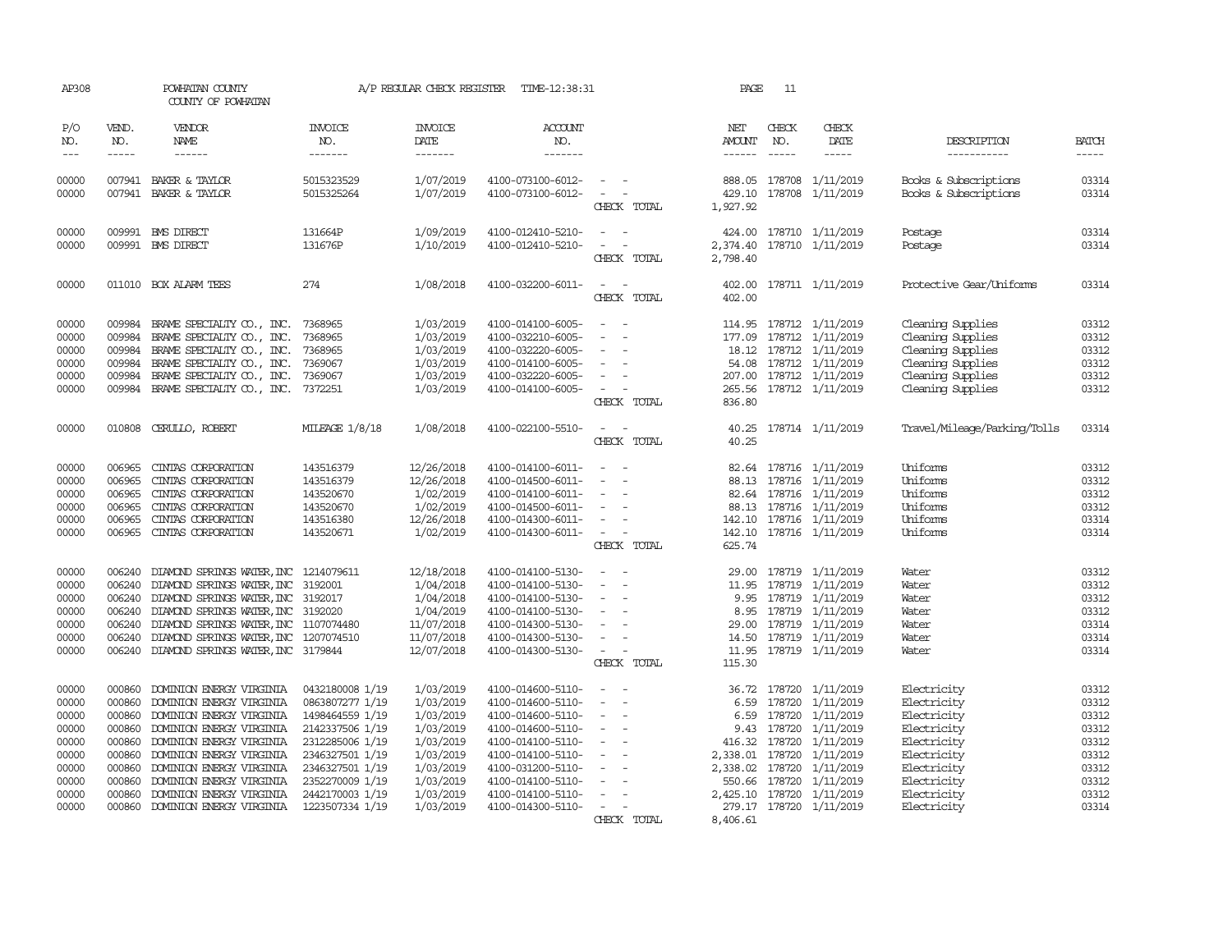AP308 POWHATAN COUNTY A/P REGULAR CHECK REGISTER TIME-12:38:31

COUNTY OF POWHATAN

| P/O NO. | VEND. NO. | VENDOR NAME | INVOICE NO. | INVOICE DATE | ACCOUNT NO. | | NET AMOUNT | CHECK NO. | CHECK DATE | DESCRIPTION | BATCH |
|---|---|---|---|---|---|---|---|---|---|---|---|
| 00000 | 007941 | BAKER & TAYLOR | 5015323529 | 1/07/2019 | 4100-073100-6012- | - - | 888.05 | 178708 | 1/11/2019 | Books & Subscriptions | 03314 |
| 00000 | 007941 | BAKER & TAYLOR | 5015325264 | 1/07/2019 | 4100-073100-6012- | - - | 429.10 | 178708 | 1/11/2019 | Books & Subscriptions | 03314 |
| | | | | | | CHECK TOTAL | 1,927.92 | | | | |
| 00000 | 009991 | BMS DIRECT | 131664P | 1/09/2019 | 4100-012410-5210- | - - | 424.00 | 178710 | 1/11/2019 | Postage | 03314 |
| 00000 | 009991 | BMS DIRECT | 131676P | 1/10/2019 | 4100-012410-5210- | - - | 2,374.40 | 178710 | 1/11/2019 | Postage | 03314 |
| | | | | | | CHECK TOTAL | 2,798.40 | | | | |
| 00000 | 011010 | BOX ALARM TEES | 274 | 1/08/2018 | 4100-032200-6011- | - - | 402.00 | 178711 | 1/11/2019 | Protective Gear/Uniforms | 03314 |
| | | | | | | CHECK TOTAL | 402.00 | | | | |
| 00000 | 009984 | BRAME SPECIALTY CO., INC. | 7368965 | 1/03/2019 | 4100-014100-6005- | - - | 114.95 | 178712 | 1/11/2019 | Cleaning Supplies | 03312 |
| 00000 | 009984 | BRAME SPECIALTY CO., INC. | 7368965 | 1/03/2019 | 4100-032210-6005- | - - | 177.09 | 178712 | 1/11/2019 | Cleaning Supplies | 03312 |
| 00000 | 009984 | BRAME SPECIALTY CO., INC. | 7368965 | 1/03/2019 | 4100-032220-6005- | - - | 18.12 | 178712 | 1/11/2019 | Cleaning Supplies | 03312 |
| 00000 | 009984 | BRAME SPECIALTY CO., INC. | 7369067 | 1/03/2019 | 4100-014100-6005- | - - | 54.08 | 178712 | 1/11/2019 | Cleaning Supplies | 03312 |
| 00000 | 009984 | BRAME SPECIALTY CO., INC. | 7369067 | 1/03/2019 | 4100-032220-6005- | - - | 207.00 | 178712 | 1/11/2019 | Cleaning Supplies | 03312 |
| 00000 | 009984 | BRAME SPECIALTY CO., INC. | 7372251 | 1/03/2019 | 4100-014100-6005- | - - | 265.56 | 178712 | 1/11/2019 | Cleaning Supplies | 03312 |
| | | | | | | CHECK TOTAL | 836.80 | | | | |
| 00000 | 010808 | CERULLO, ROBERT | MILEAGE 1/8/18 | 1/08/2018 | 4100-022100-5510- | - - | 40.25 | 178714 | 1/11/2019 | Travel/Mileage/Parking/Tolls | 03314 |
| | | | | | | CHECK TOTAL | 40.25 | | | | |
| 00000 | 006965 | CINTAS CORPORATION | 143516379 | 12/26/2018 | 4100-014100-6011- | - - | 82.64 | 178716 | 1/11/2019 | Uniforms | 03312 |
| 00000 | 006965 | CINTAS CORPORATION | 143516379 | 12/26/2018 | 4100-014500-6011- | - - | 88.13 | 178716 | 1/11/2019 | Uniforms | 03312 |
| 00000 | 006965 | CINTAS CORPORATION | 143520670 | 1/02/2019 | 4100-014100-6011- | - - | 82.64 | 178716 | 1/11/2019 | Uniforms | 03312 |
| 00000 | 006965 | CINTAS CORPORATION | 143520670 | 1/02/2019 | 4100-014500-6011- | - - | 88.13 | 178716 | 1/11/2019 | Uniforms | 03312 |
| 00000 | 006965 | CINTAS CORPORATION | 143516380 | 12/26/2018 | 4100-014300-6011- | - - | 142.10 | 178716 | 1/11/2019 | Uniforms | 03314 |
| 00000 | 006965 | CINTAS CORPORATION | 143520671 | 1/02/2019 | 4100-014300-6011- | - - | 142.10 | 178716 | 1/11/2019 | Uniforms | 03314 |
| | | | | | | CHECK TOTAL | 625.74 | | | | |
| 00000 | 006240 | DIAMOND SPRINGS WATER, INC | 1214079611 | 12/18/2018 | 4100-014100-5130- | - - | 29.00 | 178719 | 1/11/2019 | Water | 03312 |
| 00000 | 006240 | DIAMOND SPRINGS WATER, INC | 3192001 | 1/04/2018 | 4100-014100-5130- | - - | 11.95 | 178719 | 1/11/2019 | Water | 03312 |
| 00000 | 006240 | DIAMOND SPRINGS WATER, INC | 3192017 | 1/04/2018 | 4100-014100-5130- | - - | 9.95 | 178719 | 1/11/2019 | Water | 03312 |
| 00000 | 006240 | DIAMOND SPRINGS WATER, INC | 3192020 | 1/04/2019 | 4100-014100-5130- | - - | 8.95 | 178719 | 1/11/2019 | Water | 03312 |
| 00000 | 006240 | DIAMOND SPRINGS WATER, INC | 1107074480 | 11/07/2018 | 4100-014300-5130- | - - | 29.00 | 178719 | 1/11/2019 | Water | 03314 |
| 00000 | 006240 | DIAMOND SPRINGS WATER, INC | 1207074510 | 11/07/2018 | 4100-014300-5130- | - - | 14.50 | 178719 | 1/11/2019 | Water | 03314 |
| 00000 | 006240 | DIAMOND SPRINGS WATER, INC | 3179844 | 12/07/2018 | 4100-014300-5130- | - - | 11.95 | 178719 | 1/11/2019 | Water | 03314 |
| | | | | | | CHECK TOTAL | 115.30 | | | | |
| 00000 | 000860 | DOMINION ENERGY VIRGINIA | 0432180008 1/19 | 1/03/2019 | 4100-014600-5110- | - - | 36.72 | 178720 | 1/11/2019 | Electricity | 03312 |
| 00000 | 000860 | DOMINION ENERGY VIRGINIA | 0863807277 1/19 | 1/03/2019 | 4100-014600-5110- | - - | 6.59 | 178720 | 1/11/2019 | Electricity | 03312 |
| 00000 | 000860 | DOMINION ENERGY VIRGINIA | 1498464559 1/19 | 1/03/2019 | 4100-014600-5110- | - - | 6.59 | 178720 | 1/11/2019 | Electricity | 03312 |
| 00000 | 000860 | DOMINION ENERGY VIRGINIA | 2142337506 1/19 | 1/03/2019 | 4100-014600-5110- | - - | 9.43 | 178720 | 1/11/2019 | Electricity | 03312 |
| 00000 | 000860 | DOMINION ENERGY VIRGINIA | 2312285006 1/19 | 1/03/2019 | 4100-014100-5110- | - - | 416.32 | 178720 | 1/11/2019 | Electricity | 03312 |
| 00000 | 000860 | DOMINION ENERGY VIRGINIA | 2346327501 1/19 | 1/03/2019 | 4100-014100-5110- | - - | 2,338.01 | 178720 | 1/11/2019 | Electricity | 03312 |
| 00000 | 000860 | DOMINION ENERGY VIRGINIA | 2346327501 1/19 | 1/03/2019 | 4100-031200-5110- | - - | 2,338.02 | 178720 | 1/11/2019 | Electricity | 03312 |
| 00000 | 000860 | DOMINION ENERGY VIRGINIA | 2352270009 1/19 | 1/03/2019 | 4100-014100-5110- | - - | 550.66 | 178720 | 1/11/2019 | Electricity | 03312 |
| 00000 | 000860 | DOMINION ENERGY VIRGINIA | 2442170003 1/19 | 1/03/2019 | 4100-014100-5110- | - - | 2,425.10 | 178720 | 1/11/2019 | Electricity | 03312 |
| 00000 | 000860 | DOMINION ENERGY VIRGINIA | 1223507334 1/19 | 1/03/2019 | 4100-014300-5110- | - - | 279.17 | 178720 | 1/11/2019 | Electricity | 03314 |
| | | | | | | CHECK TOTAL | 8,406.61 | | | | |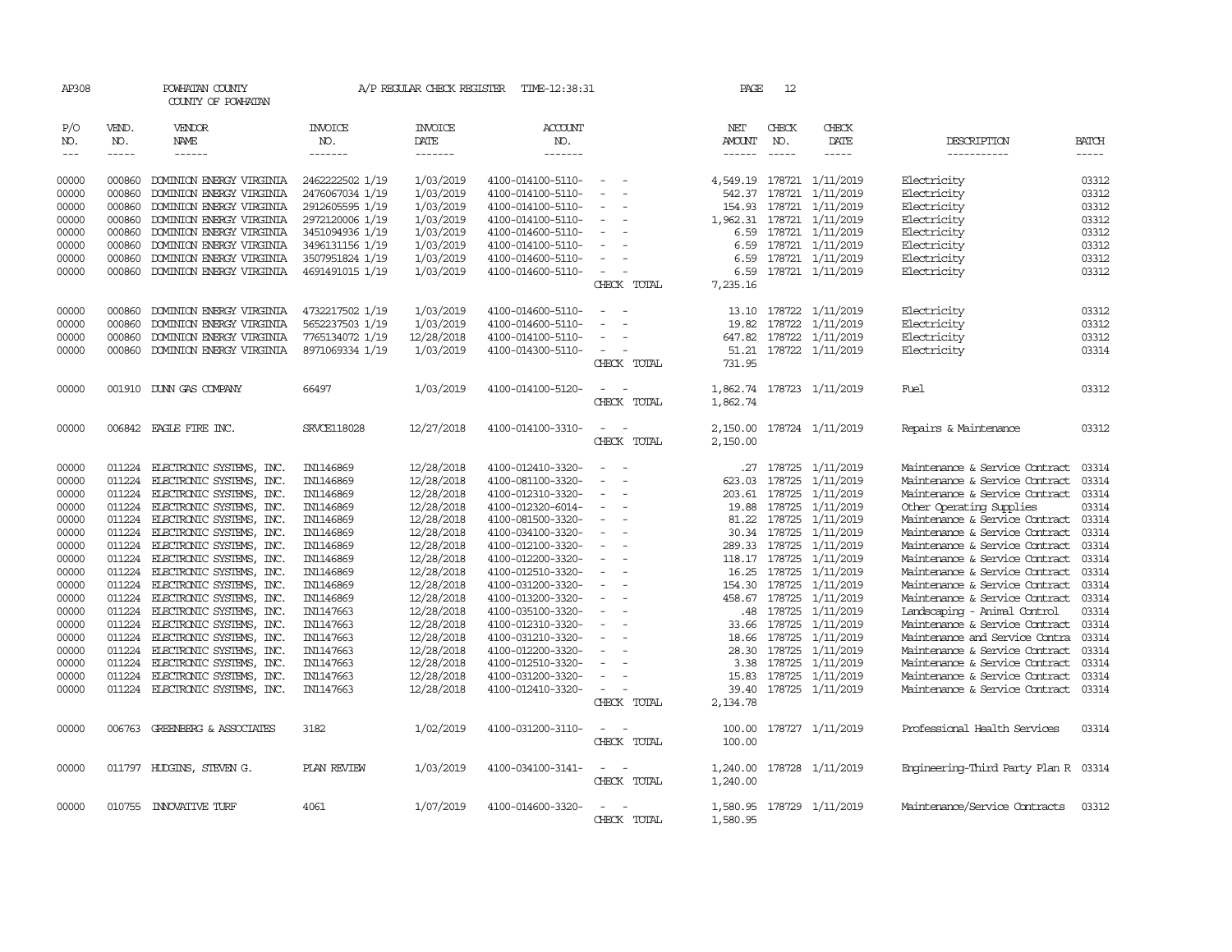AP308 POWHATAN COUNTY A/P REGULAR CHECK REGISTER TIME-12:38:31 PAGE 12

COUNTY OF POWHATAN

| P/O NO. | VEND. NO. | VENDOR NAME | INVOICE NO. | INVOICE DATE | ACCOUNT NO. | | NET AMOUNT | CHECK NO. | CHECK DATE | DESCRIPTION | BATCH |
|---|---|---|---|---|---|---|---|---|---|---|---|
| --- | ----- | ------ | ------- | ------- | ------- | | ------ | ----- | ----- | ----------- | ----- |
| 00000 | 000860 | DOMINION ENERGY VIRGINIA | 2462222502 1/19 | 1/03/2019 | 4100-014100-5110- | - - | 4,549.19 | 178721 | 1/11/2019 | Electricity | 03312 |
| 00000 | 000860 | DOMINION ENERGY VIRGINIA | 2476067034 1/19 | 1/03/2019 | 4100-014100-5110- | - - | 542.37 | 178721 | 1/11/2019 | Electricity | 03312 |
| 00000 | 000860 | DOMINION ENERGY VIRGINIA | 2912605595 1/19 | 1/03/2019 | 4100-014100-5110- | - - | 154.93 | 178721 | 1/11/2019 | Electricity | 03312 |
| 00000 | 000860 | DOMINION ENERGY VIRGINIA | 2972120006 1/19 | 1/03/2019 | 4100-014100-5110- | - - | 1,962.31 | 178721 | 1/11/2019 | Electricity | 03312 |
| 00000 | 000860 | DOMINION ENERGY VIRGINIA | 3451094936 1/19 | 1/03/2019 | 4100-014600-5110- | - - | 6.59 | 178721 | 1/11/2019 | Electricity | 03312 |
| 00000 | 000860 | DOMINION ENERGY VIRGINIA | 3496131156 1/19 | 1/03/2019 | 4100-014100-5110- | - - | 6.59 | 178721 | 1/11/2019 | Electricity | 03312 |
| 00000 | 000860 | DOMINION ENERGY VIRGINIA | 3507951824 1/19 | 1/03/2019 | 4100-014600-5110- | - - | 6.59 | 178721 | 1/11/2019 | Electricity | 03312 |
| 00000 | 000860 | DOMINION ENERGY VIRGINIA | 4691491015 1/19 | 1/03/2019 | 4100-014600-5110- | - - | 6.59 | 178721 | 1/11/2019 | Electricity | 03312 |
| | | | | | | CHECK TOTAL | 7,235.16 | | | | |
| 00000 | 000860 | DOMINION ENERGY VIRGINIA | 4732217502 1/19 | 1/03/2019 | 4100-014600-5110- | - - | 13.10 | 178722 | 1/11/2019 | Electricity | 03312 |
| 00000 | 000860 | DOMINION ENERGY VIRGINIA | 5652237503 1/19 | 1/03/2019 | 4100-014600-5110- | - - | 19.82 | 178722 | 1/11/2019 | Electricity | 03312 |
| 00000 | 000860 | DOMINION ENERGY VIRGINIA | 7765134072 1/19 | 12/28/2018 | 4100-014100-5110- | - - | 647.82 | 178722 | 1/11/2019 | Electricity | 03312 |
| 00000 | 000860 | DOMINION ENERGY VIRGINIA | 8971069334 1/19 | 1/03/2019 | 4100-014300-5110- | - - | 51.21 | 178722 | 1/11/2019 | Electricity | 03314 |
| | | | | | | CHECK TOTAL | 731.95 | | | | |
| 00000 | 001910 | DUNN GAS COMPANY | 66497 | 1/03/2019 | 4100-014100-5120- | - - | 1,862.74 | 178723 | 1/11/2019 | Fuel | 03312 |
| | | | | | | CHECK TOTAL | 1,862.74 | | | | |
| 00000 | 006842 | EAGLE FIRE INC. | SRVCE118028 | 12/27/2018 | 4100-014100-3310- | - - | 2,150.00 | 178724 | 1/11/2019 | Repairs & Maintenance | 03312 |
| | | | | | | CHECK TOTAL | 2,150.00 | | | | |
| 00000 | 011224 | ELECTRONIC SYSTEMS, INC. | IN1146869 | 12/28/2018 | 4100-012410-3320- | - - | .27 | 178725 | 1/11/2019 | Maintenance & Service Contract | 03314 |
| 00000 | 011224 | ELECTRONIC SYSTEMS, INC. | IN1146869 | 12/28/2018 | 4100-081100-3320- | - - | 623.03 | 178725 | 1/11/2019 | Maintenance & Service Contract | 03314 |
| 00000 | 011224 | ELECTRONIC SYSTEMS, INC. | IN1146869 | 12/28/2018 | 4100-012310-3320- | - - | 203.61 | 178725 | 1/11/2019 | Maintenance & Service Contract | 03314 |
| 00000 | 011224 | ELECTRONIC SYSTEMS, INC. | IN1146869 | 12/28/2018 | 4100-012320-6014- | - - | 19.88 | 178725 | 1/11/2019 | Other Operating Supplies | 03314 |
| 00000 | 011224 | ELECTRONIC SYSTEMS, INC. | IN1146869 | 12/28/2018 | 4100-081500-3320- | - - | 81.22 | 178725 | 1/11/2019 | Maintenance & Service Contract | 03314 |
| 00000 | 011224 | ELECTRONIC SYSTEMS, INC. | IN1146869 | 12/28/2018 | 4100-034100-3320- | - - | 30.34 | 178725 | 1/11/2019 | Maintenance & Service Contract | 03314 |
| 00000 | 011224 | ELECTRONIC SYSTEMS, INC. | IN1146869 | 12/28/2018 | 4100-012100-3320- | - - | 289.33 | 178725 | 1/11/2019 | Maintenance & Service Contract | 03314 |
| 00000 | 011224 | ELECTRONIC SYSTEMS, INC. | IN1146869 | 12/28/2018 | 4100-012200-3320- | - - | 118.17 | 178725 | 1/11/2019 | Maintenance & Service Contract | 03314 |
| 00000 | 011224 | ELECTRONIC SYSTEMS, INC. | IN1146869 | 12/28/2018 | 4100-012510-3320- | - - | 16.25 | 178725 | 1/11/2019 | Maintenance & Service Contract | 03314 |
| 00000 | 011224 | ELECTRONIC SYSTEMS, INC. | IN1146869 | 12/28/2018 | 4100-031200-3320- | - - | 154.30 | 178725 | 1/11/2019 | Maintenance & Service Contract | 03314 |
| 00000 | 011224 | ELECTRONIC SYSTEMS, INC. | IN1146869 | 12/28/2018 | 4100-013200-3320- | - - | 458.67 | 178725 | 1/11/2019 | Maintenance & Service Contract | 03314 |
| 00000 | 011224 | ELECTRONIC SYSTEMS, INC. | IN1147663 | 12/28/2018 | 4100-035100-3320- | - - | .48 | 178725 | 1/11/2019 | Landscaping - Animal Control | 03314 |
| 00000 | 011224 | ELECTRONIC SYSTEMS, INC. | IN1147663 | 12/28/2018 | 4100-012310-3320- | - - | 33.66 | 178725 | 1/11/2019 | Maintenance & Service Contract | 03314 |
| 00000 | 011224 | ELECTRONIC SYSTEMS, INC. | IN1147663 | 12/28/2018 | 4100-031210-3320- | - - | 18.66 | 178725 | 1/11/2019 | Maintenance and Service Contra | 03314 |
| 00000 | 011224 | ELECTRONIC SYSTEMS, INC. | IN1147663 | 12/28/2018 | 4100-012200-3320- | - - | 28.30 | 178725 | 1/11/2019 | Maintenance & Service Contract | 03314 |
| 00000 | 011224 | ELECTRONIC SYSTEMS, INC. | IN1147663 | 12/28/2018 | 4100-012510-3320- | - - | 3.38 | 178725 | 1/11/2019 | Maintenance & Service Contract | 03314 |
| 00000 | 011224 | ELECTRONIC SYSTEMS, INC. | IN1147663 | 12/28/2018 | 4100-031200-3320- | - - | 15.83 | 178725 | 1/11/2019 | Maintenance & Service Contract | 03314 |
| 00000 | 011224 | ELECTRONIC SYSTEMS, INC. | IN1147663 | 12/28/2018 | 4100-012410-3320- | - - | 39.40 | 178725 | 1/11/2019 | Maintenance & Service Contract | 03314 |
| | | | | | | CHECK TOTAL | 2,134.78 | | | | |
| 00000 | 006763 | GREENBERG & ASSOCIATES | 3182 | 1/02/2019 | 4100-031200-3110- | - - | 100.00 | 178727 | 1/11/2019 | Professional Health Services | 03314 |
| | | | | | | CHECK TOTAL | 100.00 | | | | |
| 00000 | 011797 | HUDGINS, STEVEN G. | PLAN REVIEW | 1/03/2019 | 4100-034100-3141- | - - | 1,240.00 | 178728 | 1/11/2019 | Engineering-Third Party Plan R | 03314 |
| | | | | | | CHECK TOTAL | 1,240.00 | | | | |
| 00000 | 010755 | INNOVATIVE TURF | 4061 | 1/07/2019 | 4100-014600-3320- | - - | 1,580.95 | 178729 | 1/11/2019 | Maintenance/Service Contracts | 03312 |
| | | | | | | CHECK TOTAL | 1,580.95 | | | | |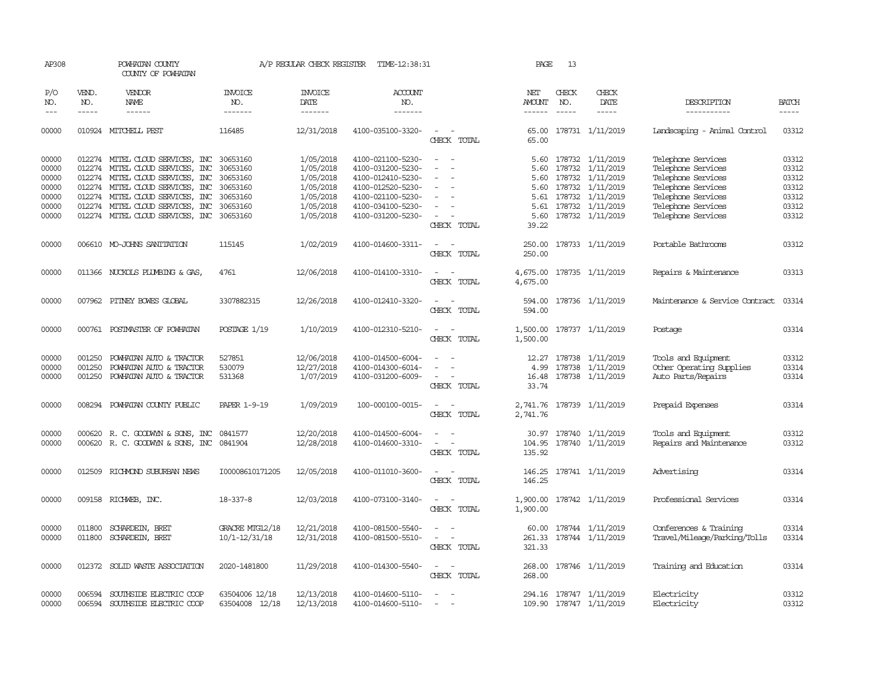AP308 POWHATAN COUNTY A/P REGULAR CHECK REGISTER TIME-12:38:31

COUNTY OF POWHATAN

| P/O NO. | VEND. NO. | VENDOR NAME | INVOICE NO. | INVOICE DATE | ACCOUNT NO. | | NET AMOUNT | CHECK NO. | CHECK DATE | DESCRIPTION | BATCH |
|---|---|---|---|---|---|---|---|---|---|---|---|
| 00000 | 010924 | MITCHELL PEST | 116485 | 12/31/2018 | 4100-035100-3320- | - - | 65.00 | 178731 | 1/11/2019 | Landscaping - Animal Control | 03312 |
| | | | | | | CHECK TOTAL | 65.00 | | | | |
| 00000 | 012274 | MITEL CLOUD SERVICES, INC | 30653160 | 1/05/2018 | 4100-021100-5230- | - - | 5.60 | 178732 | 1/11/2019 | Telephone Services | 03312 |
| 00000 | 012274 | MITEL CLOUD SERVICES, INC | 30653160 | 1/05/2018 | 4100-031200-5230- | - - | 5.60 | 178732 | 1/11/2019 | Telephone Services | 03312 |
| 00000 | 012274 | MITEL CLOUD SERVICES, INC | 30653160 | 1/05/2018 | 4100-012410-5230- | - - | 5.60 | 178732 | 1/11/2019 | Telephone Services | 03312 |
| 00000 | 012274 | MITEL CLOUD SERVICES, INC | 30653160 | 1/05/2018 | 4100-012520-5230- | - - | 5.60 | 178732 | 1/11/2019 | Telephone Services | 03312 |
| 00000 | 012274 | MITEL CLOUD SERVICES, INC | 30653160 | 1/05/2018 | 4100-021100-5230- | - - | 5.61 | 178732 | 1/11/2019 | Telephone Services | 03312 |
| 00000 | 012274 | MITEL CLOUD SERVICES, INC | 30653160 | 1/05/2018 | 4100-034100-5230- | - - | 5.61 | 178732 | 1/11/2019 | Telephone Services | 03312 |
| 00000 | 012274 | MITEL CLOUD SERVICES, INC | 30653160 | 1/05/2018 | 4100-031200-5230- | - - | 5.60 | 178732 | 1/11/2019 | Telephone Services | 03312 |
| | | | | | | CHECK TOTAL | 39.22 | | | | |
| 00000 | 006610 | MO-JOHNS SANITATION | 115145 | 1/02/2019 | 4100-014600-3311- | - - | 250.00 | 178733 | 1/11/2019 | Portable Bathrooms | 03312 |
| | | | | | | CHECK TOTAL | 250.00 | | | | |
| 00000 | 011366 | NUCKOLS PLUMBING & GAS, | 4761 | 12/06/2018 | 4100-014100-3310- | - - | 4,675.00 | 178735 | 1/11/2019 | Repairs & Maintenance | 03313 |
| | | | | | | CHECK TOTAL | 4,675.00 | | | | |
| 00000 | 007962 | PITNEY BOWES GLOBAL | 3307882315 | 12/26/2018 | 4100-012410-3320- | - - | 594.00 | 178736 | 1/11/2019 | Maintenance & Service Contract | 03314 |
| | | | | | | CHECK TOTAL | 594.00 | | | | |
| 00000 | 000761 | POSTMASTER OF POWHATAN | POSTAGE 1/19 | 1/10/2019 | 4100-012310-5210- | - - | 1,500.00 | 178737 | 1/11/2019 | Postage | 03314 |
| | | | | | | CHECK TOTAL | 1,500.00 | | | | |
| 00000 | 001250 | POWHATAN AUTO & TRACTOR | 527851 | 12/06/2018 | 4100-014500-6004- | - - | 12.27 | 178738 | 1/11/2019 | Tools and Equipment | 03312 |
| 00000 | 001250 | POWHATAN AUTO & TRACTOR | 530079 | 12/27/2018 | 4100-014300-6014- | - - | 4.99 | 178738 | 1/11/2019 | Other Operating Supplies | 03314 |
| 00000 | 001250 | POWHATAN AUTO & TRACTOR | 531368 | 1/07/2019 | 4100-031200-6009- | - - | 16.48 | 178738 | 1/11/2019 | Auto Parts/Repairs | 03314 |
| | | | | | | CHECK TOTAL | 33.74 | | | | |
| 00000 | 008294 | POWHATAN COUNTY PUBLIC | PAPER 1-9-19 | 1/09/2019 | 100-000100-0015- | - - | 2,741.76 | 178739 | 1/11/2019 | Prepaid Expenses | 03314 |
| | | | | | | CHECK TOTAL | 2,741.76 | | | | |
| 00000 | 000620 | R. C. GOODWYN & SONS, INC | 0841577 | 12/20/2018 | 4100-014500-6004- | - - | 30.97 | 178740 | 1/11/2019 | Tools and Equipment | 03312 |
| 00000 | 000620 | R. C. GOODWYN & SONS, INC | 0841904 | 12/28/2018 | 4100-014600-3310- | - - | 104.95 | 178740 | 1/11/2019 | Repairs and Maintenance | 03312 |
| | | | | | | CHECK TOTAL | 135.92 | | | | |
| 00000 | 012509 | RICHMOND SUBURBAN NEWS | I00008610171205 | 12/05/2018 | 4100-011010-3600- | - - | 146.25 | 178741 | 1/11/2019 | Advertising | 03314 |
| | | | | | | CHECK TOTAL | 146.25 | | | | |
| 00000 | 009158 | RICHWEB, INC. | 18-337-8 | 12/03/2018 | 4100-073100-3140- | - - | 1,900.00 | 178742 | 1/11/2019 | Professional Services | 03314 |
| | | | | | | CHECK TOTAL | 1,900.00 | | | | |
| 00000 | 011800 | SCHARDEIN, BRET | GRACRE MTG12/18 | 12/21/2018 | 4100-081500-5540- | - - | 60.00 | 178744 | 1/11/2019 | Conferences & Training | 03314 |
| 00000 | 011800 | SCHARDEIN, BRET | 10/1-12/31/18 | 12/31/2018 | 4100-081500-5510- | - - | 261.33 | 178744 | 1/11/2019 | Travel/Mileage/Parking/Tolls | 03314 |
| | | | | | | CHECK TOTAL | 321.33 | | | | |
| 00000 | 012372 | SOLID WASTE ASSOCIATION | 2020-1481800 | 11/29/2018 | 4100-014300-5540- | - - | 268.00 | 178746 | 1/11/2019 | Training and Education | 03314 |
| | | | | | | CHECK TOTAL | 268.00 | | | | |
| 00000 | 006594 | SOUTHSIDE ELECTRIC COOP | 63504006 12/18 | 12/13/2018 | 4100-014600-5110- | - - | 294.16 | 178747 | 1/11/2019 | Electricity | 03312 |
| 00000 | 006594 | SOUTHSIDE ELECTRIC COOP | 63504008 12/18 | 12/13/2018 | 4100-014600-5110- | - - | 109.90 | 178747 | 1/11/2019 | Electricity | 03312 |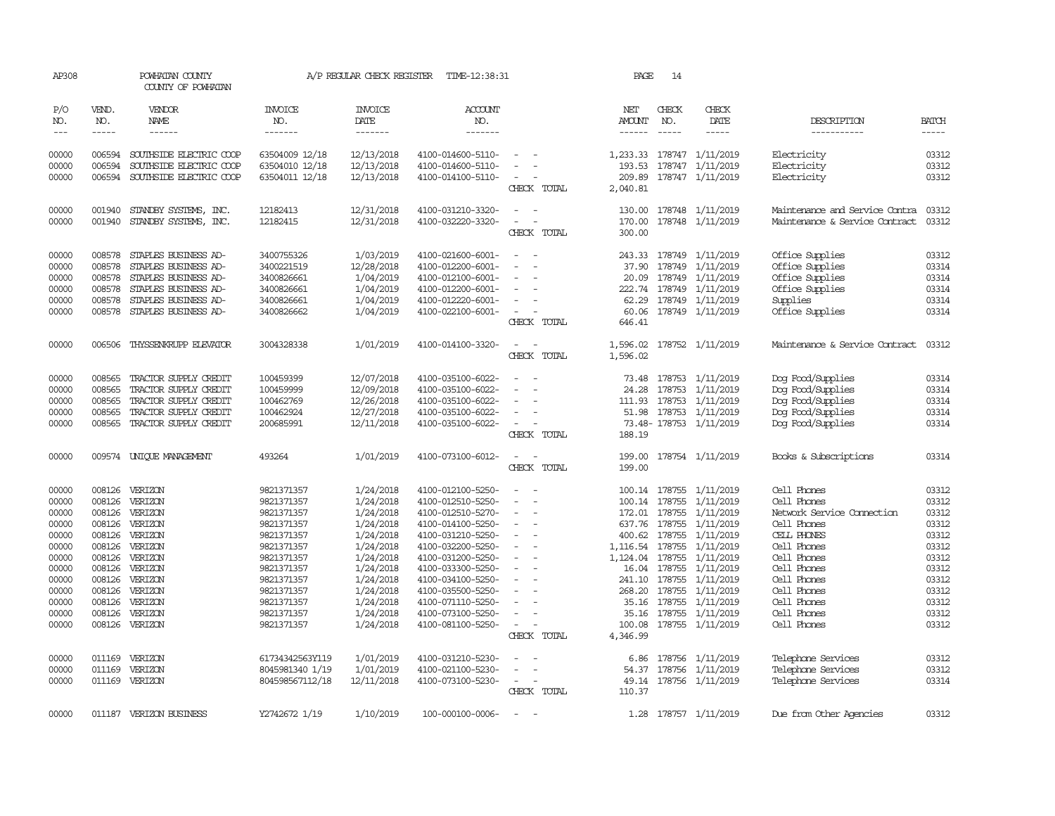AP308 POWHATAN COUNTY COUNTY OF POWHATAN A/P REGULAR CHECK REGISTER TIME-12:38:31 PAGE 14

| P/O NO. | VEND. NO. | VENDOR NAME | INVOICE NO. | INVOICE DATE | ACCOUNT NO. | | NET AMOUNT | CHECK NO. | CHECK DATE | DESCRIPTION | BATCH |
|---|---|---|---|---|---|---|---|---|---|---|---|
| 00000 | 006594 | SOUTHSIDE ELECTRIC COOP | 63504009 12/18 | 12/13/2018 | 4100-014600-5110- | - - | 1,233.33 | 178747 | 1/11/2019 | Electricity | 03312 |
| 00000 | 006594 | SOUTHSIDE ELECTRIC COOP | 63504010 12/18 | 12/13/2018 | 4100-014600-5110- | - - | 193.53 | 178747 | 1/11/2019 | Electricity | 03312 |
| 00000 | 006594 | SOUTHSIDE ELECTRIC COOP | 63504011 12/18 | 12/13/2018 | 4100-014100-5110- | - - | 209.89 | 178747 | 1/11/2019 | Electricity | 03312 |
| | | | | | | CHECK TOTAL | 2,040.81 | | | | |
| 00000 | 001940 | STANDBY SYSTEMS, INC. | 12182413 | 12/31/2018 | 4100-031210-3320- | - - | 130.00 | 178748 | 1/11/2019 | Maintenance and Service Contra | 03312 |
| 00000 | 001940 | STANDBY SYSTEMS, INC. | 12182415 | 12/31/2018 | 4100-032220-3320- | - - | 170.00 | 178748 | 1/11/2019 | Maintenance & Service Contract | 03312 |
| | | | | | | CHECK TOTAL | 300.00 | | | | |
| 00000 | 008578 | STAPLES BUSINESS AD- | 3400755326 | 1/03/2019 | 4100-021600-6001- | - - | 243.33 | 178749 | 1/11/2019 | Office Supplies | 03312 |
| 00000 | 008578 | STAPLES BUSINESS AD- | 3400221519 | 12/28/2018 | 4100-012200-6001- | - - | 37.90 | 178749 | 1/11/2019 | Office Supplies | 03314 |
| 00000 | 008578 | STAPLES BUSINESS AD- | 3400826661 | 1/04/2019 | 4100-012100-6001- | - - | 20.09 | 178749 | 1/11/2019 | Office Supplies | 03314 |
| 00000 | 008578 | STAPLES BUSINESS AD- | 3400826661 | 1/04/2019 | 4100-012200-6001- | - - | 222.74 | 178749 | 1/11/2019 | Office Supplies | 03314 |
| 00000 | 008578 | STAPLES BUSINESS AD- | 3400826661 | 1/04/2019 | 4100-012220-6001- | - - | 62.29 | 178749 | 1/11/2019 | Supplies | 03314 |
| 00000 | 008578 | STAPLES BUSINESS AD- | 3400826662 | 1/04/2019 | 4100-022100-6001- | - - | 60.06 | 178749 | 1/11/2019 | Office Supplies | 03314 |
| | | | | | | CHECK TOTAL | 646.41 | | | | |
| 00000 | 006506 | THYSSENKRUPP ELEVATOR | 3004328338 | 1/01/2019 | 4100-014100-3320- | - - | 1,596.02 | 178752 | 1/11/2019 | Maintenance & Service Contract | 03312 |
| | | | | | | CHECK TOTAL | 1,596.02 | | | | |
| 00000 | 008565 | TRACTOR SUPPLY CREDIT | 100459399 | 12/07/2018 | 4100-035100-6022- | - - | 73.48 | 178753 | 1/11/2019 | Dog Food/Supplies | 03314 |
| 00000 | 008565 | TRACTOR SUPPLY CREDIT | 100459999 | 12/09/2018 | 4100-035100-6022- | - - | 24.28 | 178753 | 1/11/2019 | Dog Food/Supplies | 03314 |
| 00000 | 008565 | TRACTOR SUPPLY CREDIT | 100462769 | 12/26/2018 | 4100-035100-6022- | - - | 111.93 | 178753 | 1/11/2019 | Dog Food/Supplies | 03314 |
| 00000 | 008565 | TRACTOR SUPPLY CREDIT | 100462924 | 12/27/2018 | 4100-035100-6022- | - - | 51.98 | 178753 | 1/11/2019 | Dog Food/Supplies | 03314 |
| 00000 | 008565 | TRACTOR SUPPLY CREDIT | 200685991 | 12/11/2018 | 4100-035100-6022- | - - | 73.48- | 178753 | 1/11/2019 | Dog Food/Supplies | 03314 |
| | | | | | | CHECK TOTAL | 188.19 | | | | |
| 00000 | 009574 | UNIQUE MANAGEMENT | 493264 | 1/01/2019 | 4100-073100-6012- | - - | 199.00 | 178754 | 1/11/2019 | Books & Subscriptions | 03314 |
| | | | | | | CHECK TOTAL | 199.00 | | | | |
| 00000 | 008126 | VERIZON | 9821371357 | 1/24/2018 | 4100-012100-5250- | - - | 100.14 | 178755 | 1/11/2019 | Cell Phones | 03312 |
| 00000 | 008126 | VERIZON | 9821371357 | 1/24/2018 | 4100-012510-5250- | - - | 100.14 | 178755 | 1/11/2019 | Cell Phones | 03312 |
| 00000 | 008126 | VERIZON | 9821371357 | 1/24/2018 | 4100-012510-5270- | - - | 172.01 | 178755 | 1/11/2019 | Network Service Connection | 03312 |
| 00000 | 008126 | VERIZON | 9821371357 | 1/24/2018 | 4100-014100-5250- | - - | 637.76 | 178755 | 1/11/2019 | Cell Phones | 03312 |
| 00000 | 008126 | VERIZON | 9821371357 | 1/24/2018 | 4100-031210-5250- | - - | 400.62 | 178755 | 1/11/2019 | CELL PHONES | 03312 |
| 00000 | 008126 | VERIZON | 9821371357 | 1/24/2018 | 4100-032200-5250- | - - | 1,116.54 | 178755 | 1/11/2019 | Cell Phones | 03312 |
| 00000 | 008126 | VERIZON | 9821371357 | 1/24/2018 | 4100-031200-5250- | - - | 1,124.04 | 178755 | 1/11/2019 | Cell Phones | 03312 |
| 00000 | 008126 | VERIZON | 9821371357 | 1/24/2018 | 4100-033300-5250- | - - | 16.04 | 178755 | 1/11/2019 | Cell Phones | 03312 |
| 00000 | 008126 | VERIZON | 9821371357 | 1/24/2018 | 4100-034100-5250- | - - | 241.10 | 178755 | 1/11/2019 | Cell Phones | 03312 |
| 00000 | 008126 | VERIZON | 9821371357 | 1/24/2018 | 4100-035500-5250- | - - | 268.20 | 178755 | 1/11/2019 | Cell Phones | 03312 |
| 00000 | 008126 | VERIZON | 9821371357 | 1/24/2018 | 4100-071110-5250- | - - | 35.16 | 178755 | 1/11/2019 | Cell Phones | 03312 |
| 00000 | 008126 | VERIZON | 9821371357 | 1/24/2018 | 4100-073100-5250- | - - | 35.16 | 178755 | 1/11/2019 | Cell Phones | 03312 |
| 00000 | 008126 | VERIZON | 9821371357 | 1/24/2018 | 4100-081100-5250- | - - | 100.08 | 178755 | 1/11/2019 | Cell Phones | 03312 |
| | | | | | | CHECK TOTAL | 4,346.99 | | | | |
| 00000 | 011169 | VERIZON | 61734342563Y119 | 1/01/2019 | 4100-031210-5230- | - - | 6.86 | 178756 | 1/11/2019 | Telephone Services | 03312 |
| 00000 | 011169 | VERIZON | 8045981340 1/19 | 1/01/2019 | 4100-021100-5230- | - - | 54.37 | 178756 | 1/11/2019 | Telephone Services | 03312 |
| 00000 | 011169 | VERIZON | 804598567112/18 | 12/11/2018 | 4100-073100-5230- | - - | 49.14 | 178756 | 1/11/2019 | Telephone Services | 03314 |
| | | | | | | CHECK TOTAL | 110.37 | | | | |
| 00000 | 011187 | VERIZON BUSINESS | Y2742672 1/19 | 1/10/2019 | 100-000100-0006- | - - | 1.28 | 178757 | 1/11/2019 | Due from Other Agencies | 03312 |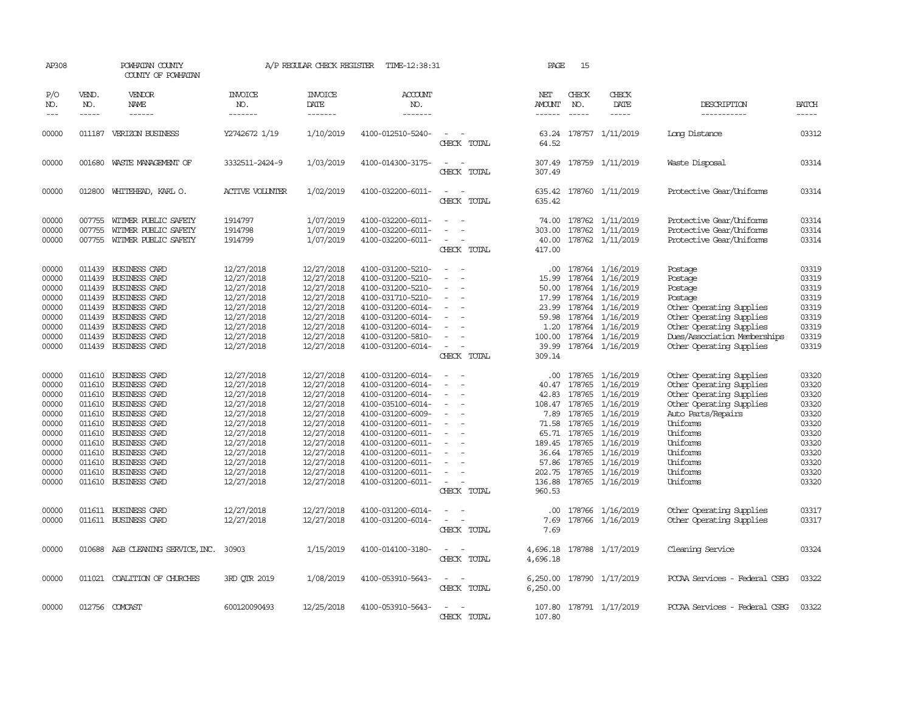AP308 POWHATAN COUNTY A/P REGULAR CHECK REGISTER TIME-12:38:31 PAGE 15

COUNTY OF POWHATAN

| P/O NO. | VEND. NO. | VENDOR NAME | INVOICE NO. | INVOICE DATE | ACCOUNT NO. | | NET AMOUNT | CHECK NO. | CHECK DATE | DESCRIPTION | BATCH |
|---|---|---|---|---|---|---|---|---|---|---|---|
| 00000 | 011187 | VERIZON BUSINESS | Y2742672 1/19 | 1/10/2019 | 4100-012510-5240- | - - | 63.24 | 178757 | 1/11/2019 | Long Distance | 03312 |
| | | | | | | CHECK TOTAL | 64.52 | | | | |
| 00000 | 001680 | WASTE MANAGEMENT OF | 3332511-2424-9 | 1/03/2019 | 4100-014300-3175- | - - | 307.49 | 178759 | 1/11/2019 | Waste Disposal | 03314 |
| | | | | | | CHECK TOTAL | 307.49 | | | | |
| 00000 | 012800 | WHITEHEAD, KARL O. | ACTIVE VOLUNTER | 1/02/2019 | 4100-032200-6011- | - - | 635.42 | 178760 | 1/11/2019 | Protective Gear/Uniforms | 03314 |
| | | | | | | CHECK TOTAL | 635.42 | | | | |
| 00000 | 007755 | WITMER PUBLIC SAFETY | 1914797 | 1/07/2019 | 4100-032200-6011- | - - | 74.00 | 178762 | 1/11/2019 | Protective Gear/Uniforms | 03314 |
| 00000 | 007755 | WITMER PUBLIC SAFETY | 1914798 | 1/07/2019 | 4100-032200-6011- | - - | 303.00 | 178762 | 1/11/2019 | Protective Gear/Uniforms | 03314 |
| 00000 | 007755 | WITMER PUBLIC SAFETY | 1914799 | 1/07/2019 | 4100-032200-6011- | - - | 40.00 | 178762 | 1/11/2019 | Protective Gear/Uniforms | 03314 |
| | | | | | | CHECK TOTAL | 417.00 | | | | |
| 00000 | 011439 | BUSINESS CARD | 12/27/2018 | 12/27/2018 | 4100-031200-5210- | - - | .00 | 178764 | 1/16/2019 | Postage | 03319 |
| 00000 | 011439 | BUSINESS CARD | 12/27/2018 | 12/27/2018 | 4100-031200-5210- | - - | 15.99 | 178764 | 1/16/2019 | Postage | 03319 |
| 00000 | 011439 | BUSINESS CARD | 12/27/2018 | 12/27/2018 | 4100-031200-5210- | - - | 50.00 | 178764 | 1/16/2019 | Postage | 03319 |
| 00000 | 011439 | BUSINESS CARD | 12/27/2018 | 12/27/2018 | 4100-031710-5210- | - - | 17.99 | 178764 | 1/16/2019 | Postage | 03319 |
| 00000 | 011439 | BUSINESS CARD | 12/27/2018 | 12/27/2018 | 4100-031200-6014- | - - | 23.99 | 178764 | 1/16/2019 | Other Operating Supplies | 03319 |
| 00000 | 011439 | BUSINESS CARD | 12/27/2018 | 12/27/2018 | 4100-031200-6014- | - - | 59.98 | 178764 | 1/16/2019 | Other Operating Supplies | 03319 |
| 00000 | 011439 | BUSINESS CARD | 12/27/2018 | 12/27/2018 | 4100-031200-6014- | - - | 1.20 | 178764 | 1/16/2019 | Other Operating Supplies | 03319 |
| 00000 | 011439 | BUSINESS CARD | 12/27/2018 | 12/27/2018 | 4100-031200-5810- | - - | 100.00 | 178764 | 1/16/2019 | Dues/Association Memberships | 03319 |
| 00000 | 011439 | BUSINESS CARD | 12/27/2018 | 12/27/2018 | 4100-031200-6014- | - - | 39.99 | 178764 | 1/16/2019 | Other Operating Supplies | 03319 |
| | | | | | | CHECK TOTAL | 309.14 | | | | |
| 00000 | 011610 | BUSINESS CARD | 12/27/2018 | 12/27/2018 | 4100-031200-6014- | - - | .00 | 178765 | 1/16/2019 | Other Operating Supplies | 03320 |
| 00000 | 011610 | BUSINESS CARD | 12/27/2018 | 12/27/2018 | 4100-031200-6014- | - - | 40.47 | 178765 | 1/16/2019 | Other Operating Supplies | 03320 |
| 00000 | 011610 | BUSINESS CARD | 12/27/2018 | 12/27/2018 | 4100-031200-6014- | - - | 42.83 | 178765 | 1/16/2019 | Other Operating Supplies | 03320 |
| 00000 | 011610 | BUSINESS CARD | 12/27/2018 | 12/27/2018 | 4100-035100-6014- | - - | 108.47 | 178765 | 1/16/2019 | Other Operating Supplies | 03320 |
| 00000 | 011610 | BUSINESS CARD | 12/27/2018 | 12/27/2018 | 4100-031200-6009- | - - | 7.89 | 178765 | 1/16/2019 | Auto Parts/Repairs | 03320 |
| 00000 | 011610 | BUSINESS CARD | 12/27/2018 | 12/27/2018 | 4100-031200-6011- | - - | 71.58 | 178765 | 1/16/2019 | Uniforms | 03320 |
| 00000 | 011610 | BUSINESS CARD | 12/27/2018 | 12/27/2018 | 4100-031200-6011- | - - | 65.71 | 178765 | 1/16/2019 | Uniforms | 03320 |
| 00000 | 011610 | BUSINESS CARD | 12/27/2018 | 12/27/2018 | 4100-031200-6011- | - - | 189.45 | 178765 | 1/16/2019 | Uniforms | 03320 |
| 00000 | 011610 | BUSINESS CARD | 12/27/2018 | 12/27/2018 | 4100-031200-6011- | - - | 36.64 | 178765 | 1/16/2019 | Uniforms | 03320 |
| 00000 | 011610 | BUSINESS CARD | 12/27/2018 | 12/27/2018 | 4100-031200-6011- | - - | 57.86 | 178765 | 1/16/2019 | Uniforms | 03320 |
| 00000 | 011610 | BUSINESS CARD | 12/27/2018 | 12/27/2018 | 4100-031200-6011- | - - | 202.75 | 178765 | 1/16/2019 | Uniforms | 03320 |
| 00000 | 011610 | BUSINESS CARD | 12/27/2018 | 12/27/2018 | 4100-031200-6011- | - - | 136.88 | 178765 | 1/16/2019 | Uniforms | 03320 |
| | | | | | | CHECK TOTAL | 960.53 | | | | |
| 00000 | 011611 | BUSINESS CARD | 12/27/2018 | 12/27/2018 | 4100-031200-6014- | - - | .00 | 178766 | 1/16/2019 | Other Operating Supplies | 03317 |
| 00000 | 011611 | BUSINESS CARD | 12/27/2018 | 12/27/2018 | 4100-031200-6014- | - - | 7.69 | 178766 | 1/16/2019 | Other Operating Supplies | 03317 |
| | | | | | | CHECK TOTAL | 7.69 | | | | |
| 00000 | 010688 | A&B CLEANING SERVICE, INC. | 30903 | 1/15/2019 | 4100-014100-3180- | - - | 4,696.18 | 178788 | 1/17/2019 | Cleaning Service | 03324 |
| | | | | | | CHECK TOTAL | 4,696.18 | | | | |
| 00000 | 011021 | COALITION OF CHURCHES | 3RD QTR 2019 | 1/08/2019 | 4100-053910-5643- | - - | 6,250.00 | 178790 | 1/17/2019 | PCCAA Services - Federal CSBG | 03322 |
| | | | | | | CHECK TOTAL | 6,250.00 | | | | |
| 00000 | 012756 | COMCAST | 600120090493 | 12/25/2018 | 4100-053910-5643- | - - | 107.80 | 178791 | 1/17/2019 | PCCAA Services - Federal CSBG | 03322 |
| | | | | | | CHECK TOTAL | 107.80 | | | | |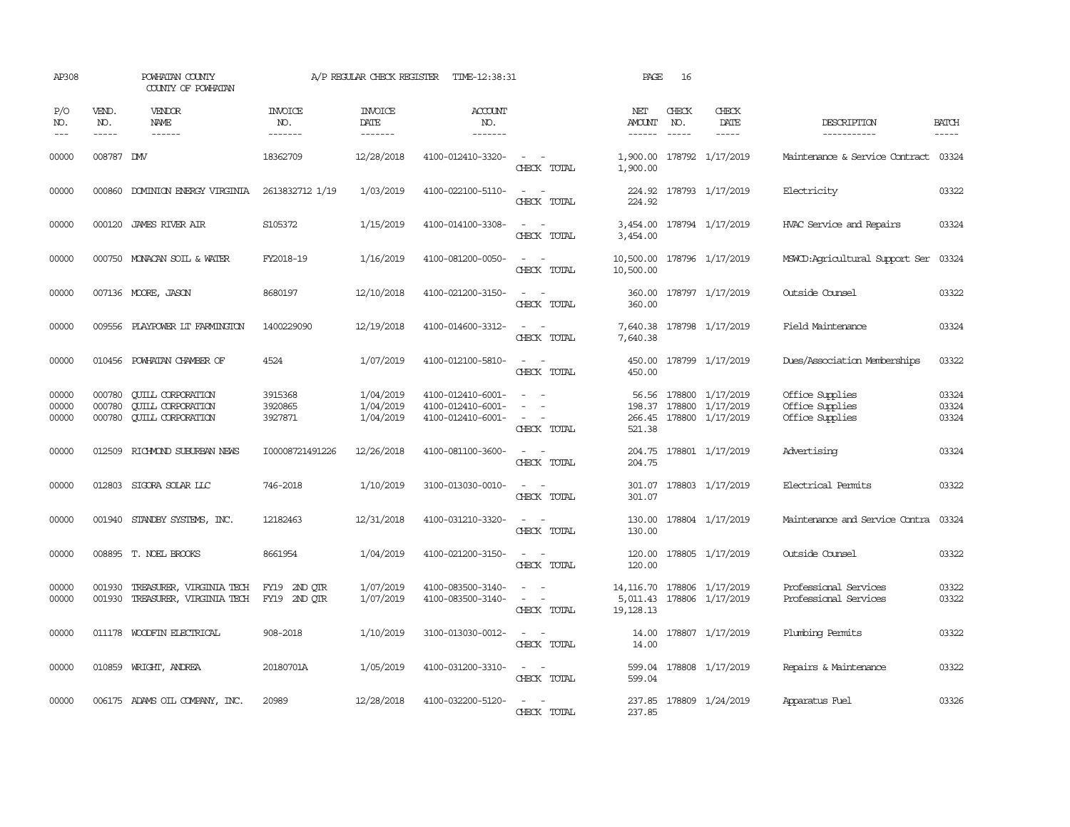AP308 POWHATAN COUNTY A/P REGULAR CHECK REGISTER TIME-12:38:31 PAGE 16

COUNTY OF POWHATAN

| P/O NO. | VEND. NO. | VENDOR NAME | INVOICE NO. | INVOICE DATE | ACCOUNT NO. | | NET AMOUNT | CHECK NO. | CHECK DATE | DESCRIPTION | BATCH |
|---|---|---|---|---|---|---|---|---|---|---|---|
| 00000 | 008787 | DMV | 18362709 | 12/28/2018 | 4100-012410-3320- | - - | 1,900.00 | 178792 | 1/17/2019 | Maintenance & Service Contract | 03324 |
| | | | | | | CHECK TOTAL | 1,900.00 | | | | |
| 00000 | 000860 | DOMINION ENERGY VIRGINIA | 2613832712 1/19 | 1/03/2019 | 4100-022100-5110- | - - | 224.92 | 178793 | 1/17/2019 | Electricity | 03322 |
| | | | | | | CHECK TOTAL | 224.92 | | | | |
| 00000 | 000120 | JAMES RIVER AIR | S105372 | 1/15/2019 | 4100-014100-3308- | - - | 3,454.00 | 178794 | 1/17/2019 | HVAC Service and Repairs | 03324 |
| | | | | | | CHECK TOTAL | 3,454.00 | | | | |
| 00000 | 000750 | MONACAN SOIL & WATER | FY2018-19 | 1/16/2019 | 4100-081200-0050- | - - | 10,500.00 | 178796 | 1/17/2019 | MSWCD:Agricultural Support Ser | 03324 |
| | | | | | | CHECK TOTAL | 10,500.00 | | | | |
| 00000 | 007136 | MOORE, JASON | 8680197 | 12/10/2018 | 4100-021200-3150- | - - | 360.00 | 178797 | 1/17/2019 | Outside Counsel | 03322 |
| | | | | | | CHECK TOTAL | 360.00 | | | | |
| 00000 | 009556 | PLAYPOWER LT FARMINGTON | 1400229090 | 12/19/2018 | 4100-014600-3312- | - - | 7,640.38 | 178798 | 1/17/2019 | Field Maintenance | 03324 |
| | | | | | | CHECK TOTAL | 7,640.38 | | | | |
| 00000 | 010456 | POWHATAN CHAMBER OF | 4524 | 1/07/2019 | 4100-012100-5810- | - - | 450.00 | 178799 | 1/17/2019 | Dues/Association Memberships | 03322 |
| | | | | | | CHECK TOTAL | 450.00 | | | | |
| 00000 | 000780 | QUILL CORPORATION | 3915368 | 1/04/2019 | 4100-012410-6001- | - - | 56.56 | 178800 | 1/17/2019 | Office Supplies | 03324 |
| 00000 | 000780 | QUILL CORPORATION | 3920865 | 1/04/2019 | 4100-012410-6001- | - - | 198.37 | 178800 | 1/17/2019 | Office Supplies | 03324 |
| 00000 | 000780 | QUILL CORPORATION | 3927871 | 1/04/2019 | 4100-012410-6001- | - - | 266.45 | 178800 | 1/17/2019 | Office Supplies | 03324 |
| | | | | | | CHECK TOTAL | 521.38 | | | | |
| 00000 | 012509 | RICHMOND SUBURBAN NEWS | I00008721491226 | 12/26/2018 | 4100-081100-3600- | - - | 204.75 | 178801 | 1/17/2019 | Advertising | 03324 |
| | | | | | | CHECK TOTAL | 204.75 | | | | |
| 00000 | 012803 | SIGORA SOLAR LLC | 746-2018 | 1/10/2019 | 3100-013030-0010- | - - | 301.07 | 178803 | 1/17/2019 | Electrical Permits | 03322 |
| | | | | | | CHECK TOTAL | 301.07 | | | | |
| 00000 | 001940 | STANDBY SYSTEMS, INC. | 12182463 | 12/31/2018 | 4100-031210-3320- | - - | 130.00 | 178804 | 1/17/2019 | Maintenance and Service Contra | 03324 |
| | | | | | | CHECK TOTAL | 130.00 | | | | |
| 00000 | 008895 | T. NOEL BROOKS | 8661954 | 1/04/2019 | 4100-021200-3150- | - - | 120.00 | 178805 | 1/17/2019 | Outside Counsel | 03322 |
| | | | | | | CHECK TOTAL | 120.00 | | | | |
| 00000 | 001930 | TREASURER, VIRGINIA TECH | FY19 2ND QTR | 1/07/2019 | 4100-083500-3140- | - - | 14,116.70 | 178806 | 1/17/2019 | Professional Services | 03322 |
| 00000 | 001930 | TREASURER, VIRGINIA TECH | FY19 2ND QTR | 1/07/2019 | 4100-083500-3140- | - - | 5,011.43 | 178806 | 1/17/2019 | Professional Services | 03322 |
| | | | | | | CHECK TOTAL | 19,128.13 | | | | |
| 00000 | 011178 | WOODFIN ELECTRICAL | 908-2018 | 1/10/2019 | 3100-013030-0012- | - - | 14.00 | 178807 | 1/17/2019 | Plumbing Permits | 03322 |
| | | | | | | CHECK TOTAL | 14.00 | | | | |
| 00000 | 010859 | WRIGHT, ANDREA | 20180701A | 1/05/2019 | 4100-031200-3310- | - - | 599.04 | 178808 | 1/17/2019 | Repairs & Maintenance | 03322 |
| | | | | | | CHECK TOTAL | 599.04 | | | | |
| 00000 | 006175 | ADAMS OIL COMPANY, INC. | 20989 | 12/28/2018 | 4100-032200-5120- | - - | 237.85 | 178809 | 1/24/2019 | Apparatus Fuel | 03326 |
| | | | | | | CHECK TOTAL | 237.85 | | | | |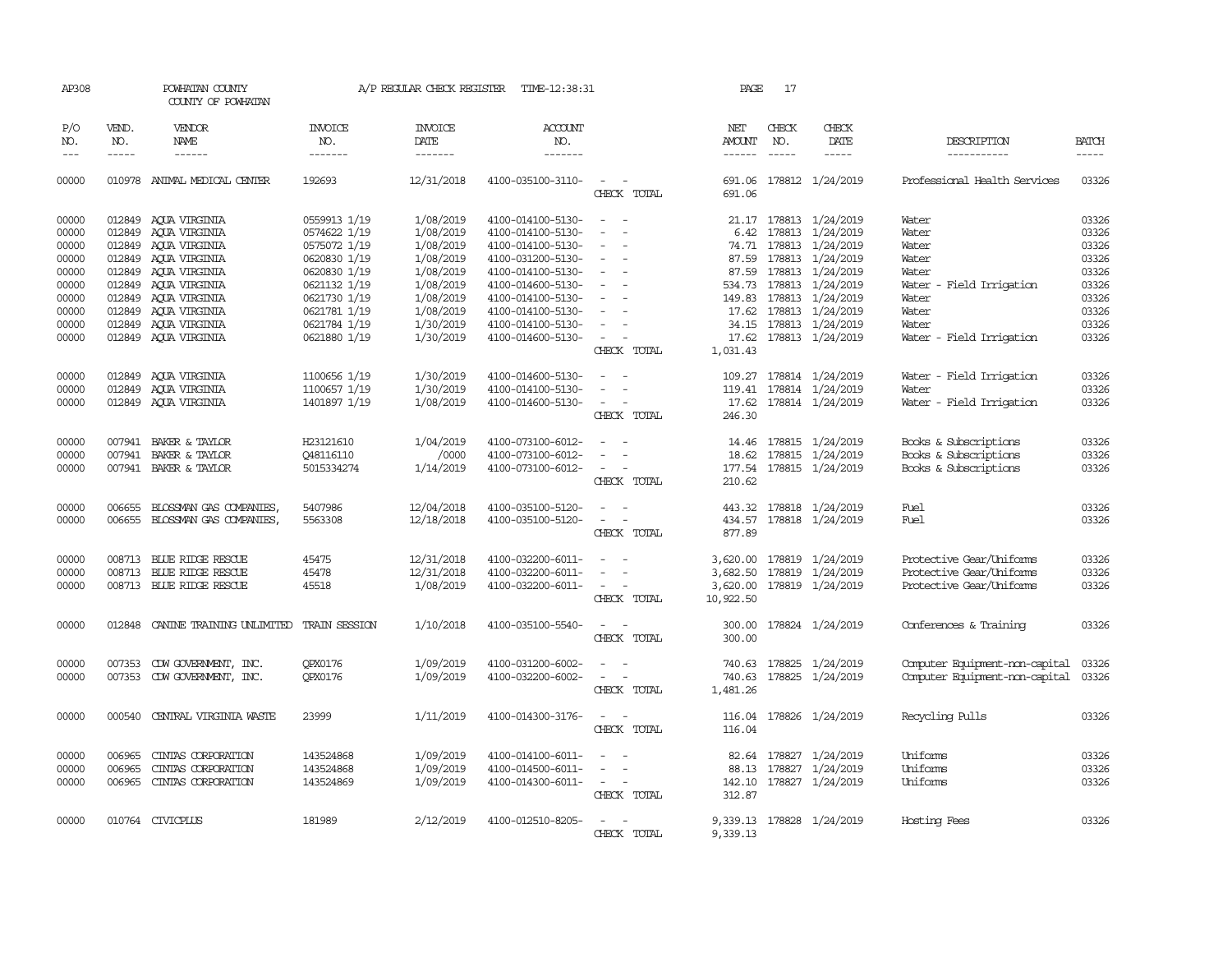AP308 POWHATAN COUNTY A/P REGULAR CHECK REGISTER TIME-12:38:31 PAGE 17

COUNTY OF POWHATAN

| P/O NO. | VEND. NO. | VENDOR NAME | INVOICE NO. | INVOICE DATE | ACCOUNT NO. | | NET AMOUNT | CHECK NO. | CHECK DATE | DESCRIPTION | BATCH |
|---|---|---|---|---|---|---|---|---|---|---|---|
| 00000 | 010978 | ANIMAL MEDICAL CENTER | 192693 | 12/31/2018 | 4100-035100-3110- | - - | 691.06 | 178812 | 1/24/2019 | Professional Health Services | 03326 |
| | | | | | | CHECK TOTAL | 691.06 | | | | |
| 00000 | 012849 | AQUA VIRGINIA | 0559913 1/19 | 1/08/2019 | 4100-014100-5130- | - - | 21.17 | 178813 | 1/24/2019 | Water | 03326 |
| 00000 | 012849 | AQUA VIRGINIA | 0574622 1/19 | 1/08/2019 | 4100-014100-5130- | - - | 6.42 | 178813 | 1/24/2019 | Water | 03326 |
| 00000 | 012849 | AQUA VIRGINIA | 0575072 1/19 | 1/08/2019 | 4100-014100-5130- | - - | 74.71 | 178813 | 1/24/2019 | Water | 03326 |
| 00000 | 012849 | AQUA VIRGINIA | 0620830 1/19 | 1/08/2019 | 4100-031200-5130- | - - | 87.59 | 178813 | 1/24/2019 | Water | 03326 |
| 00000 | 012849 | AQUA VIRGINIA | 0620830 1/19 | 1/08/2019 | 4100-014100-5130- | - - | 87.59 | 178813 | 1/24/2019 | Water | 03326 |
| 00000 | 012849 | AQUA VIRGINIA | 0621132 1/19 | 1/08/2019 | 4100-014600-5130- | - - | 534.73 | 178813 | 1/24/2019 | Water - Field Irrigation | 03326 |
| 00000 | 012849 | AQUA VIRGINIA | 0621730 1/19 | 1/08/2019 | 4100-014100-5130- | - - | 149.83 | 178813 | 1/24/2019 | Water | 03326 |
| 00000 | 012849 | AQUA VIRGINIA | 0621781 1/19 | 1/08/2019 | 4100-014100-5130- | - - | 17.62 | 178813 | 1/24/2019 | Water | 03326 |
| 00000 | 012849 | AQUA VIRGINIA | 0621784 1/19 | 1/30/2019 | 4100-014100-5130- | - - | 34.15 | 178813 | 1/24/2019 | Water | 03326 |
| 00000 | 012849 | AQUA VIRGINIA | 0621880 1/19 | 1/30/2019 | 4100-014600-5130- | - - | 17.62 | 178813 | 1/24/2019 | Water - Field Irrigation | 03326 |
| | | | | | | CHECK TOTAL | 1,031.43 | | | | |
| 00000 | 012849 | AQUA VIRGINIA | 1100656 1/19 | 1/30/2019 | 4100-014600-5130- | - - | 109.27 | 178814 | 1/24/2019 | Water - Field Irrigation | 03326 |
| 00000 | 012849 | AQUA VIRGINIA | 1100657 1/19 | 1/30/2019 | 4100-014100-5130- | - - | 119.41 | 178814 | 1/24/2019 | Water | 03326 |
| 00000 | 012849 | AQUA VIRGINIA | 1401897 1/19 | 1/08/2019 | 4100-014600-5130- | - - | 17.62 | 178814 | 1/24/2019 | Water - Field Irrigation | 03326 |
| | | | | | | CHECK TOTAL | 246.30 | | | | |
| 00000 | 007941 | BAKER & TAYLOR | H23121610 | 1/04/2019 | 4100-073100-6012- | - - | 14.46 | 178815 | 1/24/2019 | Books & Subscriptions | 03326 |
| 00000 | 007941 | BAKER & TAYLOR | Q48116110 | /0000 | 4100-073100-6012- | - - | 18.62 | 178815 | 1/24/2019 | Books & Subscriptions | 03326 |
| 00000 | 007941 | BAKER & TAYLOR | 5015334274 | 1/14/2019 | 4100-073100-6012- | - - | 177.54 | 178815 | 1/24/2019 | Books & Subscriptions | 03326 |
| | | | | | | CHECK TOTAL | 210.62 | | | | |
| 00000 | 006655 | BLOSSMAN GAS COMPANIES, | 5407986 | 12/04/2018 | 4100-035100-5120- | - - | 443.32 | 178818 | 1/24/2019 | Fuel | 03326 |
| 00000 | 006655 | BLOSSMAN GAS COMPANIES, | 5563308 | 12/18/2018 | 4100-035100-5120- | - - | 434.57 | 178818 | 1/24/2019 | Fuel | 03326 |
| | | | | | | CHECK TOTAL | 877.89 | | | | |
| 00000 | 008713 | BLUE RIDGE RESCUE | 45475 | 12/31/2018 | 4100-032200-6011- | - - | 3,620.00 | 178819 | 1/24/2019 | Protective Gear/Uniforms | 03326 |
| 00000 | 008713 | BLUE RIDGE RESCUE | 45478 | 12/31/2018 | 4100-032200-6011- | - - | 3,682.50 | 178819 | 1/24/2019 | Protective Gear/Uniforms | 03326 |
| 00000 | 008713 | BLUE RIDGE RESCUE | 45518 | 1/08/2019 | 4100-032200-6011- | - - | 3,620.00 | 178819 | 1/24/2019 | Protective Gear/Uniforms | 03326 |
| | | | | | | CHECK TOTAL | 10,922.50 | | | | |
| 00000 | 012848 | CANINE TRAINING UNLIMITED | TRAIN SESSION | 1/10/2018 | 4100-035100-5540- | - - | 300.00 | 178824 | 1/24/2019 | Conferences & Training | 03326 |
| | | | | | | CHECK TOTAL | 300.00 | | | | |
| 00000 | 007353 | CDW GOVERNMENT, INC. | QPX0176 | 1/09/2019 | 4100-031200-6002- | - - | 740.63 | 178825 | 1/24/2019 | Computer Equipment-non-capital | 03326 |
| 00000 | 007353 | CDW GOVERNMENT, INC. | QPX0176 | 1/09/2019 | 4100-032200-6002- | - - | 740.63 | 178825 | 1/24/2019 | Computer Equipment-non-capital | 03326 |
| | | | | | | CHECK TOTAL | 1,481.26 | | | | |
| 00000 | 000540 | CENTRAL VIRGINIA WASTE | 23999 | 1/11/2019 | 4100-014300-3176- | - - | 116.04 | 178826 | 1/24/2019 | Recycling Pulls | 03326 |
| | | | | | | CHECK TOTAL | 116.04 | | | | |
| 00000 | 006965 | CINTAS CORPORATION | 143524868 | 1/09/2019 | 4100-014100-6011- | - - | 82.64 | 178827 | 1/24/2019 | Uniforms | 03326 |
| 00000 | 006965 | CINTAS CORPORATION | 143524868 | 1/09/2019 | 4100-014500-6011- | - - | 88.13 | 178827 | 1/24/2019 | Uniforms | 03326 |
| 00000 | 006965 | CINTAS CORPORATION | 143524869 | 1/09/2019 | 4100-014300-6011- | - - | 142.10 | 178827 | 1/24/2019 | Uniforms | 03326 |
| | | | | | | CHECK TOTAL | 312.87 | | | | |
| 00000 | 010764 | CIVICPLUS | 181989 | 2/12/2019 | 4100-012510-8205- | - - | 9,339.13 | 178828 | 1/24/2019 | Hosting Fees | 03326 |
| | | | | | | CHECK TOTAL | 9,339.13 | | | | |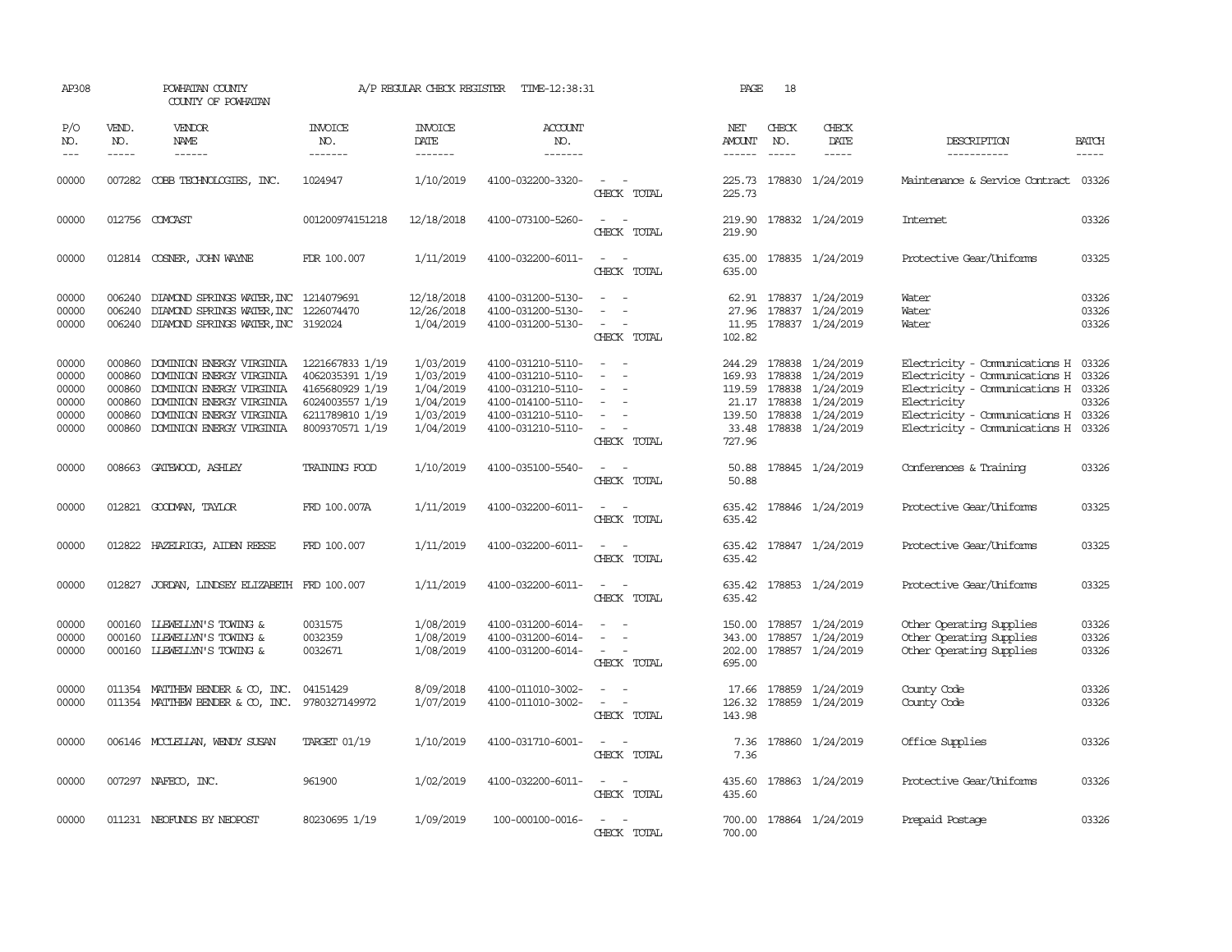AP308 POWHATAN COUNTY A/P REGULAR CHECK REGISTER TIME-12:38:31 PAGE 18

COUNTY OF POWHATAN

| P/O NO. | VEND. NO. | VENDOR NAME | INVOICE NO. | INVOICE DATE | ACCOUNT NO. | | NET AMOUNT | CHECK NO. | CHECK DATE | DESCRIPTION | BATCH |
|---|---|---|---|---|---|---|---|---|---|---|---|
| --- | ----- | ------ | ------- | ------- | ------- | | ------ | ----- | ----- | ----------- | ----- |
| 00000 | 007282 | COBB TECHNOLOGIES, INC. | 1024947 | 1/10/2019 | 4100-032200-3320- | - - | 225.73 | 178830 | 1/24/2019 | Maintenance & Service Contract | 03326 |
| | | | | | | CHECK TOTAL | 225.73 | | | | |
| 00000 | 012756 | COMCAST | 001200974151218 | 12/18/2018 | 4100-073100-5260- | - - | 219.90 | 178832 | 1/24/2019 | Internet | 03326 |
| | | | | | | CHECK TOTAL | 219.90 | | | | |
| 00000 | 012814 | COSNER, JOHN WAYNE | FDR 100.007 | 1/11/2019 | 4100-032200-6011- | - - | 635.00 | 178835 | 1/24/2019 | Protective Gear/Uniforms | 03325 |
| | | | | | | CHECK TOTAL | 635.00 | | | | |
| 00000 | 006240 | DIAMOND SPRINGS WATER, INC | 1214079691 | 12/18/2018 | 4100-031200-5130- | - - | 62.91 | 178837 | 1/24/2019 | Water | 03326 |
| 00000 | 006240 | DIAMOND SPRINGS WATER, INC | 1226074470 | 12/26/2018 | 4100-031200-5130- | - - | 27.96 | 178837 | 1/24/2019 | Water | 03326 |
| 00000 | 006240 | DIAMOND SPRINGS WATER, INC | 3192024 | 1/04/2019 | 4100-031200-5130- | - - | 11.95 | 178837 | 1/24/2019 | Water | 03326 |
| | | | | | | CHECK TOTAL | 102.82 | | | | |
| 00000 | 000860 | DOMINION ENERGY VIRGINIA | 1221667833 1/19 | 1/03/2019 | 4100-031210-5110- | - - | 244.29 | 178838 | 1/24/2019 | Electricity - Communications H | 03326 |
| 00000 | 000860 | DOMINION ENERGY VIRGINIA | 4062035391 1/19 | 1/03/2019 | 4100-031210-5110- | - - | 169.93 | 178838 | 1/24/2019 | Electricity - Communications H | 03326 |
| 00000 | 000860 | DOMINION ENERGY VIRGINIA | 4165680929 1/19 | 1/04/2019 | 4100-031210-5110- | - - | 119.59 | 178838 | 1/24/2019 | Electricity - Communications H | 03326 |
| 00000 | 000860 | DOMINION ENERGY VIRGINIA | 6024003557 1/19 | 1/04/2019 | 4100-014100-5110- | - - | 21.17 | 178838 | 1/24/2019 | Electricity | 03326 |
| 00000 | 000860 | DOMINION ENERGY VIRGINIA | 6211789810 1/19 | 1/03/2019 | 4100-031210-5110- | - - | 139.50 | 178838 | 1/24/2019 | Electricity - Communications H | 03326 |
| 00000 | 000860 | DOMINION ENERGY VIRGINIA | 8009370571 1/19 | 1/04/2019 | 4100-031210-5110- | - - | 33.48 | 178838 | 1/24/2019 | Electricity - Communications H | 03326 |
| | | | | | | CHECK TOTAL | 727.96 | | | | |
| 00000 | 008663 | GATEWOOD, ASHLEY | TRAINING FOOD | 1/10/2019 | 4100-035100-5540- | - - | 50.88 | 178845 | 1/24/2019 | Conferences & Training | 03326 |
| | | | | | | CHECK TOTAL | 50.88 | | | | |
| 00000 | 012821 | GOODMAN, TAYLOR | FRD 100.007A | 1/11/2019 | 4100-032200-6011- | - - | 635.42 | 178846 | 1/24/2019 | Protective Gear/Uniforms | 03325 |
| | | | | | | CHECK TOTAL | 635.42 | | | | |
| 00000 | 012822 | HAZELRIGG, AIDEN REESE | FRD 100.007 | 1/11/2019 | 4100-032200-6011- | - - | 635.42 | 178847 | 1/24/2019 | Protective Gear/Uniforms | 03325 |
| | | | | | | CHECK TOTAL | 635.42 | | | | |
| 00000 | 012827 | JORDAN, LINDSEY ELIZABETH | FRD 100.007 | 1/11/2019 | 4100-032200-6011- | - - | 635.42 | 178853 | 1/24/2019 | Protective Gear/Uniforms | 03325 |
| | | | | | | CHECK TOTAL | 635.42 | | | | |
| 00000 | 000160 | LLEWELLYN'S TOWING & | 0031575 | 1/08/2019 | 4100-031200-6014- | - - | 150.00 | 178857 | 1/24/2019 | Other Operating Supplies | 03326 |
| 00000 | 000160 | LLEWELLYN'S TOWING & | 0032359 | 1/08/2019 | 4100-031200-6014- | - - | 343.00 | 178857 | 1/24/2019 | Other Operating Supplies | 03326 |
| 00000 | 000160 | LLEWELLYN'S TOWING & | 0032671 | 1/08/2019 | 4100-031200-6014- | - - | 202.00 | 178857 | 1/24/2019 | Other Operating Supplies | 03326 |
| | | | | | | CHECK TOTAL | 695.00 | | | | |
| 00000 | 011354 | MATTHEW BENDER & CO, INC. | 04151429 | 8/09/2018 | 4100-011010-3002- | - - | 17.66 | 178859 | 1/24/2019 | County Code | 03326 |
| 00000 | 011354 | MATTHEW BENDER & CO, INC. | 9780327149972 | 1/07/2019 | 4100-011010-3002- | - - | 126.32 | 178859 | 1/24/2019 | County Code | 03326 |
| | | | | | | CHECK TOTAL | 143.98 | | | | |
| 00000 | 006146 | MCCLELLAN, WENDY SUSAN | TARGET 01/19 | 1/10/2019 | 4100-031710-6001- | - - | 7.36 | 178860 | 1/24/2019 | Office Supplies | 03326 |
| | | | | | | CHECK TOTAL | 7.36 | | | | |
| 00000 | 007297 | NAFECO, INC. | 961900 | 1/02/2019 | 4100-032200-6011- | - - | 435.60 | 178863 | 1/24/2019 | Protective Gear/Uniforms | 03326 |
| | | | | | | CHECK TOTAL | 435.60 | | | | |
| 00000 | 011231 | NEOFUNDS BY NEOPOST | 80230695 1/19 | 1/09/2019 | 100-000100-0016- | - - | 700.00 | 178864 | 1/24/2019 | Prepaid Postage | 03326 |
| | | | | | | CHECK TOTAL | 700.00 | | | | |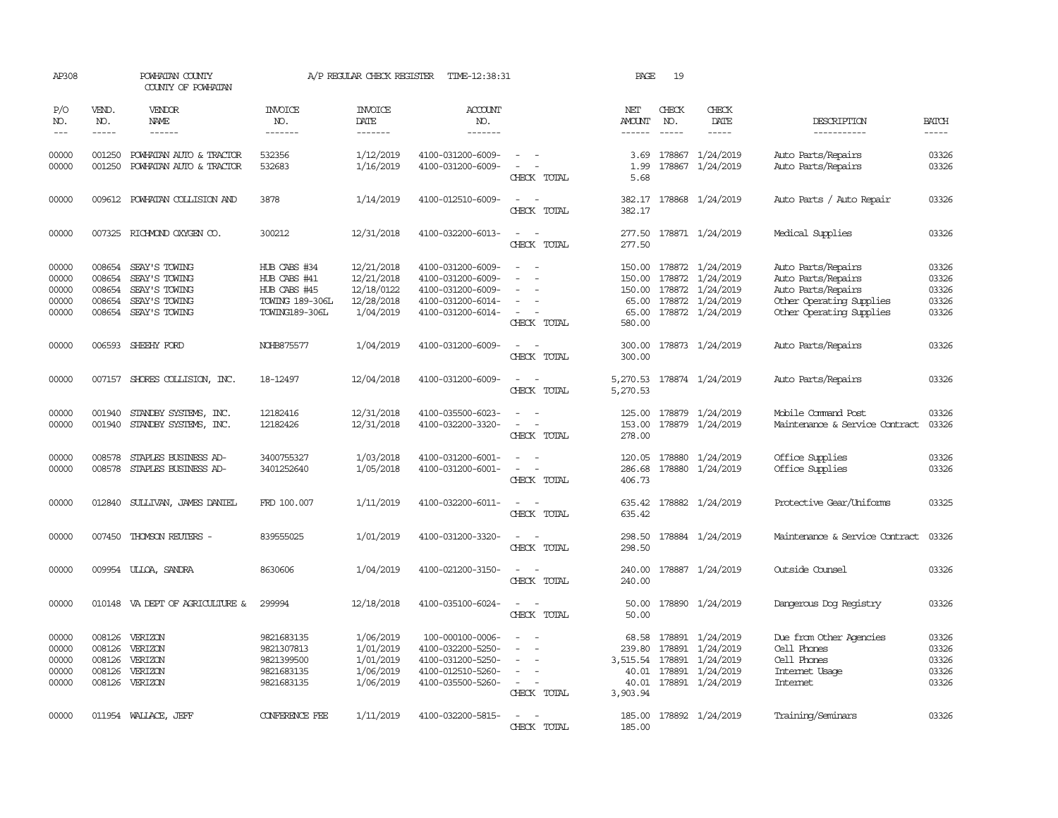AP308 POWHATAN COUNTY A/P REGULAR CHECK REGISTER TIME-12:38:31 PAGE 19

COUNTY OF POWHATAN

| P/O NO. | VEND. NO. | VENDOR NAME | INVOICE NO. | INVOICE DATE | ACCOUNT NO. | | NET AMOUNT | CHECK NO. | CHECK DATE | DESCRIPTION | BATCH |
|---|---|---|---|---|---|---|---|---|---|---|---|
| 00000 | 001250 | POWHATAN AUTO & TRACTOR | 532356 | 1/12/2019 | 4100-031200-6009- | - - | 3.69 | 178867 | 1/24/2019 | Auto Parts/Repairs | 03326 |
| 00000 | 001250 | POWHATAN AUTO & TRACTOR | 532683 | 1/16/2019 | 4100-031200-6009- | - - | 1.99 | 178867 | 1/24/2019 | Auto Parts/Repairs | 03326 |
| | | | | | | CHECK TOTAL | 5.68 | | | | |
| 00000 | 009612 | POWHATAN COLLISION AND | 3878 | 1/14/2019 | 4100-012510-6009- | - - | 382.17 | 178868 | 1/24/2019 | Auto Parts / Auto Repair | 03326 |
| | | | | | | CHECK TOTAL | 382.17 | | | | |
| 00000 | 007325 | RICHMOND OXYGEN CO. | 300212 | 12/31/2018 | 4100-032200-6013- | - - | 277.50 | 178871 | 1/24/2019 | Medical Supplies | 03326 |
| | | | | | | CHECK TOTAL | 277.50 | | | | |
| 00000 | 008654 | SEAY'S TOWING | HUB CABS #34 | 12/21/2018 | 4100-031200-6009- | - - | 150.00 | 178872 | 1/24/2019 | Auto Parts/Repairs | 03326 |
| 00000 | 008654 | SEAY'S TOWING | HUB CABS #41 | 12/21/2018 | 4100-031200-6009- | - - | 150.00 | 178872 | 1/24/2019 | Auto Parts/Repairs | 03326 |
| 00000 | 008654 | SEAY'S TOWING | HUB CABS #45 | 12/18/0122 | 4100-031200-6009- | - - | 150.00 | 178872 | 1/24/2019 | Auto Parts/Repairs | 03326 |
| 00000 | 008654 | SEAY'S TOWING | TOWING 189-306L | 12/28/2018 | 4100-031200-6014- | - - | 65.00 | 178872 | 1/24/2019 | Other Operating Supplies | 03326 |
| 00000 | 008654 | SEAY'S TOWING | TOWING189-306L | 1/04/2019 | 4100-031200-6014- | - - | 65.00 | 178872 | 1/24/2019 | Other Operating Supplies | 03326 |
| | | | | | | CHECK TOTAL | 580.00 | | | | |
| 00000 | 006593 | SHEEHY FORD | NOHB875577 | 1/04/2019 | 4100-031200-6009- | - - | 300.00 | 178873 | 1/24/2019 | Auto Parts/Repairs | 03326 |
| | | | | | | CHECK TOTAL | 300.00 | | | | |
| 00000 | 007157 | SHORES COLLISION, INC. | 18-12497 | 12/04/2018 | 4100-031200-6009- | - - | 5,270.53 | 178874 | 1/24/2019 | Auto Parts/Repairs | 03326 |
| | | | | | | CHECK TOTAL | 5,270.53 | | | | |
| 00000 | 001940 | STANDBY SYSTEMS, INC. | 12182416 | 12/31/2018 | 4100-035500-6023- | - - | 125.00 | 178879 | 1/24/2019 | Mobile Command Post | 03326 |
| 00000 | 001940 | STANDBY SYSTEMS, INC. | 12182426 | 12/31/2018 | 4100-032200-3320- | - - | 153.00 | 178879 | 1/24/2019 | Maintenance & Service Contract | 03326 |
| | | | | | | CHECK TOTAL | 278.00 | | | | |
| 00000 | 008578 | STAPLES BUSINESS AD- | 3400755327 | 1/03/2018 | 4100-031200-6001- | - - | 120.05 | 178880 | 1/24/2019 | Office Supplies | 03326 |
| 00000 | 008578 | STAPLES BUSINESS AD- | 3401252640 | 1/05/2018 | 4100-031200-6001- | - - | 286.68 | 178880 | 1/24/2019 | Office Supplies | 03326 |
| | | | | | | CHECK TOTAL | 406.73 | | | | |
| 00000 | 012840 | SULLIVAN, JAMES DANIEL | FRD 100.007 | 1/11/2019 | 4100-032200-6011- | - - | 635.42 | 178882 | 1/24/2019 | Protective Gear/Uniforms | 03325 |
| | | | | | | CHECK TOTAL | 635.42 | | | | |
| 00000 | 007450 | THOMSON REUTERS - | 839555025 | 1/01/2019 | 4100-031200-3320- | - - | 298.50 | 178884 | 1/24/2019 | Maintenance & Service Contract | 03326 |
| | | | | | | CHECK TOTAL | 298.50 | | | | |
| 00000 | 009954 | ULLOA, SANDRA | 8630606 | 1/04/2019 | 4100-021200-3150- | - - | 240.00 | 178887 | 1/24/2019 | Outside Counsel | 03326 |
| | | | | | | CHECK TOTAL | 240.00 | | | | |
| 00000 | 010148 | VA DEPT OF AGRICULTURE & | 299994 | 12/18/2018 | 4100-035100-6024- | - - | 50.00 | 178890 | 1/24/2019 | Dangerous Dog Registry | 03326 |
| | | | | | | CHECK TOTAL | 50.00 | | | | |
| 00000 | 008126 | VERIZON | 9821683135 | 1/06/2019 | 100-000100-0006- | - - | 68.58 | 178891 | 1/24/2019 | Due from Other Agencies | 03326 |
| 00000 | 008126 | VERIZON | 9821307813 | 1/01/2019 | 4100-032200-5250- | - - | 239.80 | 178891 | 1/24/2019 | Cell Phones | 03326 |
| 00000 | 008126 | VERIZON | 9821399500 | 1/01/2019 | 4100-031200-5250- | - - | 3,515.54 | 178891 | 1/24/2019 | Cell Phones | 03326 |
| 00000 | 008126 | VERIZON | 9821683135 | 1/06/2019 | 4100-012510-5260- | - - | 40.01 | 178891 | 1/24/2019 | Internet Usage | 03326 |
| 00000 | 008126 | VERIZON | 9821683135 | 1/06/2019 | 4100-035500-5260- | - - | 40.01 | 178891 | 1/24/2019 | Internet | 03326 |
| | | | | | | CHECK TOTAL | 3,903.94 | | | | |
| 00000 | 011954 | WALLACE, JEFF | CONFERENCE FEE | 1/11/2019 | 4100-032200-5815- | - - | 185.00 | 178892 | 1/24/2019 | Training/Seminars | 03326 |
| | | | | | | CHECK TOTAL | 185.00 | | | | |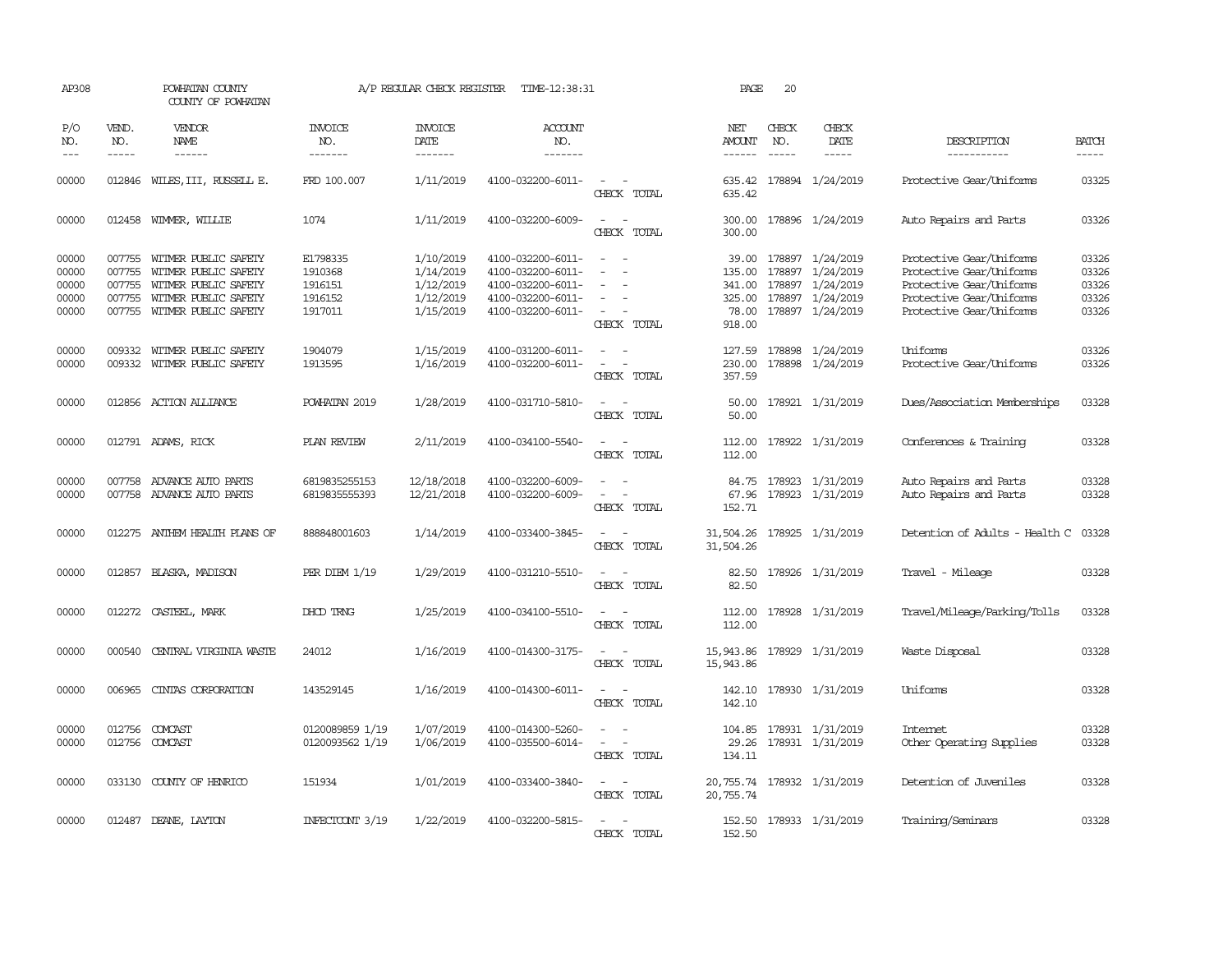AP308 POWHATAN COUNTY A/P REGULAR CHECK REGISTER TIME-12:38:31
COUNTY OF POWHATAN

| P/O NO. | VEND. NO. | VENDOR NAME | INVOICE NO. | INVOICE DATE | ACCOUNT NO. | | NET AMOUNT | CHECK NO. | CHECK DATE | DESCRIPTION | BATCH |
|---|---|---|---|---|---|---|---|---|---|---|---|
| 00000 | 012846 | WILES,III, RUSSELL E. | FRD 100.007 | 1/11/2019 | 4100-032200-6011- | - - | 635.42 | 178894 | 1/24/2019 | Protective Gear/Uniforms | 03325 |
| | | | | | | CHECK TOTAL | 635.42 | | | | |
| 00000 | 012458 | WIMMER, WILLIE | 1074 | 1/11/2019 | 4100-032200-6009- | - - | 300.00 | 178896 | 1/24/2019 | Auto Repairs and Parts | 03326 |
| | | | | | | CHECK TOTAL | 300.00 | | | | |
| 00000 | 007755 | WITMER PUBLIC SAFETY | E1798335 | 1/10/2019 | 4100-032200-6011- | - - | 39.00 | 178897 | 1/24/2019 | Protective Gear/Uniforms | 03326 |
| 00000 | 007755 | WITMER PUBLIC SAFETY | 1910368 | 1/14/2019 | 4100-032200-6011- | - - | 135.00 | 178897 | 1/24/2019 | Protective Gear/Uniforms | 03326 |
| 00000 | 007755 | WITMER PUBLIC SAFETY | 1916151 | 1/12/2019 | 4100-032200-6011- | - - | 341.00 | 178897 | 1/24/2019 | Protective Gear/Uniforms | 03326 |
| 00000 | 007755 | WITMER PUBLIC SAFETY | 1916152 | 1/12/2019 | 4100-032200-6011- | - - | 325.00 | 178897 | 1/24/2019 | Protective Gear/Uniforms | 03326 |
| 00000 | 007755 | WITMER PUBLIC SAFETY | 1917011 | 1/15/2019 | 4100-032200-6011- | - - | 78.00 | 178897 | 1/24/2019 | Protective Gear/Uniforms | 03326 |
| | | | | | | CHECK TOTAL | 918.00 | | | | |
| 00000 | 009332 | WITMER PUBLIC SAFETY | 1904079 | 1/15/2019 | 4100-031200-6011- | - - | 127.59 | 178898 | 1/24/2019 | Uniforms | 03326 |
| 00000 | 009332 | WITMER PUBLIC SAFETY | 1913595 | 1/16/2019 | 4100-032200-6011- | - - | 230.00 | 178898 | 1/24/2019 | Protective Gear/Uniforms | 03326 |
| | | | | | | CHECK TOTAL | 357.59 | | | | |
| 00000 | 012856 | ACTION ALLIANCE | POWHATAN 2019 | 1/28/2019 | 4100-031710-5810- | - - | 50.00 | 178921 | 1/31/2019 | Dues/Association Memberships | 03328 |
| | | | | | | CHECK TOTAL | 50.00 | | | | |
| 00000 | 012791 | ADAMS, RICK | PLAN REVIEW | 2/11/2019 | 4100-034100-5540- | - - | 112.00 | 178922 | 1/31/2019 | Conferences & Training | 03328 |
| | | | | | | CHECK TOTAL | 112.00 | | | | |
| 00000 | 007758 | ADVANCE AUTO PARTS | 6819835255153 | 12/18/2018 | 4100-032200-6009- | - - | 84.75 | 178923 | 1/31/2019 | Auto Repairs and Parts | 03328 |
| 00000 | 007758 | ADVANCE AUTO PARTS | 6819835555393 | 12/21/2018 | 4100-032200-6009- | - - | 67.96 | 178923 | 1/31/2019 | Auto Repairs and Parts | 03328 |
| | | | | | | CHECK TOTAL | 152.71 | | | | |
| 00000 | 012275 | ANTHEM HEALTH PLANS OF | 888848001603 | 1/14/2019 | 4100-033400-3845- | - - | 31,504.26 | 178925 | 1/31/2019 | Detention of Adults - Health C | 03328 |
| | | | | | | CHECK TOTAL | 31,504.26 | | | | |
| 00000 | 012857 | BLASKA, MADISON | PER DIEM 1/19 | 1/29/2019 | 4100-031210-5510- | - - | 82.50 | 178926 | 1/31/2019 | Travel - Mileage | 03328 |
| | | | | | | CHECK TOTAL | 82.50 | | | | |
| 00000 | 012272 | CASTEEL, MARK | DHCD TRNG | 1/25/2019 | 4100-034100-5510- | - - | 112.00 | 178928 | 1/31/2019 | Travel/Mileage/Parking/Tolls | 03328 |
| | | | | | | CHECK TOTAL | 112.00 | | | | |
| 00000 | 000540 | CENTRAL VIRGINIA WASTE | 24012 | 1/16/2019 | 4100-014300-3175- | - - | 15,943.86 | 178929 | 1/31/2019 | Waste Disposal | 03328 |
| | | | | | | CHECK TOTAL | 15,943.86 | | | | |
| 00000 | 006965 | CINTAS CORPORATION | 143529145 | 1/16/2019 | 4100-014300-6011- | - - | 142.10 | 178930 | 1/31/2019 | Uniforms | 03328 |
| | | | | | | CHECK TOTAL | 142.10 | | | | |
| 00000 | 012756 | COMCAST | 0120089859 1/19 | 1/07/2019 | 4100-014300-5260- | - - | 104.85 | 178931 | 1/31/2019 | Internet | 03328 |
| 00000 | 012756 | COMCAST | 0120093562 1/19 | 1/06/2019 | 4100-035500-6014- | - - | 29.26 | 178931 | 1/31/2019 | Other Operating Supplies | 03328 |
| | | | | | | CHECK TOTAL | 134.11 | | | | |
| 00000 | 033130 | COUNTY OF HENRICO | 151934 | 1/01/2019 | 4100-033400-3840- | - - | 20,755.74 | 178932 | 1/31/2019 | Detention of Juveniles | 03328 |
| | | | | | | CHECK TOTAL | 20,755.74 | | | | |
| 00000 | 012487 | DEANE, LAYTON | INFECTCONT 3/19 | 1/22/2019 | 4100-032200-5815- | - - | 152.50 | 178933 | 1/31/2019 | Training/Seminars | 03328 |
| | | | | | | CHECK TOTAL | 152.50 | | | | |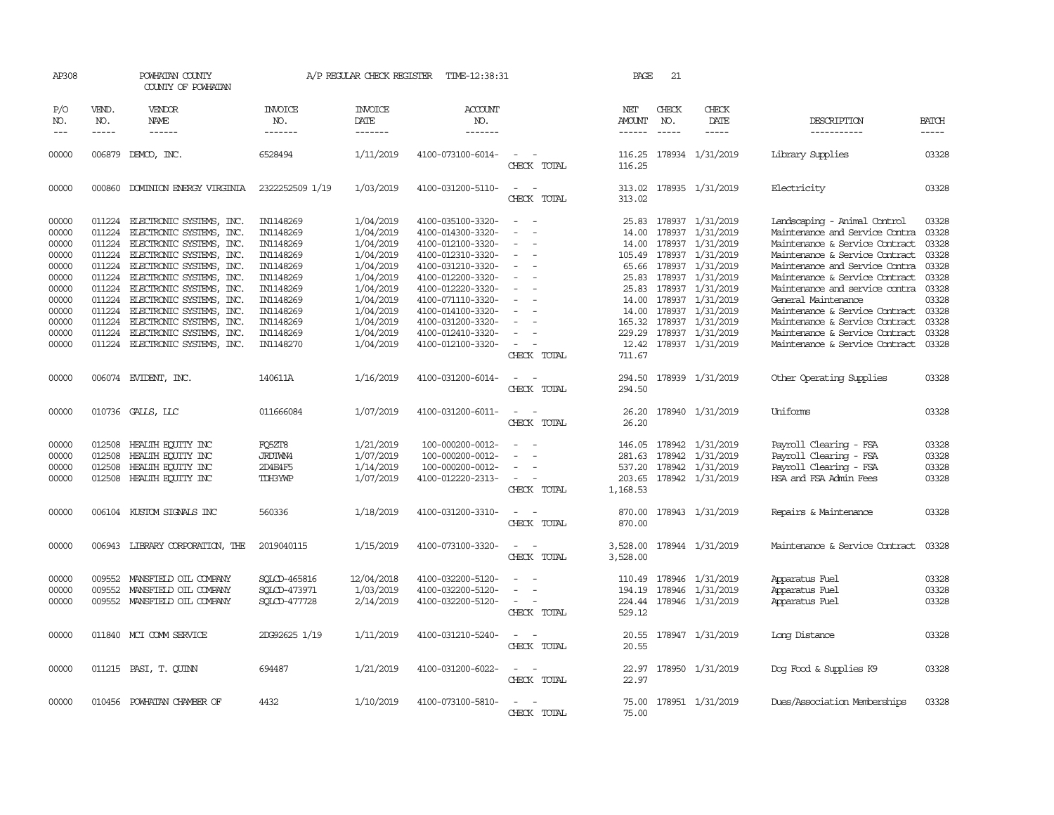AP308 POWHATAN COUNTY A/P REGULAR CHECK REGISTER TIME-12:38:31 PAGE 21

COUNTY OF POWHATAN

| P/O NO. | VEND. NO. | VENDOR NAME | INVOICE NO. | INVOICE DATE | ACCOUNT NO. | | NET AMOUNT | CHECK NO. | CHECK DATE | DESCRIPTION | BATCH |
|---|---|---|---|---|---|---|---|---|---|---|---|
| 00000 | 006879 | DEMCO, INC. | 6528494 | 1/11/2019 | 4100-073100-6014- | - - | 116.25 | 178934 | 1/31/2019 | Library Supplies | 03328 |
| | | | | | | CHECK TOTAL | 116.25 | | | | |
| 00000 | 000860 | DOMINION ENERGY VIRGINIA | 2322252509 1/19 | 1/03/2019 | 4100-031200-5110- | - - | 313.02 | 178935 | 1/31/2019 | Electricity | 03328 |
| | | | | | | CHECK TOTAL | 313.02 | | | | |
| 00000 | 011224 | ELECTRONIC SYSTEMS, INC. | IN1148269 | 1/04/2019 | 4100-035100-3320- | - - | 25.83 | 178937 | 1/31/2019 | Landscaping - Animal Control | 03328 |
| 00000 | 011224 | ELECTRONIC SYSTEMS, INC. | IN1148269 | 1/04/2019 | 4100-014300-3320- | - - | 14.00 | 178937 | 1/31/2019 | Maintenance and Service Contra | 03328 |
| 00000 | 011224 | ELECTRONIC SYSTEMS, INC. | IN1148269 | 1/04/2019 | 4100-012100-3320- | - - | 14.00 | 178937 | 1/31/2019 | Maintenance & Service Contract | 03328 |
| 00000 | 011224 | ELECTRONIC SYSTEMS, INC. | IN1148269 | 1/04/2019 | 4100-012310-3320- | - - | 105.49 | 178937 | 1/31/2019 | Maintenance & Service Contract | 03328 |
| 00000 | 011224 | ELECTRONIC SYSTEMS, INC. | IN1148269 | 1/04/2019 | 4100-031210-3320- | - - | 65.66 | 178937 | 1/31/2019 | Maintenance and Service Contra | 03328 |
| 00000 | 011224 | ELECTRONIC SYSTEMS, INC. | IN1148269 | 1/04/2019 | 4100-012200-3320- | - - | 25.83 | 178937 | 1/31/2019 | Maintenance & Service Contract | 03328 |
| 00000 | 011224 | ELECTRONIC SYSTEMS, INC. | IN1148269 | 1/04/2019 | 4100-012220-3320- | - - | 25.83 | 178937 | 1/31/2019 | Maintenance and service contra | 03328 |
| 00000 | 011224 | ELECTRONIC SYSTEMS, INC. | IN1148269 | 1/04/2019 | 4100-071110-3320- | - - | 14.00 | 178937 | 1/31/2019 | General Maintenance | 03328 |
| 00000 | 011224 | ELECTRONIC SYSTEMS, INC. | IN1148269 | 1/04/2019 | 4100-014100-3320- | - - | 14.00 | 178937 | 1/31/2019 | Maintenance & Service Contract | 03328 |
| 00000 | 011224 | ELECTRONIC SYSTEMS, INC. | IN1148269 | 1/04/2019 | 4100-031200-3320- | - - | 165.32 | 178937 | 1/31/2019 | Maintenance & Service Contract | 03328 |
| 00000 | 011224 | ELECTRONIC SYSTEMS, INC. | IN1148269 | 1/04/2019 | 4100-012410-3320- | - - | 229.29 | 178937 | 1/31/2019 | Maintenance & Service Contract | 03328 |
| 00000 | 011224 | ELECTRONIC SYSTEMS, INC. | IN1148270 | 1/04/2019 | 4100-012100-3320- | - - | 12.42 | 178937 | 1/31/2019 | Maintenance & Service Contract | 03328 |
| | | | | | | CHECK TOTAL | 711.67 | | | | |
| 00000 | 006074 | EVIDENT, INC. | 140611A | 1/16/2019 | 4100-031200-6014- | - - | 294.50 | 178939 | 1/31/2019 | Other Operating Supplies | 03328 |
| | | | | | | CHECK TOTAL | 294.50 | | | | |
| 00000 | 010736 | GALLS, LLC | 011666084 | 1/07/2019 | 4100-031200-6011- | - - | 26.20 | 178940 | 1/31/2019 | Uniforms | 03328 |
| | | | | | | CHECK TOTAL | 26.20 | | | | |
| 00000 | 012508 | HEALTH EQUITY INC | FQ5ZT8 | 1/21/2019 | 100-000200-0012- | - - | 146.05 | 178942 | 1/31/2019 | Payroll Clearing - FSA | 03328 |
| 00000 | 012508 | HEALTH EQUITY INC | JRDIWN4 | 1/07/2019 | 100-000200-0012- | - - | 281.63 | 178942 | 1/31/2019 | Payroll Clearing - FSA | 03328 |
| 00000 | 012508 | HEALTH EQUITY INC | 2D4E4F5 | 1/14/2019 | 100-000200-0012- | - - | 537.20 | 178942 | 1/31/2019 | Payroll Clearing - FSA | 03328 |
| 00000 | 012508 | HEALTH EQUITY INC | TDH3YWP | 1/07/2019 | 4100-012220-2313- | - - | 203.65 | 178942 | 1/31/2019 | HSA and FSA Admin Fees | 03328 |
| | | | | | | CHECK TOTAL | 1,168.53 | | | | |
| 00000 | 006104 | KUSTOM SIGNALS INC | 560336 | 1/18/2019 | 4100-031200-3310- | - - | 870.00 | 178943 | 1/31/2019 | Repairs & Maintenance | 03328 |
| | | | | | | CHECK TOTAL | 870.00 | | | | |
| 00000 | 006943 | LIBRARY CORPORATION, THE | 2019040115 | 1/15/2019 | 4100-073100-3320- | - - | 3,528.00 | 178944 | 1/31/2019 | Maintenance & Service Contract | 03328 |
| | | | | | | CHECK TOTAL | 3,528.00 | | | | |
| 00000 | 009552 | MANSFIELD OIL COMPANY | SQLCD-465816 | 12/04/2018 | 4100-032200-5120- | - - | 110.49 | 178946 | 1/31/2019 | Apparatus Fuel | 03328 |
| 00000 | 009552 | MANSFIELD OIL COMPANY | SQLCD-473971 | 1/03/2019 | 4100-032200-5120- | - - | 194.19 | 178946 | 1/31/2019 | Apparatus Fuel | 03328 |
| 00000 | 009552 | MANSFIELD OIL COMPANY | SQLCD-477728 | 2/14/2019 | 4100-032200-5120- | - - | 224.44 | 178946 | 1/31/2019 | Apparatus Fuel | 03328 |
| | | | | | | CHECK TOTAL | 529.12 | | | | |
| 00000 | 011840 | MCI COMM SERVICE | 2DG92625 1/19 | 1/11/2019 | 4100-031210-5240- | - - | 20.55 | 178947 | 1/31/2019 | Long Distance | 03328 |
| | | | | | | CHECK TOTAL | 20.55 | | | | |
| 00000 | 011215 | PASI, T. QUINN | 694487 | 1/21/2019 | 4100-031200-6022- | - - | 22.97 | 178950 | 1/31/2019 | Dog Food & Supplies K9 | 03328 |
| | | | | | | CHECK TOTAL | 22.97 | | | | |
| 00000 | 010456 | POWHATAN CHAMBER OF | 4432 | 1/10/2019 | 4100-073100-5810- | - - | 75.00 | 178951 | 1/31/2019 | Dues/Association Memberships | 03328 |
| | | | | | | CHECK TOTAL | 75.00 | | | | |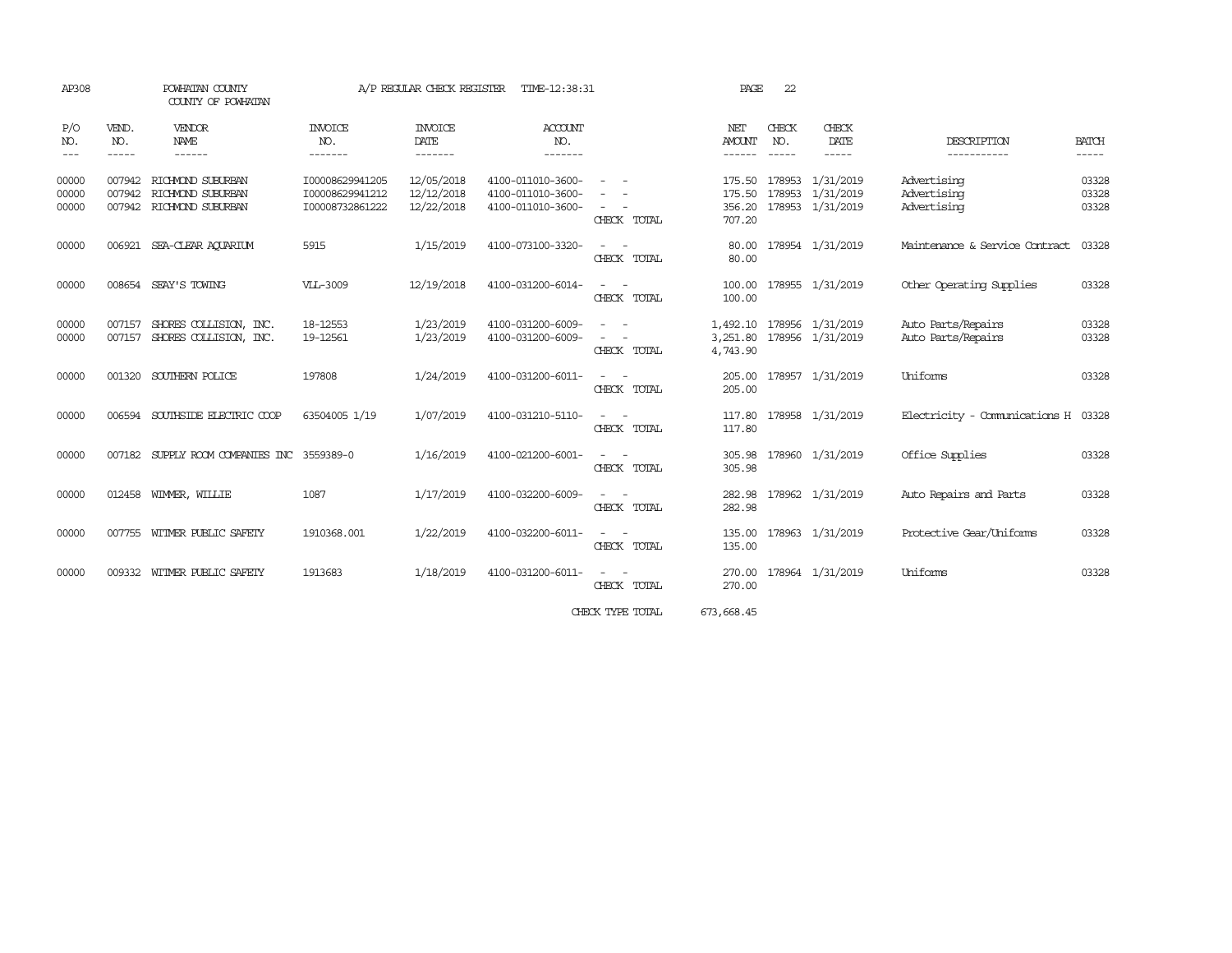AP308 POWHATAN COUNTY A/P REGULAR CHECK REGISTER TIME-12:38:31 PAGE 22

COUNTY OF POWHATAN

| P/O NO. | VEND. NO. | VENDOR NAME | INVOICE NO. | INVOICE DATE | ACCOUNT NO. | | NET AMOUNT | CHECK NO. | CHECK DATE | DESCRIPTION | BATCH |
|---|---|---|---|---|---|---|---|---|---|---|---|
| 00000 | 007942 | RICHMOND SUBURBAN | I00008629941205 | 12/05/2018 | 4100-011010-3600- | - - | 175.50 | 178953 | 1/31/2019 | Advertising | 03328 |
| 00000 | 007942 | RICHMOND SUBURBAN | I00008629941212 | 12/12/2018 | 4100-011010-3600- | - - | 175.50 | 178953 | 1/31/2019 | Advertising | 03328 |
| 00000 | 007942 | RICHMOND SUBURBAN | I00008732861222 | 12/22/2018 | 4100-011010-3600- | - - | 356.20 | 178953 | 1/31/2019 | Advertising | 03328 |
| | | | | | | CHECK TOTAL | 707.20 | | | | |
| 00000 | 006921 | SEA-CLEAR AQUARIUM | 5915 | 1/15/2019 | 4100-073100-3320- | - - | 80.00 | 178954 | 1/31/2019 | Maintenance & Service Contract | 03328 |
| | | | | | | CHECK TOTAL | 80.00 | | | | |
| 00000 | 008654 | SEAY'S TOWING | VLL-3009 | 12/19/2018 | 4100-031200-6014- | - - | 100.00 | 178955 | 1/31/2019 | Other Operating Supplies | 03328 |
| | | | | | | CHECK TOTAL | 100.00 | | | | |
| 00000 | 007157 | SHORES COLLISION, INC. | 18-12553 | 1/23/2019 | 4100-031200-6009- | - - | 1,492.10 | 178956 | 1/31/2019 | Auto Parts/Repairs | 03328 |
| 00000 | 007157 | SHORES COLLISION, INC. | 19-12561 | 1/23/2019 | 4100-031200-6009- | - - | 3,251.80 | 178956 | 1/31/2019 | Auto Parts/Repairs | 03328 |
| | | | | | | CHECK TOTAL | 4,743.90 | | | | |
| 00000 | 001320 | SOUTHERN POLICE | 197808 | 1/24/2019 | 4100-031200-6011- | - - | 205.00 | 178957 | 1/31/2019 | Uniforms | 03328 |
| | | | | | | CHECK TOTAL | 205.00 | | | | |
| 00000 | 006594 | SOUTHSIDE ELECTRIC COOP | 63504005 1/19 | 1/07/2019 | 4100-031210-5110- | - - | 117.80 | 178958 | 1/31/2019 | Electricity - Communications H | 03328 |
| | | | | | | CHECK TOTAL | 117.80 | | | | |
| 00000 | 007182 | SUPPLY ROOM COMPANIES INC | 3559389-0 | 1/16/2019 | 4100-021200-6001- | - - | 305.98 | 178960 | 1/31/2019 | Office Supplies | 03328 |
| | | | | | | CHECK TOTAL | 305.98 | | | | |
| 00000 | 012458 | WIMMER, WILLIE | 1087 | 1/17/2019 | 4100-032200-6009- | - - | 282.98 | 178962 | 1/31/2019 | Auto Repairs and Parts | 03328 |
| | | | | | | CHECK TOTAL | 282.98 | | | | |
| 00000 | 007755 | WITMER PUBLIC SAFETY | 1910368.001 | 1/22/2019 | 4100-032200-6011- | - - | 135.00 | 178963 | 1/31/2019 | Protective Gear/Uniforms | 03328 |
| | | | | | | CHECK TOTAL | 135.00 | | | | |
| 00000 | 009332 | WITMER PUBLIC SAFETY | 1913683 | 1/18/2019 | 4100-031200-6011- | - - | 270.00 | 178964 | 1/31/2019 | Uniforms | 03328 |
| | | | | | | CHECK TOTAL | 270.00 | | | | |
| | | | | | | CHECK TYPE TOTAL | 673,668.45 | | | | |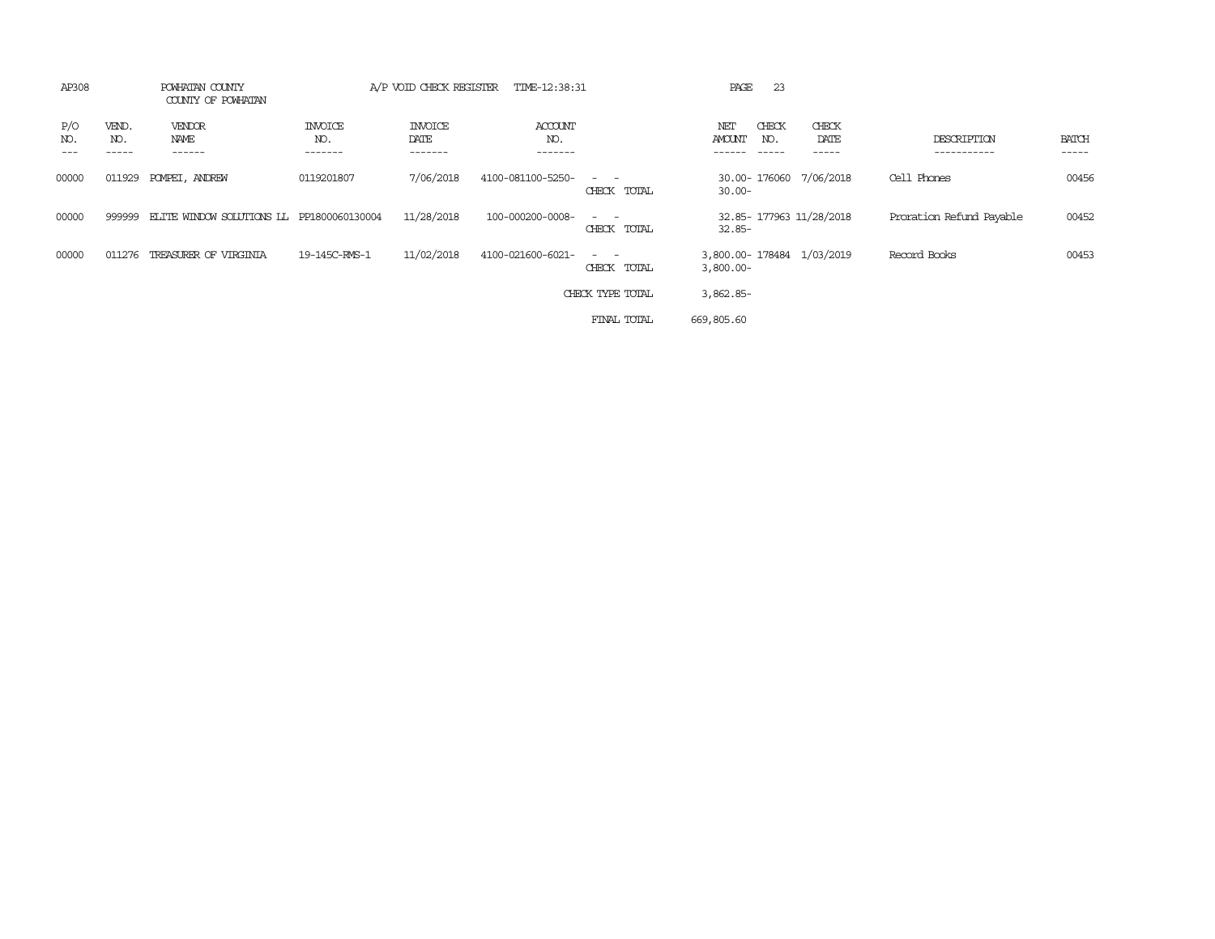AP308 POWHATAN COUNTY A/P VOID CHECK REGISTER TIME-12:38:31

COUNTY OF POWHATAN

| P/O NO. | VEND. NO. | VENDOR NAME | INVOICE NO. | INVOICE DATE | ACCOUNT NO. | | NET AMOUNT | CHECK NO. | CHECK DATE | DESCRIPTION | BATCH |
|---|---|---|---|---|---|---|---|---|---|---|---|
| 00000 | 011929 | POMPEI, ANDREW | 0119201807 | 7/06/2018 | 4100-081100-5250- | - - | 30.00- | 176060 | 7/06/2018 | Cell Phones | 00456 |
| | | | | | | CHECK TOTAL | 30.00- | | | | |
| 00000 | 999999 | ELITE WINDOW SOLUTIONS LL | PP1800060130004 | 11/28/2018 | 100-000200-0008- | - - | 32.85- | 177963 | 11/28/2018 | Proration Refund Payable | 00452 |
| | | | | | | CHECK TOTAL | 32.85- | | | | |
| 00000 | 011276 | TREASURER OF VIRGINIA | 19-145C-RMS-1 | 11/02/2018 | 4100-021600-6021- | - - | 3,800.00- | 178484 | 1/03/2019 | Record Books | 00453 |
| | | | | | | CHECK TOTAL | 3,800.00- | | | | |
| | | | | | | CHECK TYPE TOTAL | 3,862.85- | | | | |
| | | | | | | FINAL TOTAL | 669,805.60 | | | | |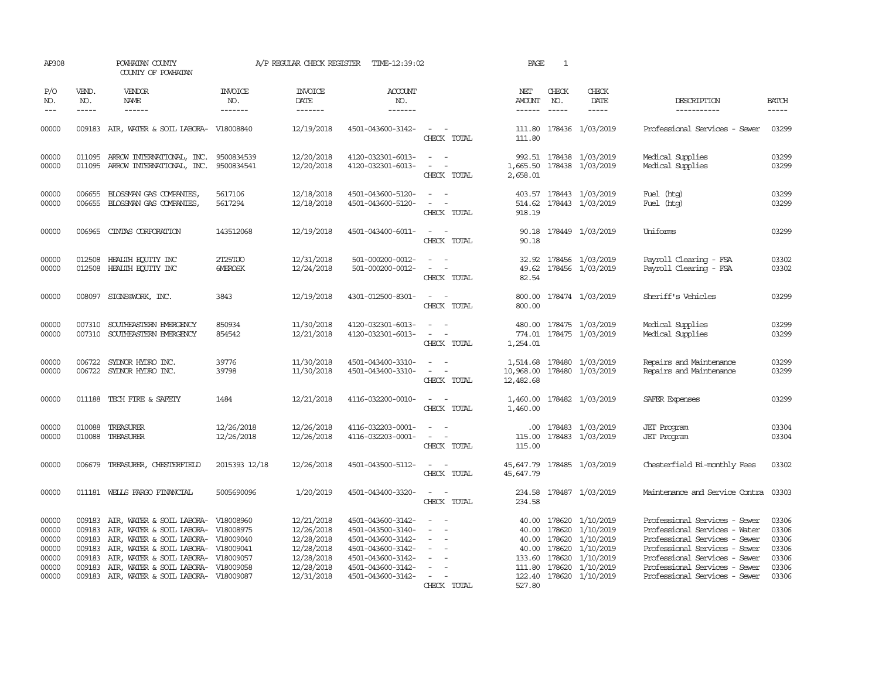AP308 POWHATAN COUNTY A/P REGULAR CHECK REGISTER TIME-12:39:02 PAGE 1

COUNTY OF POWHATAN

| P/O NO. | VEND. NO. | VENDOR NAME | INVOICE NO. | INVOICE DATE | ACCOUNT NO. | | NET AMOUNT | CHECK NO. | CHECK DATE | DESCRIPTION | BATCH |
|---|---|---|---|---|---|---|---|---|---|---|---|
| 00000 | 009183 | AIR, WATER & SOIL LABORA- | V18008840 | 12/19/2018 | 4501-043600-3142- | - - | 111.80 | 178436 | 1/03/2019 | Professional Services - Sewer | 03299 |
| | | | | | | CHECK TOTAL | 111.80 | | | | |
| 00000 | 011095 | ARROW INTERNATIONAL, INC. | 9500834539 | 12/20/2018 | 4120-032301-6013- | - - | 992.51 | 178438 | 1/03/2019 | Medical Supplies | 03299 |
| 00000 | 011095 | ARROW INTERNATIONAL, INC. | 9500834541 | 12/20/2018 | 4120-032301-6013- | - - | 1,665.50 | 178438 | 1/03/2019 | Medical Supplies | 03299 |
| | | | | | | CHECK TOTAL | 2,658.01 | | | | |
| 00000 | 006655 | BLOSSMAN GAS COMPANIES, | 5617106 | 12/18/2018 | 4501-043600-5120- | - - | 403.57 | 178443 | 1/03/2019 | Fuel (htg) | 03299 |
| 00000 | 006655 | BLOSSMAN GAS COMPANIES, | 5617294 | 12/18/2018 | 4501-043600-5120- | - - | 514.62 | 178443 | 1/03/2019 | Fuel (htg) | 03299 |
| | | | | | | CHECK TOTAL | 918.19 | | | | |
| 00000 | 006965 | CINTAS CORPORATION | 143512068 | 12/19/2018 | 4501-043400-6011- | - - | 90.18 | 178449 | 1/03/2019 | Uniforms | 03299 |
| | | | | | | CHECK TOTAL | 90.18 | | | | |
| 00000 | 012508 | HEALTH EQUITY INC | 2T25TJO | 12/31/2018 | 501-000200-0012- | - - | 32.92 | 178456 | 1/03/2019 | Payroll Clearing - FSA | 03302 |
| 00000 | 012508 | HEALTH EQUITY INC | 6MEROSK | 12/24/2018 | 501-000200-0012- | - - | 49.62 | 178456 | 1/03/2019 | Payroll Clearing - FSA | 03302 |
| | | | | | | CHECK TOTAL | 82.54 | | | | |
| 00000 | 008097 | SIGNS@WORK, INC. | 3843 | 12/19/2018 | 4301-012500-8301- | - - | 800.00 | 178474 | 1/03/2019 | Sheriff's Vehicles | 03299 |
| | | | | | | CHECK TOTAL | 800.00 | | | | |
| 00000 | 007310 | SOUTHEASTERN EMERGENCY | 850934 | 11/30/2018 | 4120-032301-6013- | - - | 480.00 | 178475 | 1/03/2019 | Medical Supplies | 03299 |
| 00000 | 007310 | SOUTHEASTERN EMERGENCY | 854542 | 12/21/2018 | 4120-032301-6013- | - - | 774.01 | 178475 | 1/03/2019 | Medical Supplies | 03299 |
| | | | | | | CHECK TOTAL | 1,254.01 | | | | |
| 00000 | 006722 | SYDNOR HYDRO INC. | 39776 | 11/30/2018 | 4501-043400-3310- | - - | 1,514.68 | 178480 | 1/03/2019 | Repairs and Maintenance | 03299 |
| 00000 | 006722 | SYDNOR HYDRO INC. | 39798 | 11/30/2018 | 4501-043400-3310- | - - | 10,968.00 | 178480 | 1/03/2019 | Repairs and Maintenance | 03299 |
| | | | | | | CHECK TOTAL | 12,482.68 | | | | |
| 00000 | 011188 | TECH FIRE & SAFETY | 1484 | 12/21/2018 | 4116-032200-0010- | - - | 1,460.00 | 178482 | 1/03/2019 | SAFER Expenses | 03299 |
| | | | | | | CHECK TOTAL | 1,460.00 | | | | |
| 00000 | 010088 | TREASURER | 12/26/2018 | 12/26/2018 | 4116-032203-0001- | - - | .00 | 178483 | 1/03/2019 | JET Program | 03304 |
| 00000 | 010088 | TREASURER | 12/26/2018 | 12/26/2018 | 4116-032203-0001- | - - | 115.00 | 178483 | 1/03/2019 | JET Program | 03304 |
| | | | | | | CHECK TOTAL | 115.00 | | | | |
| 00000 | 006679 | TREASURER, CHESTERFIELD | 2015393 12/18 | 12/26/2018 | 4501-043500-5112- | - - | 45,647.79 | 178485 | 1/03/2019 | Chesterfield Bi-monthly Fees | 03302 |
| | | | | | | CHECK TOTAL | 45,647.79 | | | | |
| 00000 | 011181 | WELLS FARGO FINANCIAL | 5005690096 | 1/20/2019 | 4501-043400-3320- | - - | 234.58 | 178487 | 1/03/2019 | Maintenance and Service Contra | 03303 |
| | | | | | | CHECK TOTAL | 234.58 | | | | |
| 00000 | 009183 | AIR, WATER & SOIL LABORA- | V18008960 | 12/21/2018 | 4501-043600-3142- | - - | 40.00 | 178620 | 1/10/2019 | Professional Services - Sewer | 03306 |
| 00000 | 009183 | AIR, WATER & SOIL LABORA- | V18008975 | 12/26/2018 | 4501-043500-3140- | - - | 40.00 | 178620 | 1/10/2019 | Professional Services - Water | 03306 |
| 00000 | 009183 | AIR, WATER & SOIL LABORA- | V18009040 | 12/28/2018 | 4501-043600-3142- | - - | 40.00 | 178620 | 1/10/2019 | Professional Services - Sewer | 03306 |
| 00000 | 009183 | AIR, WATER & SOIL LABORA- | V18009041 | 12/28/2018 | 4501-043600-3142- | - - | 40.00 | 178620 | 1/10/2019 | Professional Services - Sewer | 03306 |
| 00000 | 009183 | AIR, WATER & SOIL LABORA- | V18009057 | 12/28/2018 | 4501-043600-3142- | - - | 133.60 | 178620 | 1/10/2019 | Professional Services - Sewer | 03306 |
| 00000 | 009183 | AIR, WATER & SOIL LABORA- | V18009058 | 12/28/2018 | 4501-043600-3142- | - - | 111.80 | 178620 | 1/10/2019 | Professional Services - Sewer | 03306 |
| 00000 | 009183 | AIR, WATER & SOIL LABORA- | V18009087 | 12/31/2018 | 4501-043600-3142- | - - | 122.40 | 178620 | 1/10/2019 | Professional Services - Sewer | 03306 |
| | | | | | | CHECK TOTAL | 527.80 | | | | |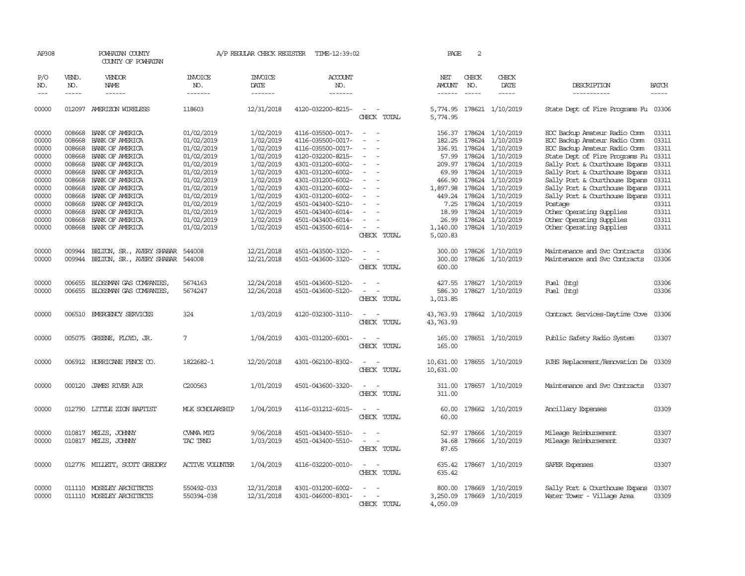AP308 POWHATAN COUNTY A/P REGULAR CHECK REGISTER TIME-12:39:02 PAGE 2

COUNTY OF POWHATAN

| P/O NO. | VEND. NO. | VENDOR NAME | INVOICE NO. | INVOICE DATE | ACCOUNT NO. | | NET AMOUNT | CHECK NO. | CHECK DATE | DESCRIPTION | BATCH |
|---|---|---|---|---|---|---|---|---|---|---|---|
| 00000 | 012097 | AMERIZON WIRELESS | 118603 | 12/31/2018 | 4120-032200-8215- | - - | 5,774.95 | 178621 | 1/10/2019 | State Dept of Fire Programs Fu | 03306 |
| | | | | | | CHECK TOTAL | 5,774.95 | | | | |
| 00000 | 008668 | BANK OF AMERICA | 01/02/2019 | 1/02/2019 | 4116-035500-0017- | - - | 156.37 | 178624 | 1/10/2019 | EOC Backup Amateur Radio Comm | 03311 |
| 00000 | 008668 | BANK OF AMERICA | 01/02/2019 | 1/02/2019 | 4116-035500-0017- | - - | 182.25 | 178624 | 1/10/2019 | EOC Backup Amateur Radio Comm | 03311 |
| 00000 | 008668 | BANK OF AMERICA | 01/02/2019 | 1/02/2019 | 4116-035500-0017- | - - | 336.91 | 178624 | 1/10/2019 | EOC Backup Amateur Radio Comm | 03311 |
| 00000 | 008668 | BANK OF AMERICA | 01/02/2019 | 1/02/2019 | 4120-032200-8215- | - - | 57.99 | 178624 | 1/10/2019 | State Dept of Fire Programs Fu | 03311 |
| 00000 | 008668 | BANK OF AMERICA | 01/02/2019 | 1/02/2019 | 4301-031200-6002- | - - | 209.97 | 178624 | 1/10/2019 | Sally Port & Courthouse Expans | 03311 |
| 00000 | 008668 | BANK OF AMERICA | 01/02/2019 | 1/02/2019 | 4301-031200-6002- | - - | 69.99 | 178624 | 1/10/2019 | Sally Port & Courthouse Expans | 03311 |
| 00000 | 008668 | BANK OF AMERICA | 01/02/2019 | 1/02/2019 | 4301-031200-6002- | - - | 466.90 | 178624 | 1/10/2019 | Sally Port & Courthouse Expans | 03311 |
| 00000 | 008668 | BANK OF AMERICA | 01/02/2019 | 1/02/2019 | 4301-031200-6002- | - - | 1,897.98 | 178624 | 1/10/2019 | Sally Port & Courthouse Expans | 03311 |
| 00000 | 008668 | BANK OF AMERICA | 01/02/2019 | 1/02/2019 | 4301-031200-6002- | - - | 449.24 | 178624 | 1/10/2019 | Sally Port & Courthouse Expans | 03311 |
| 00000 | 008668 | BANK OF AMERICA | 01/02/2019 | 1/02/2019 | 4501-043400-5210- | - - | 7.25 | 178624 | 1/10/2019 | Postage | 03311 |
| 00000 | 008668 | BANK OF AMERICA | 01/02/2019 | 1/02/2019 | 4501-043400-6014- | - - | 18.99 | 178624 | 1/10/2019 | Other Operating Supplies | 03311 |
| 00000 | 008668 | BANK OF AMERICA | 01/02/2019 | 1/02/2019 | 4501-043400-6014- | - - | 26.99 | 178624 | 1/10/2019 | Other Operating Supplies | 03311 |
| 00000 | 008668 | BANK OF AMERICA | 01/02/2019 | 1/02/2019 | 4501-043500-6014- | - - | 1,140.00 | 178624 | 1/10/2019 | Other Operating Supplies | 03311 |
| | | | | | | CHECK TOTAL | 5,020.83 | | | | |
| 00000 | 009944 | BELTON, SR., AVERY SHABAR | 544008 | 12/21/2018 | 4501-043500-3320- | - - | 300.00 | 178626 | 1/10/2019 | Maintenance and Svc Contracts | 03306 |
| 00000 | 009944 | BELTON, SR., AVERY SHABAR | 544008 | 12/21/2018 | 4501-043600-3320- | - - | 300.00 | 178626 | 1/10/2019 | Maintenance and Svc Contracts | 03306 |
| | | | | | | CHECK TOTAL | 600.00 | | | | |
| 00000 | 006655 | BLOSSMAN GAS COMPANIES, | 5674163 | 12/24/2018 | 4501-043600-5120- | - - | 427.55 | 178627 | 1/10/2019 | Fuel (htg) | 03306 |
| 00000 | 006655 | BLOSSMAN GAS COMPANIES, | 5674247 | 12/26/2018 | 4501-043600-5120- | - - | 586.30 | 178627 | 1/10/2019 | Fuel (htg) | 03306 |
| | | | | | | CHECK TOTAL | 1,013.85 | | | | |
| 00000 | 006510 | EMERGENCY SERVICES | 324 | 1/03/2019 | 4120-032300-3110- | - - | 43,763.93 | 178642 | 1/10/2019 | Contract Services-Daytime Cove | 03306 |
| | | | | | | CHECK TOTAL | 43,763.93 | | | | |
| 00000 | 005075 | GREENE, FLOYD, JR. | 7 | 1/04/2019 | 4301-031200-6001- | - - | 165.00 | 178651 | 1/10/2019 | Public Safety Radio System | 03307 |
| | | | | | | CHECK TOTAL | 165.00 | | | | |
| 00000 | 006912 | HURRICANE FENCE CO. | 1822682-1 | 12/20/2018 | 4301-062100-8302- | - - | 10,631.00 | 178655 | 1/10/2019 | PJHS Replacement/Renovation De | 03309 |
| | | | | | | CHECK TOTAL | 10,631.00 | | | | |
| 00000 | 000120 | JAMES RIVER AIR | C200563 | 1/01/2019 | 4501-043600-3320- | - - | 311.00 | 178657 | 1/10/2019 | Maintenance and Svc Contracts | 03307 |
| | | | | | | CHECK TOTAL | 311.00 | | | | |
| 00000 | 012790 | LITTLE ZION BAPTIST | MLK SCHOLARSHIP | 1/04/2019 | 4116-031212-6015- | - - | 60.00 | 178662 | 1/10/2019 | Ancillary Expenses | 03309 |
| | | | | | | CHECK TOTAL | 60.00 | | | | |
| 00000 | 010817 | MELIS, JOHNNY | CWMA MTG | 9/06/2018 | 4501-043400-5510- | - - | 52.97 | 178666 | 1/10/2019 | Mileage Reimbursement | 03307 |
| 00000 | 010817 | MELIS, JOHNNY | TAC TRNG | 1/03/2019 | 4501-043400-5510- | - - | 34.68 | 178666 | 1/10/2019 | Mileage Reimbursement | 03307 |
| | | | | | | CHECK TOTAL | 87.65 | | | | |
| 00000 | 012776 | MILLETT, SCOTT GREGORY | ACTIVE VOLUNTER | 1/04/2019 | 4116-032200-0010- | - - | 635.42 | 178667 | 1/10/2019 | SAFER Expenses | 03307 |
| | | | | | | CHECK TOTAL | 635.42 | | | | |
| 00000 | 011110 | MOSELEY ARCHITECTS | 550492-033 | 12/31/2018 | 4301-031200-6002- | - - | 800.00 | 178669 | 1/10/2019 | Sally Port & Courthouse Expans | 03307 |
| 00000 | 011110 | MOSELEY ARCHITECTS | 550394-038 | 12/31/2018 | 4301-046000-8301- | - - | 3,250.09 | 178669 | 1/10/2019 | Water Tower - Village Area | 03309 |
| | | | | | | CHECK TOTAL | 4,050.09 | | | | |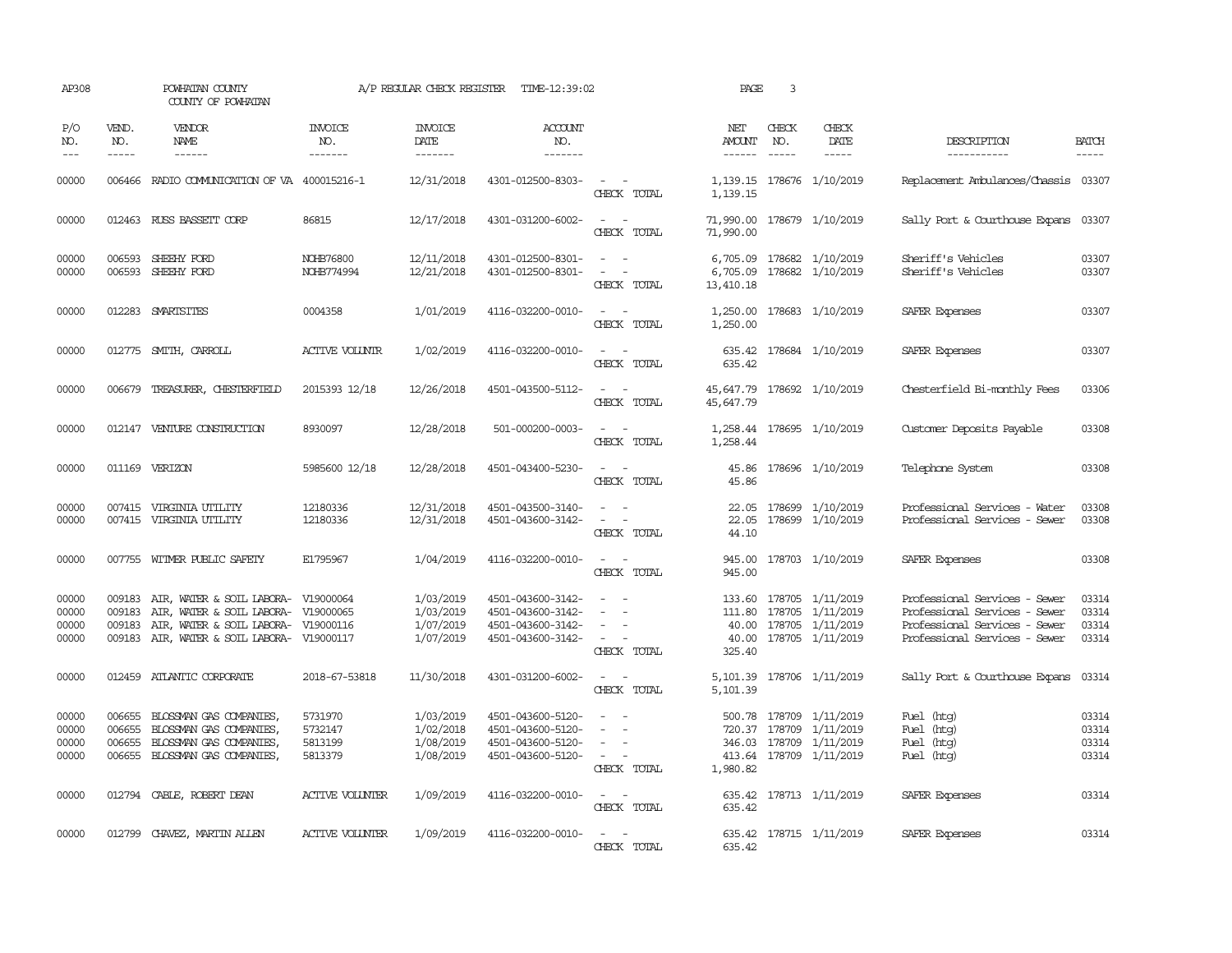AP308 POWHATAN COUNTY A/P REGULAR CHECK REGISTER TIME-12:39:02 PAGE 3

COUNTY OF POWHATAN

| P/O NO. | VEND. NO. | VENDOR NAME | INVOICE NO. | INVOICE DATE | ACCOUNT NO. | | NET AMOUNT | CHECK NO. | CHECK DATE | DESCRIPTION | BATCH |
|---|---|---|---|---|---|---|---|---|---|---|---|
| 00000 | 006466 | RADIO COMMUNICATION OF VA | 400015216-1 | 12/31/2018 | 4301-012500-8303- | - - | 1,139.15 | 178676 | 1/10/2019 | Replacement Ambulances/Chassis | 03307 |
| | | | | | | CHECK TOTAL | 1,139.15 | | | | |
| 00000 | 012463 | RUSS BASSETT CORP | 86815 | 12/17/2018 | 4301-031200-6002- | - - | 71,990.00 | 178679 | 1/10/2019 | Sally Port & Courthouse Expans | 03307 |
| | | | | | | CHECK TOTAL | 71,990.00 | | | | |
| 00000 | 006593 | SHEEHY FORD | NOHB76800 | 12/11/2018 | 4301-012500-8301- | - - | 6,705.09 | 178682 | 1/10/2019 | Sheriff's Vehicles | 03307 |
| 00000 | 006593 | SHEEHY FORD | NOHB774994 | 12/21/2018 | 4301-012500-8301- | - - | 6,705.09 | 178682 | 1/10/2019 | Sheriff's Vehicles | 03307 |
| | | | | | | CHECK TOTAL | 13,410.18 | | | | |
| 00000 | 012283 | SMARTSITES | 0004358 | 1/01/2019 | 4116-032200-0010- | - - | 1,250.00 | 178683 | 1/10/2019 | SAFER Expenses | 03307 |
| | | | | | | CHECK TOTAL | 1,250.00 | | | | |
| 00000 | 012775 | SMITH, CARROLL | ACTIVE VOLUNTR | 1/02/2019 | 4116-032200-0010- | - - | 635.42 | 178684 | 1/10/2019 | SAFER Expenses | 03307 |
| | | | | | | CHECK TOTAL | 635.42 | | | | |
| 00000 | 006679 | TREASURER, CHESTERFIELD | 2015393 12/18 | 12/26/2018 | 4501-043500-5112- | - - | 45,647.79 | 178692 | 1/10/2019 | Chesterfield Bi-monthly Fees | 03306 |
| | | | | | | CHECK TOTAL | 45,647.79 | | | | |
| 00000 | 012147 | VENTURE CONSTRUCTION | 8930097 | 12/28/2018 | 501-000200-0003- | - - | 1,258.44 | 178695 | 1/10/2019 | Customer Deposits Payable | 03308 |
| | | | | | | CHECK TOTAL | 1,258.44 | | | | |
| 00000 | 011169 | VERIZON | 5985600 12/18 | 12/28/2018 | 4501-043400-5230- | - - | 45.86 | 178696 | 1/10/2019 | Telephone System | 03308 |
| | | | | | | CHECK TOTAL | 45.86 | | | | |
| 00000 | 007415 | VIRGINIA UTILITY | 12180336 | 12/31/2018 | 4501-043500-3140- | - - | 22.05 | 178699 | 1/10/2019 | Professional Services - Water | 03308 |
| 00000 | 007415 | VIRGINIA UTILITY | 12180336 | 12/31/2018 | 4501-043600-3142- | - - | 22.05 | 178699 | 1/10/2019 | Professional Services - Sewer | 03308 |
| | | | | | | CHECK TOTAL | 44.10 | | | | |
| 00000 | 007755 | WITMER PUBLIC SAFETY | E1795967 | 1/04/2019 | 4116-032200-0010- | - - | 945.00 | 178703 | 1/10/2019 | SAFER Expenses | 03308 |
| | | | | | | CHECK TOTAL | 945.00 | | | | |
| 00000 | 009183 | AIR, WATER & SOIL LABORA- | V19000064 | 1/03/2019 | 4501-043600-3142- | - - | 133.60 | 178705 | 1/11/2019 | Professional Services - Sewer | 03314 |
| 00000 | 009183 | AIR, WATER & SOIL LABORA- | V19000065 | 1/03/2019 | 4501-043600-3142- | - - | 111.80 | 178705 | 1/11/2019 | Professional Services - Sewer | 03314 |
| 00000 | 009183 | AIR, WATER & SOIL LABORA- | V19000116 | 1/07/2019 | 4501-043600-3142- | - - | 40.00 | 178705 | 1/11/2019 | Professional Services - Sewer | 03314 |
| 00000 | 009183 | AIR, WATER & SOIL LABORA- | V19000117 | 1/07/2019 | 4501-043600-3142- | - - | 40.00 | 178705 | 1/11/2019 | Professional Services - Sewer | 03314 |
| | | | | | | CHECK TOTAL | 325.40 | | | | |
| 00000 | 012459 | ATLANTIC CORPORATE | 2018-67-53818 | 11/30/2018 | 4301-031200-6002- | - - | 5,101.39 | 178706 | 1/11/2019 | Sally Port & Courthouse Expans | 03314 |
| | | | | | | CHECK TOTAL | 5,101.39 | | | | |
| 00000 | 006655 | BLOSSMAN GAS COMPANIES, | 5731970 | 1/03/2019 | 4501-043600-5120- | - - | 500.78 | 178709 | 1/11/2019 | Fuel (htg) | 03314 |
| 00000 | 006655 | BLOSSMAN GAS COMPANIES, | 5732147 | 1/02/2018 | 4501-043600-5120- | - - | 720.37 | 178709 | 1/11/2019 | Fuel (htg) | 03314 |
| 00000 | 006655 | BLOSSMAN GAS COMPANIES, | 5813199 | 1/08/2019 | 4501-043600-5120- | - - | 346.03 | 178709 | 1/11/2019 | Fuel (htg) | 03314 |
| 00000 | 006655 | BLOSSMAN GAS COMPANIES, | 5813379 | 1/08/2019 | 4501-043600-5120- | - - | 413.64 | 178709 | 1/11/2019 | Fuel (htg) | 03314 |
| | | | | | | CHECK TOTAL | 1,980.82 | | | | |
| 00000 | 012794 | CABLE, ROBERT DEAN | ACTIVE VOLUNTER | 1/09/2019 | 4116-032200-0010- | - - | 635.42 | 178713 | 1/11/2019 | SAFER Expenses | 03314 |
| | | | | | | CHECK TOTAL | 635.42 | | | | |
| 00000 | 012799 | CHAVEZ, MARTIN ALLEN | ACTIVE VOLUNTER | 1/09/2019 | 4116-032200-0010- | - - | 635.42 | 178715 | 1/11/2019 | SAFER Expenses | 03314 |
| | | | | | | CHECK TOTAL | 635.42 | | | | |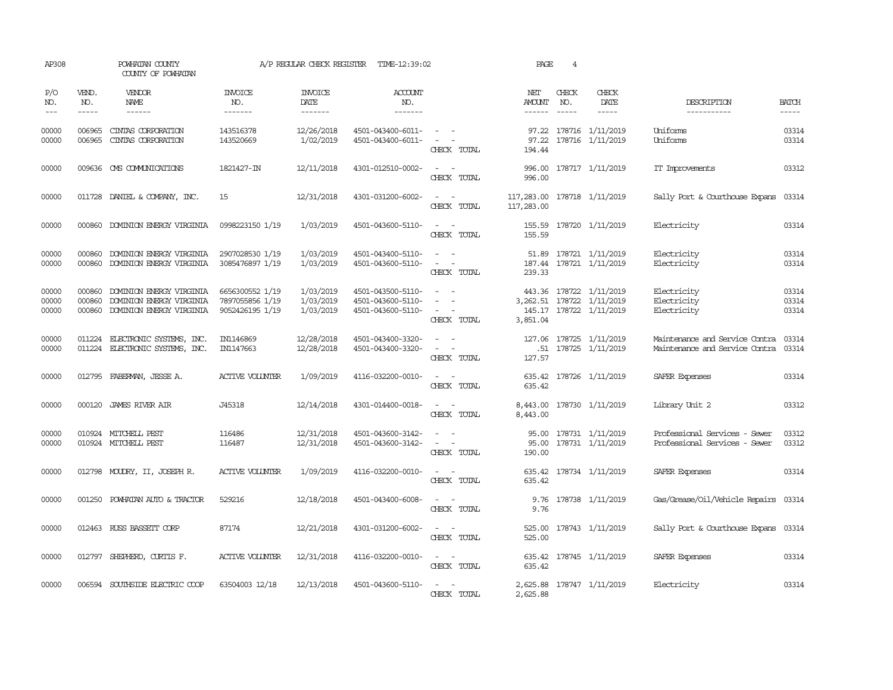AP308 POWHATAN COUNTY A/P REGULAR CHECK REGISTER TIME-12:39:02 PAGE 4

COUNTY OF POWHATAN

| P/O NO. | VEND. NO. | VENDOR NAME | INVOICE NO. | INVOICE DATE | ACCOUNT NO. | | NET AMOUNT | CHECK NO. | CHECK DATE | DESCRIPTION | BATCH |
|---|---|---|---|---|---|---|---|---|---|---|---|
| 00000 | 006965 | CINTAS CORPORATION | 143516378 | 12/26/2018 | 4501-043400-6011- | - - | 97.22 | 178716 | 1/11/2019 | Uniforms | 03314 |
| 00000 | 006965 | CINTAS CORPORATION | 143520669 | 1/02/2019 | 4501-043400-6011- | - - | 97.22 | 178716 | 1/11/2019 | Uniforms | 03314 |
| | | | | | | CHECK TOTAL | 194.44 | | | | |
| 00000 | 009636 | CMS COMMUNICATIONS | 1821427-IN | 12/11/2018 | 4301-012510-0002- | - - | 996.00 | 178717 | 1/11/2019 | IT Improvements | 03312 |
| | | | | | | CHECK TOTAL | 996.00 | | | | |
| 00000 | 011728 | DANIEL & COMPANY, INC. | 15 | 12/31/2018 | 4301-031200-6002- | - - | 117,283.00 | 178718 | 1/11/2019 | Sally Port & Courthouse Expans | 03314 |
| | | | | | | CHECK TOTAL | 117,283.00 | | | | |
| 00000 | 000860 | DOMINION ENERGY VIRGINIA | 0998223150 1/19 | 1/03/2019 | 4501-043600-5110- | - - | 155.59 | 178720 | 1/11/2019 | Electricity | 03314 |
| | | | | | | CHECK TOTAL | 155.59 | | | | |
| 00000 | 000860 | DOMINION ENERGY VIRGINIA | 2907028530 1/19 | 1/03/2019 | 4501-043400-5110- | - - | 51.89 | 178721 | 1/11/2019 | Electricity | 03314 |
| 00000 | 000860 | DOMINION ENERGY VIRGINIA | 3085476897 1/19 | 1/03/2019 | 4501-043600-5110- | - - | 187.44 | 178721 | 1/11/2019 | Electricity | 03314 |
| | | | | | | CHECK TOTAL | 239.33 | | | | |
| 00000 | 000860 | DOMINION ENERGY VIRGINIA | 6656300552 1/19 | 1/03/2019 | 4501-043500-5110- | - - | 443.36 | 178722 | 1/11/2019 | Electricity | 03314 |
| 00000 | 000860 | DOMINION ENERGY VIRGINIA | 7897055856 1/19 | 1/03/2019 | 4501-043600-5110- | - - | 3,262.51 | 178722 | 1/11/2019 | Electricity | 03314 |
| 00000 | 000860 | DOMINION ENERGY VIRGINIA | 9052426195 1/19 | 1/03/2019 | 4501-043600-5110- | - - | 145.17 | 178722 | 1/11/2019 | Electricity | 03314 |
| | | | | | | CHECK TOTAL | 3,851.04 | | | | |
| 00000 | 011224 | ELECTRONIC SYSTEMS, INC. | IN1146869 | 12/28/2018 | 4501-043400-3320- | - - | 127.06 | 178725 | 1/11/2019 | Maintenance and Service Contra | 03314 |
| 00000 | 011224 | ELECTRONIC SYSTEMS, INC. | IN1147663 | 12/28/2018 | 4501-043400-3320- | - - | .51 | 178725 | 1/11/2019 | Maintenance and Service Contra | 03314 |
| | | | | | | CHECK TOTAL | 127.57 | | | | |
| 00000 | 012795 | FABERMAN, JESSE A. | ACTIVE VOLUNTER | 1/09/2019 | 4116-032200-0010- | - - | 635.42 | 178726 | 1/11/2019 | SAFER Expenses | 03314 |
| | | | | | | CHECK TOTAL | 635.42 | | | | |
| 00000 | 000120 | JAMES RIVER AIR | J45318 | 12/14/2018 | 4301-014400-0018- | - - | 8,443.00 | 178730 | 1/11/2019 | Library Unit 2 | 03312 |
| | | | | | | CHECK TOTAL | 8,443.00 | | | | |
| 00000 | 010924 | MITCHELL PEST | 116486 | 12/31/2018 | 4501-043600-3142- | - - | 95.00 | 178731 | 1/11/2019 | Professional Services - Sewer | 03312 |
| 00000 | 010924 | MITCHELL PEST | 116487 | 12/31/2018 | 4501-043600-3142- | - - | 95.00 | 178731 | 1/11/2019 | Professional Services - Sewer | 03312 |
| | | | | | | CHECK TOTAL | 190.00 | | | | |
| 00000 | 012798 | MOUDRY, II, JOSEPH R. | ACTIVE VOLUNTER | 1/09/2019 | 4116-032200-0010- | - - | 635.42 | 178734 | 1/11/2019 | SAFER Expenses | 03314 |
| | | | | | | CHECK TOTAL | 635.42 | | | | |
| 00000 | 001250 | POWHATAN AUTO & TRACTOR | 529216 | 12/18/2018 | 4501-043400-6008- | - - | 9.76 | 178738 | 1/11/2019 | Gas/Grease/Oil/Vehicle Repairs | 03314 |
| | | | | | | CHECK TOTAL | 9.76 | | | | |
| 00000 | 012463 | RUSS BASSETT CORP | 87174 | 12/21/2018 | 4301-031200-6002- | - - | 525.00 | 178743 | 1/11/2019 | Sally Port & Courthouse Expans | 03314 |
| | | | | | | CHECK TOTAL | 525.00 | | | | |
| 00000 | 012797 | SHEPHERD, CURTIS F. | ACTIVE VOLUNTER | 12/31/2018 | 4116-032200-0010- | - - | 635.42 | 178745 | 1/11/2019 | SAFER Expenses | 03314 |
| | | | | | | CHECK TOTAL | 635.42 | | | | |
| 00000 | 006594 | SOUTHSIDE ELECTRIC COOP | 63504003 12/18 | 12/13/2018 | 4501-043600-5110- | - - | 2,625.88 | 178747 | 1/11/2019 | Electricity | 03314 |
| | | | | | | CHECK TOTAL | 2,625.88 | | | | |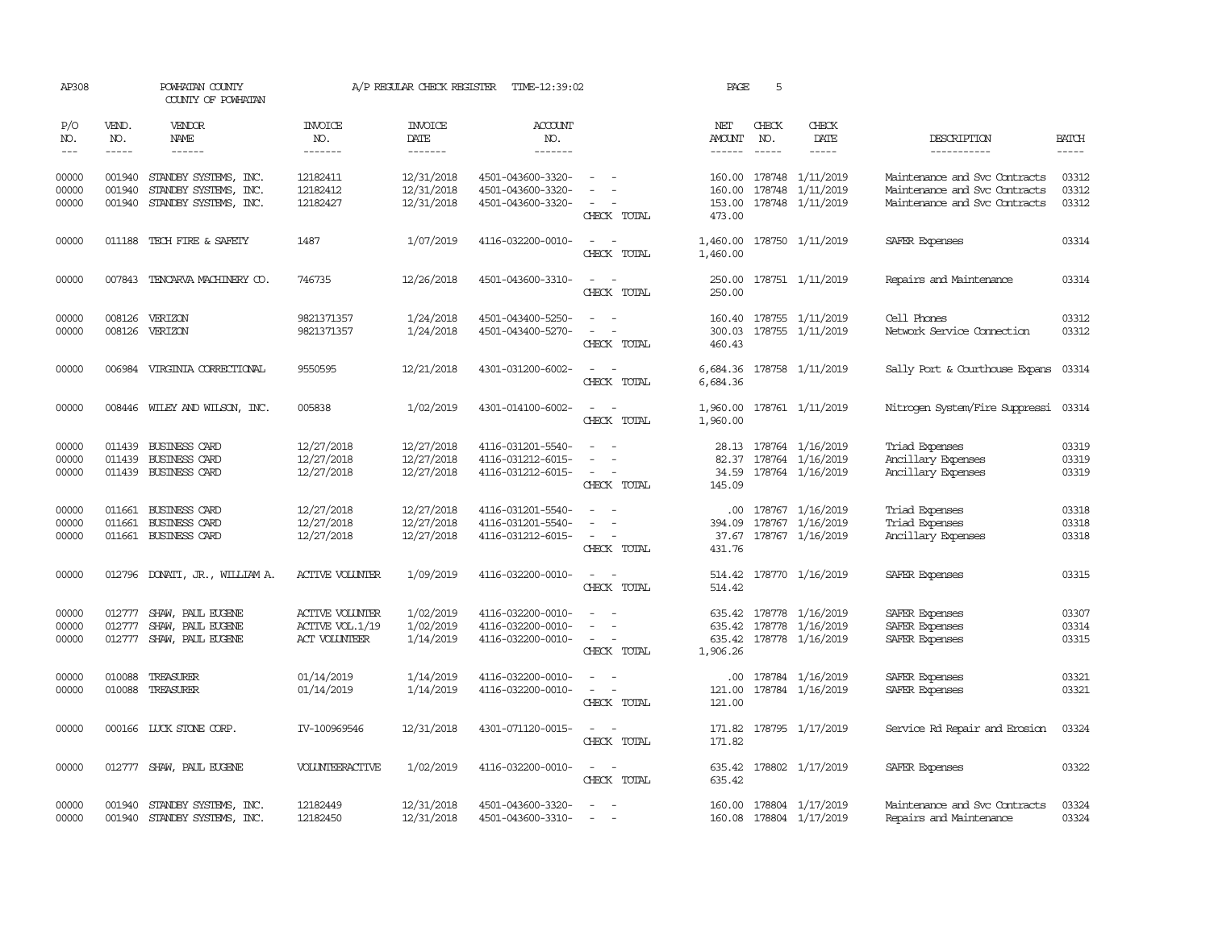AP308 POWHATAN COUNTY A/P REGULAR CHECK REGISTER TIME-12:39:02 PAGE 5
COUNTY OF POWHATAN

| P/O NO. | VEND. NO. | VENDOR NAME | INVOICE NO. | INVOICE DATE | ACCOUNT NO. | | NET AMOUNT | CHECK NO. | CHECK DATE | DESCRIPTION | BATCH |
|---|---|---|---|---|---|---|---|---|---|---|---|
| 00000 | 001940 | STANDBY SYSTEMS, INC. | 12182411 | 12/31/2018 | 4501-043600-3320- | - - | 160.00 | 178748 | 1/11/2019 | Maintenance and Svc Contracts | 03312 |
| 00000 | 001940 | STANDBY SYSTEMS, INC. | 12182412 | 12/31/2018 | 4501-043600-3320- | - - | 160.00 | 178748 | 1/11/2019 | Maintenance and Svc Contracts | 03312 |
| 00000 | 001940 | STANDBY SYSTEMS, INC. | 12182427 | 12/31/2018 | 4501-043600-3320- | - - | 153.00 | 178748 | 1/11/2019 | Maintenance and Svc Contracts | 03312 |
| | | | | | | CHECK TOTAL | 473.00 | | | | |
| 00000 | 011188 | TECH FIRE & SAFETY | 1487 | 1/07/2019 | 4116-032200-0010- | - - | 1,460.00 | 178750 | 1/11/2019 | SAFER Expenses | 03314 |
| | | | | | | CHECK TOTAL | 1,460.00 | | | | |
| 00000 | 007843 | TENCARVA MACHINERY CO. | 746735 | 12/26/2018 | 4501-043600-3310- | - - | 250.00 | 178751 | 1/11/2019 | Repairs and Maintenance | 03314 |
| | | | | | | CHECK TOTAL | 250.00 | | | | |
| 00000 | 008126 | VERIZON | 9821371357 | 1/24/2018 | 4501-043400-5250- | - - | 160.40 | 178755 | 1/11/2019 | Cell Phones | 03312 |
| 00000 | 008126 | VERIZON | 9821371357 | 1/24/2018 | 4501-043400-5270- | - - | 300.03 | 178755 | 1/11/2019 | Network Service Connection | 03312 |
| | | | | | | CHECK TOTAL | 460.43 | | | | |
| 00000 | 006984 | VIRGINIA CORRECTIONAL | 9550595 | 12/21/2018 | 4301-031200-6002- | - - | 6,684.36 | 178758 | 1/11/2019 | Sally Port & Courthouse Expans | 03314 |
| | | | | | | CHECK TOTAL | 6,684.36 | | | | |
| 00000 | 008446 | WILEY AND WILSON, INC. | 005838 | 1/02/2019 | 4301-014100-6002- | - - | 1,960.00 | 178761 | 1/11/2019 | Nitrogen System/Fire Suppressi | 03314 |
| | | | | | | CHECK TOTAL | 1,960.00 | | | | |
| 00000 | 011439 | BUSINESS CARD | 12/27/2018 | 12/27/2018 | 4116-031201-5540- | - - | 28.13 | 178764 | 1/16/2019 | Triad Expenses | 03319 |
| 00000 | 011439 | BUSINESS CARD | 12/27/2018 | 12/27/2018 | 4116-031212-6015- | - - | 82.37 | 178764 | 1/16/2019 | Ancillary Expenses | 03319 |
| 00000 | 011439 | BUSINESS CARD | 12/27/2018 | 12/27/2018 | 4116-031212-6015- | - - | 34.59 | 178764 | 1/16/2019 | Ancillary Expenses | 03319 |
| | | | | | | CHECK TOTAL | 145.09 | | | | |
| 00000 | 011661 | BUSINESS CARD | 12/27/2018 | 12/27/2018 | 4116-031201-5540- | - - | .00 | 178767 | 1/16/2019 | Triad Expenses | 03318 |
| 00000 | 011661 | BUSINESS CARD | 12/27/2018 | 12/27/2018 | 4116-031201-5540- | - - | 394.09 | 178767 | 1/16/2019 | Triad Expenses | 03318 |
| 00000 | 011661 | BUSINESS CARD | 12/27/2018 | 12/27/2018 | 4116-031212-6015- | - - | 37.67 | 178767 | 1/16/2019 | Ancillary Expenses | 03318 |
| | | | | | | CHECK TOTAL | 431.76 | | | | |
| 00000 | 012796 | DONATI, JR., WILLIAM A. | ACTIVE VOLUNTER | 1/09/2019 | 4116-032200-0010- | - - | 514.42 | 178770 | 1/16/2019 | SAFER Expenses | 03315 |
| | | | | | | CHECK TOTAL | 514.42 | | | | |
| 00000 | 012777 | SHAW, PAUL EUGENE | ACTIVE VOLUNTER | 1/02/2019 | 4116-032200-0010- | - - | 635.42 | 178778 | 1/16/2019 | SAFER Expenses | 03307 |
| 00000 | 012777 | SHAW, PAUL EUGENE | ACTIVE VOL.1/19 | 1/02/2019 | 4116-032200-0010- | - - | 635.42 | 178778 | 1/16/2019 | SAFER Expenses | 03314 |
| 00000 | 012777 | SHAW, PAUL EUGENE | ACT VOLUNTEER | 1/14/2019 | 4116-032200-0010- | - - | 635.42 | 178778 | 1/16/2019 | SAFER Expenses | 03315 |
| | | | | | | CHECK TOTAL | 1,906.26 | | | | |
| 00000 | 010088 | TREASURER | 01/14/2019 | 1/14/2019 | 4116-032200-0010- | - - | .00 | 178784 | 1/16/2019 | SAFER Expenses | 03321 |
| 00000 | 010088 | TREASURER | 01/14/2019 | 1/14/2019 | 4116-032200-0010- | - - | 121.00 | 178784 | 1/16/2019 | SAFER Expenses | 03321 |
| | | | | | | CHECK TOTAL | 121.00 | | | | |
| 00000 | 000166 | LUCK STONE CORP. | IV-100969546 | 12/31/2018 | 4301-071120-0015- | - - | 171.82 | 178795 | 1/17/2019 | Service Rd Repair and Erosion | 03324 |
| | | | | | | CHECK TOTAL | 171.82 | | | | |
| 00000 | 012777 | SHAW, PAUL EUGENE | VOLUNTEERACTIVE | 1/02/2019 | 4116-032200-0010- | - - | 635.42 | 178802 | 1/17/2019 | SAFER Expenses | 03322 |
| | | | | | | CHECK TOTAL | 635.42 | | | | |
| 00000 | 001940 | STANDBY SYSTEMS, INC. | 12182449 | 12/31/2018 | 4501-043600-3320- | - - | 160.00 | 178804 | 1/17/2019 | Maintenance and Svc Contracts | 03324 |
| 00000 | 001940 | STANDBY SYSTEMS, INC. | 12182450 | 12/31/2018 | 4501-043600-3310- | - - | 160.08 | 178804 | 1/17/2019 | Repairs and Maintenance | 03324 |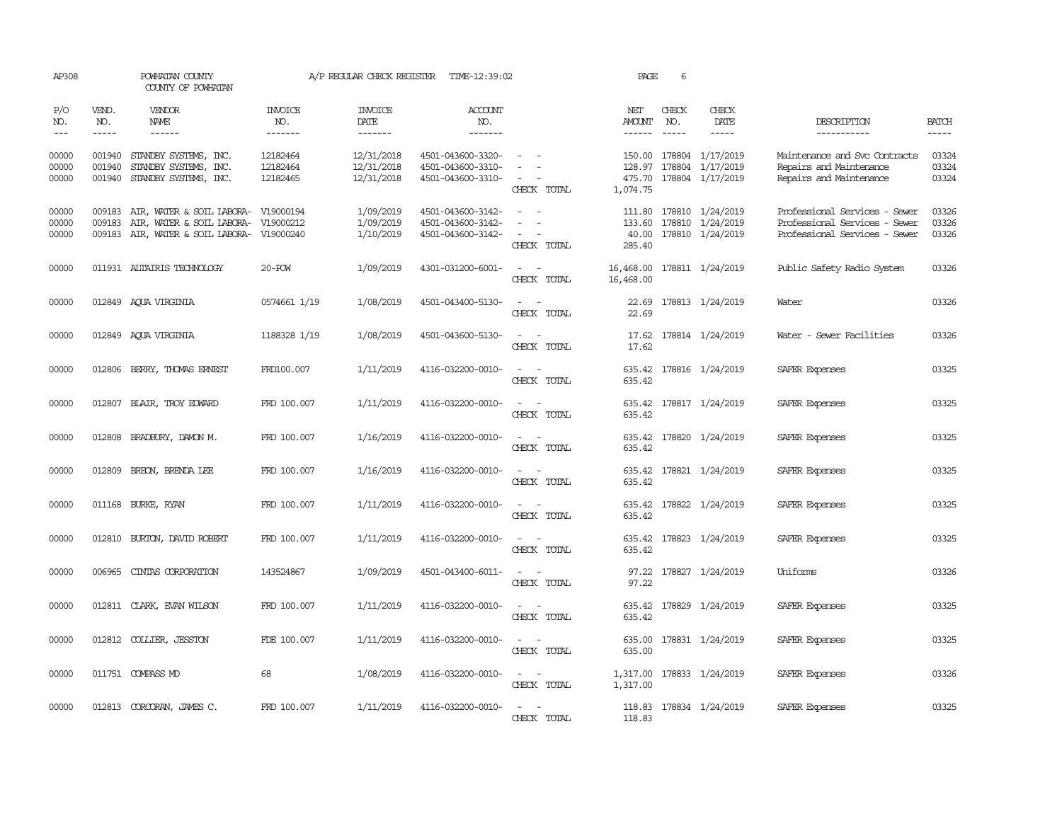AP308 POWHATAN COUNTY A/P REGULAR CHECK REGISTER TIME-12:39:02 PAGE 6

COUNTY OF POWHATAN

| P/O NO. | VEND. NO. | VENDOR NAME | INVOICE NO. | INVOICE DATE | ACCOUNT NO. | | NET AMOUNT | CHECK NO. | CHECK DATE | DESCRIPTION | BATCH |
|---|---|---|---|---|---|---|---|---|---|---|---|
| 00000 | 001940 | STANDBY SYSTEMS, INC. | 12182464 | 12/31/2018 | 4501-043600-3320- | - - | 150.00 | 178804 | 1/17/2019 | Maintenance and Svc Contracts | 03324 |
| 00000 | 001940 | STANDBY SYSTEMS, INC. | 12182464 | 12/31/2018 | 4501-043600-3310- | - - | 128.97 | 178804 | 1/17/2019 | Repairs and Maintenance | 03324 |
| 00000 | 001940 | STANDBY SYSTEMS, INC. | 12182465 | 12/31/2018 | 4501-043600-3310- | - - | 475.70 | 178804 | 1/17/2019 | Repairs and Maintenance | 03324 |
| | | | | | | CHECK TOTAL | 1,074.75 | | | | |
| 00000 | 009183 | AIR, WATER & SOIL LABORA- | V19000194 | 1/09/2019 | 4501-043600-3142- | - - | 111.80 | 178810 | 1/24/2019 | Professional Services - Sewer | 03326 |
| 00000 | 009183 | AIR, WATER & SOIL LABORA- | V19000212 | 1/09/2019 | 4501-043600-3142- | - - | 133.60 | 178810 | 1/24/2019 | Professional Services - Sewer | 03326 |
| 00000 | 009183 | AIR, WATER & SOIL LABORA- | V19000240 | 1/10/2019 | 4501-043600-3142- | - - | 40.00 | 178810 | 1/24/2019 | Professional Services - Sewer | 03326 |
| | | | | | | CHECK TOTAL | 285.40 | | | | |
| 00000 | 011931 | ALTAIRIS TECHNOLOGY | 20-POW | 1/09/2019 | 4301-031200-6001- | - - | 16,468.00 | 178811 | 1/24/2019 | Public Safety Radio System | 03326 |
| | | | | | | CHECK TOTAL | 16,468.00 | | | | |
| 00000 | 012849 | AQUA VIRGINIA | 0574661 1/19 | 1/08/2019 | 4501-043400-5130- | - - | 22.69 | 178813 | 1/24/2019 | Water | 03326 |
| | | | | | | CHECK TOTAL | 22.69 | | | | |
| 00000 | 012849 | AQUA VIRGINIA | 1188328 1/19 | 1/08/2019 | 4501-043600-5130- | - - | 17.62 | 178814 | 1/24/2019 | Water - Sewer Facilities | 03326 |
| | | | | | | CHECK TOTAL | 17.62 | | | | |
| 00000 | 012806 | BERRY, THOMAS ERNEST | FRD100.007 | 1/11/2019 | 4116-032200-0010- | - - | 635.42 | 178816 | 1/24/2019 | SAFER Expenses | 03325 |
| | | | | | | CHECK TOTAL | 635.42 | | | | |
| 00000 | 012807 | BLAIR, TROY EDWARD | FRD 100.007 | 1/11/2019 | 4116-032200-0010- | - - | 635.42 | 178817 | 1/24/2019 | SAFER Expenses | 03325 |
| | | | | | | CHECK TOTAL | 635.42 | | | | |
| 00000 | 012808 | BRADBURY, DAMON M. | FRD 100.007 | 1/16/2019 | 4116-032200-0010- | - - | 635.42 | 178820 | 1/24/2019 | SAFER Expenses | 03325 |
| | | | | | | CHECK TOTAL | 635.42 | | | | |
| 00000 | 012809 | BREON, BRENDA LEE | FRD 100.007 | 1/16/2019 | 4116-032200-0010- | - - | 635.42 | 178821 | 1/24/2019 | SAFER Expenses | 03325 |
| | | | | | | CHECK TOTAL | 635.42 | | | | |
| 00000 | 011168 | BURKE, RYAN | FRD 100.007 | 1/11/2019 | 4116-032200-0010- | - - | 635.42 | 178822 | 1/24/2019 | SAFER Expenses | 03325 |
| | | | | | | CHECK TOTAL | 635.42 | | | | |
| 00000 | 012810 | BURTON, DAVID ROBERT | FRD 100.007 | 1/11/2019 | 4116-032200-0010- | - - | 635.42 | 178823 | 1/24/2019 | SAFER Expenses | 03325 |
| | | | | | | CHECK TOTAL | 635.42 | | | | |
| 00000 | 006965 | CINTAS CORPORATION | 143524867 | 1/09/2019 | 4501-043400-6011- | - - | 97.22 | 178827 | 1/24/2019 | Uniforms | 03326 |
| | | | | | | CHECK TOTAL | 97.22 | | | | |
| 00000 | 012811 | CLARK, EVAN WILSON | FRD 100.007 | 1/11/2019 | 4116-032200-0010- | - - | 635.42 | 178829 | 1/24/2019 | SAFER Expenses | 03325 |
| | | | | | | CHECK TOTAL | 635.42 | | | | |
| 00000 | 012812 | COLLIER, JESSTON | FDE 100.007 | 1/11/2019 | 4116-032200-0010- | - - | 635.00 | 178831 | 1/24/2019 | SAFER Expenses | 03325 |
| | | | | | | CHECK TOTAL | 635.00 | | | | |
| 00000 | 011751 | COMPASS MD | 68 | 1/08/2019 | 4116-032200-0010- | - - | 1,317.00 | 178833 | 1/24/2019 | SAFER Expenses | 03326 |
| | | | | | | CHECK TOTAL | 1,317.00 | | | | |
| 00000 | 012813 | CORCORAN, JAMES C. | FRD 100.007 | 1/11/2019 | 4116-032200-0010- | - - | 118.83 | 178834 | 1/24/2019 | SAFER Expenses | 03325 |
| | | | | | | CHECK TOTAL | 118.83 | | | | |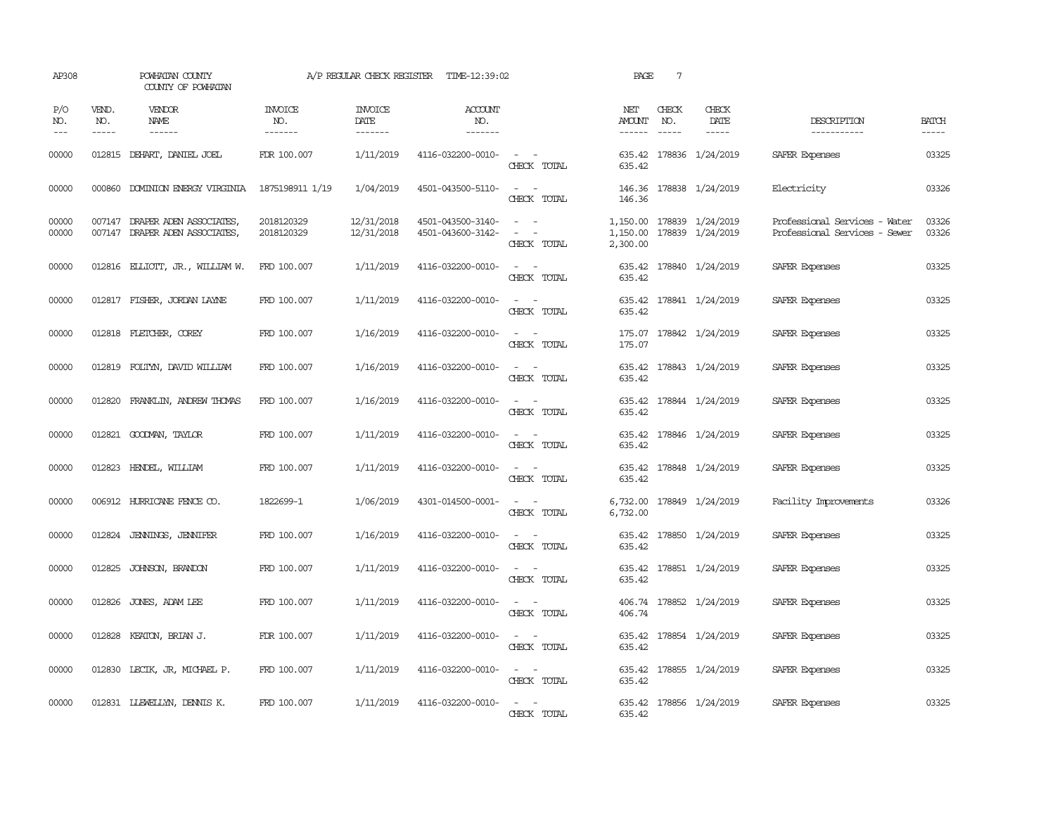AP308 POWHATAN COUNTY A/P REGULAR CHECK REGISTER TIME-12:39:02 PAGE 7

COUNTY OF POWHATAN

| P/O NO. | VEND. NO. | VENDOR NAME | INVOICE NO. | INVOICE DATE | ACCOUNT NO. | | NET AMOUNT | CHECK NO. | CHECK DATE | DESCRIPTION | BATCH |
|---|---|---|---|---|---|---|---|---|---|---|---|
| 00000 | 012815 | DEHART, DANIEL JOEL | FDR 100.007 | 1/11/2019 | 4116-032200-0010- | - - | 635.42 | 178836 | 1/24/2019 | SAFER Expenses | 03325 |
| | | | | | | CHECK TOTAL | 635.42 | | | | |
| 00000 | 000860 | DOMINION ENERGY VIRGINIA | 1875198911 1/19 | 1/04/2019 | 4501-043500-5110- | - - | 146.36 | 178838 | 1/24/2019 | Electricity | 03326 |
| | | | | | | CHECK TOTAL | 146.36 | | | | |
| 00000 | 007147 | DRAPER ADEN ASSOCIATES, | 2018120329 | 12/31/2018 | 4501-043500-3140- | - - | 1,150.00 | 178839 | 1/24/2019 | Professional Services - Water | 03326 |
| 00000 | 007147 | DRAPER ADEN ASSOCIATES, | 2018120329 | 12/31/2018 | 4501-043600-3142- | - - | 1,150.00 | 178839 | 1/24/2019 | Professional Services - Sewer | 03326 |
| | | | | | | CHECK TOTAL | 2,300.00 | | | | |
| 00000 | 012816 | ELLIOTT, JR., WILLIAM W. | FRD 100.007 | 1/11/2019 | 4116-032200-0010- | - - | 635.42 | 178840 | 1/24/2019 | SAFER Expenses | 03325 |
| | | | | | | CHECK TOTAL | 635.42 | | | | |
| 00000 | 012817 | FISHER, JORDAN LAYNE | FRD 100.007 | 1/11/2019 | 4116-032200-0010- | - - | 635.42 | 178841 | 1/24/2019 | SAFER Expenses | 03325 |
| | | | | | | CHECK TOTAL | 635.42 | | | | |
| 00000 | 012818 | FLETCHER, COREY | FRD 100.007 | 1/16/2019 | 4116-032200-0010- | - - | 175.07 | 178842 | 1/24/2019 | SAFER Expenses | 03325 |
| | | | | | | CHECK TOTAL | 175.07 | | | | |
| 00000 | 012819 | FOLTYN, DAVID WILLIAM | FRD 100.007 | 1/16/2019 | 4116-032200-0010- | - - | 635.42 | 178843 | 1/24/2019 | SAFER Expenses | 03325 |
| | | | | | | CHECK TOTAL | 635.42 | | | | |
| 00000 | 012820 | FRANKLIN, ANDREW THOMAS | FRD 100.007 | 1/16/2019 | 4116-032200-0010- | - - | 635.42 | 178844 | 1/24/2019 | SAFER Expenses | 03325 |
| | | | | | | CHECK TOTAL | 635.42 | | | | |
| 00000 | 012821 | GOODMAN, TAYLOR | FRD 100.007 | 1/11/2019 | 4116-032200-0010- | - - | 635.42 | 178846 | 1/24/2019 | SAFER Expenses | 03325 |
| | | | | | | CHECK TOTAL | 635.42 | | | | |
| 00000 | 012823 | HENDEL, WILLIAM | FRD 100.007 | 1/11/2019 | 4116-032200-0010- | - - | 635.42 | 178848 | 1/24/2019 | SAFER Expenses | 03325 |
| | | | | | | CHECK TOTAL | 635.42 | | | | |
| 00000 | 006912 | HURRICANE FENCE CO. | 1822699-1 | 1/06/2019 | 4301-014500-0001- | - - | 6,732.00 | 178849 | 1/24/2019 | Facility Improvements | 03326 |
| | | | | | | CHECK TOTAL | 6,732.00 | | | | |
| 00000 | 012824 | JENNINGS, JENNIFER | FRD 100.007 | 1/16/2019 | 4116-032200-0010- | - - | 635.42 | 178850 | 1/24/2019 | SAFER Expenses | 03325 |
| | | | | | | CHECK TOTAL | 635.42 | | | | |
| 00000 | 012825 | JOHNSON, BRANDON | FRD 100.007 | 1/11/2019 | 4116-032200-0010- | - - | 635.42 | 178851 | 1/24/2019 | SAFER Expenses | 03325 |
| | | | | | | CHECK TOTAL | 635.42 | | | | |
| 00000 | 012826 | JONES, ADAM LEE | FRD 100.007 | 1/11/2019 | 4116-032200-0010- | - - | 406.74 | 178852 | 1/24/2019 | SAFER Expenses | 03325 |
| | | | | | | CHECK TOTAL | 406.74 | | | | |
| 00000 | 012828 | KEATON, BRIAN J. | FDR 100.007 | 1/11/2019 | 4116-032200-0010- | - - | 635.42 | 178854 | 1/24/2019 | SAFER Expenses | 03325 |
| | | | | | | CHECK TOTAL | 635.42 | | | | |
| 00000 | 012830 | LECIK, JR, MICHAEL P. | FRD 100.007 | 1/11/2019 | 4116-032200-0010- | - - | 635.42 | 178855 | 1/24/2019 | SAFER Expenses | 03325 |
| | | | | | | CHECK TOTAL | 635.42 | | | | |
| 00000 | 012831 | LLEWELLYN, DENNIS K. | FRD 100.007 | 1/11/2019 | 4116-032200-0010- | - - | 635.42 | 178856 | 1/24/2019 | SAFER Expenses | 03325 |
| | | | | | | CHECK TOTAL | 635.42 | | | | |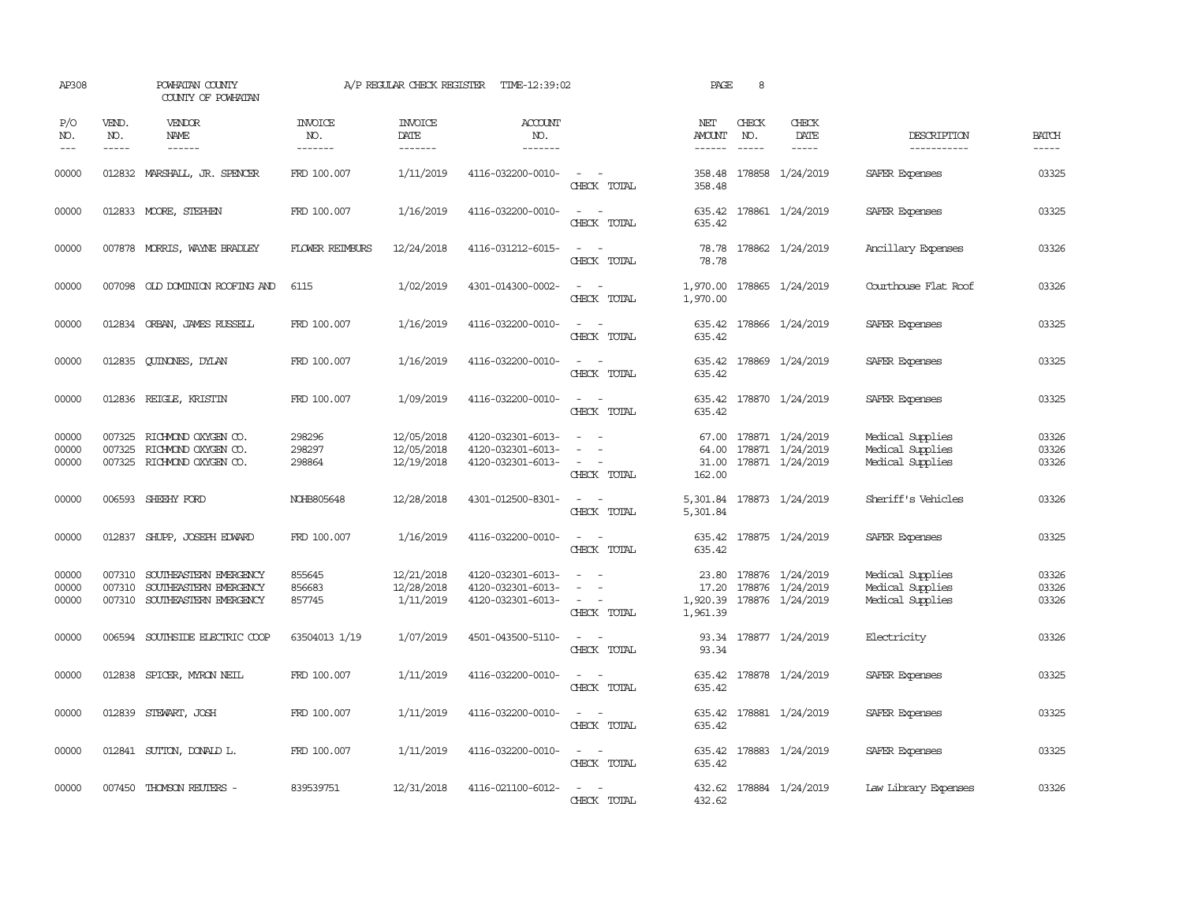AP308 POWHATAN COUNTY A/P REGULAR CHECK REGISTER TIME-12:39:02 PAGE 8

COUNTY OF POWHATAN

| P/O NO. | VEND. NO. | VENDOR NAME | INVOICE NO. | INVOICE DATE | ACCOUNT NO. | | NET AMOUNT | CHECK NO. | CHECK DATE | DESCRIPTION | BATCH |
|---|---|---|---|---|---|---|---|---|---|---|---|
| --- | ----- | ------ | ------- | ------- | ------- | | ------ | ----- | ----- | ----------- | ----- |
| 00000 | 012832 | MARSHALL, JR. SPENCER | FRD 100.007 | 1/11/2019 | 4116-032200-0010- | - - | 358.48 | 178858 | 1/24/2019 | SAFER Expenses | 03325 |
| | | | | | | CHECK TOTAL | 358.48 | | | | |
| 00000 | 012833 | MOORE, STEPHEN | FRD 100.007 | 1/16/2019 | 4116-032200-0010- | - - | 635.42 | 178861 | 1/24/2019 | SAFER Expenses | 03325 |
| | | | | | | CHECK TOTAL | 635.42 | | | | |
| 00000 | 007878 | MORRIS, WAYNE BRADLEY | FLOWER REIMBURS | 12/24/2018 | 4116-031212-6015- | - - | 78.78 | 178862 | 1/24/2019 | Ancillary Expenses | 03326 |
| | | | | | | CHECK TOTAL | 78.78 | | | | |
| 00000 | 007098 | OLD DOMINION ROOFING AND | 6115 | 1/02/2019 | 4301-014300-0002- | - - | 1,970.00 | 178865 | 1/24/2019 | Courthouse Flat Roof | 03326 |
| | | | | | | CHECK TOTAL | 1,970.00 | | | | |
| 00000 | 012834 | ORBAN, JAMES RUSSELL | FRD 100.007 | 1/16/2019 | 4116-032200-0010- | - - | 635.42 | 178866 | 1/24/2019 | SAFER Expenses | 03325 |
| | | | | | | CHECK TOTAL | 635.42 | | | | |
| 00000 | 012835 | QUINONES, DYLAN | FRD 100.007 | 1/16/2019 | 4116-032200-0010- | - - | 635.42 | 178869 | 1/24/2019 | SAFER Expenses | 03325 |
| | | | | | | CHECK TOTAL | 635.42 | | | | |
| 00000 | 012836 | REIGLE, KRISTIN | FRD 100.007 | 1/09/2019 | 4116-032200-0010- | - - | 635.42 | 178870 | 1/24/2019 | SAFER Expenses | 03325 |
| | | | | | | CHECK TOTAL | 635.42 | | | | |
| 00000 | 007325 | RICHMOND OXYGEN CO. | 298296 | 12/05/2018 | 4120-032301-6013- | - - | 67.00 | 178871 | 1/24/2019 | Medical Supplies | 03326 |
| 00000 | 007325 | RICHMOND OXYGEN CO. | 298297 | 12/05/2018 | 4120-032301-6013- | - - | 64.00 | 178871 | 1/24/2019 | Medical Supplies | 03326 |
| 00000 | 007325 | RICHMOND OXYGEN CO. | 298864 | 12/19/2018 | 4120-032301-6013- | - - | 31.00 | 178871 | 1/24/2019 | Medical Supplies | 03326 |
| | | | | | | CHECK TOTAL | 162.00 | | | | |
| 00000 | 006593 | SHEEHY FORD | NOHB805648 | 12/28/2018 | 4301-012500-8301- | - - | 5,301.84 | 178873 | 1/24/2019 | Sheriff's Vehicles | 03326 |
| | | | | | | CHECK TOTAL | 5,301.84 | | | | |
| 00000 | 012837 | SHUPP, JOSEPH EDWARD | FRD 100.007 | 1/16/2019 | 4116-032200-0010- | - - | 635.42 | 178875 | 1/24/2019 | SAFER Expenses | 03325 |
| | | | | | | CHECK TOTAL | 635.42 | | | | |
| 00000 | 007310 | SOUTHEASTERN EMERGENCY | 855645 | 12/21/2018 | 4120-032301-6013- | - - | 23.80 | 178876 | 1/24/2019 | Medical Supplies | 03326 |
| 00000 | 007310 | SOUTHEASTERN EMERGENCY | 856683 | 12/28/2018 | 4120-032301-6013- | - - | 17.20 | 178876 | 1/24/2019 | Medical Supplies | 03326 |
| 00000 | 007310 | SOUTHEASTERN EMERGENCY | 857745 | 1/11/2019 | 4120-032301-6013- | - - | 1,920.39 | 178876 | 1/24/2019 | Medical Supplies | 03326 |
| | | | | | | CHECK TOTAL | 1,961.39 | | | | |
| 00000 | 006594 | SOUTHSIDE ELECTRIC COOP | 63504013 1/19 | 1/07/2019 | 4501-043500-5110- | - - | 93.34 | 178877 | 1/24/2019 | Electricity | 03326 |
| | | | | | | CHECK TOTAL | 93.34 | | | | |
| 00000 | 012838 | SPICER, MYRON NEIL | FRD 100.007 | 1/11/2019 | 4116-032200-0010- | - - | 635.42 | 178878 | 1/24/2019 | SAFER Expenses | 03325 |
| | | | | | | CHECK TOTAL | 635.42 | | | | |
| 00000 | 012839 | STEWART, JOSH | FRD 100.007 | 1/11/2019 | 4116-032200-0010- | - - | 635.42 | 178881 | 1/24/2019 | SAFER Expenses | 03325 |
| | | | | | | CHECK TOTAL | 635.42 | | | | |
| 00000 | 012841 | SUTTON, DONALD L. | FRD 100.007 | 1/11/2019 | 4116-032200-0010- | - - | 635.42 | 178883 | 1/24/2019 | SAFER Expenses | 03325 |
| | | | | | | CHECK TOTAL | 635.42 | | | | |
| 00000 | 007450 | THOMSON REUTERS - | 839539751 | 12/31/2018 | 4116-021100-6012- | - - | 432.62 | 178884 | 1/24/2019 | Law Library Expenses | 03326 |
| | | | | | | CHECK TOTAL | 432.62 | | | | |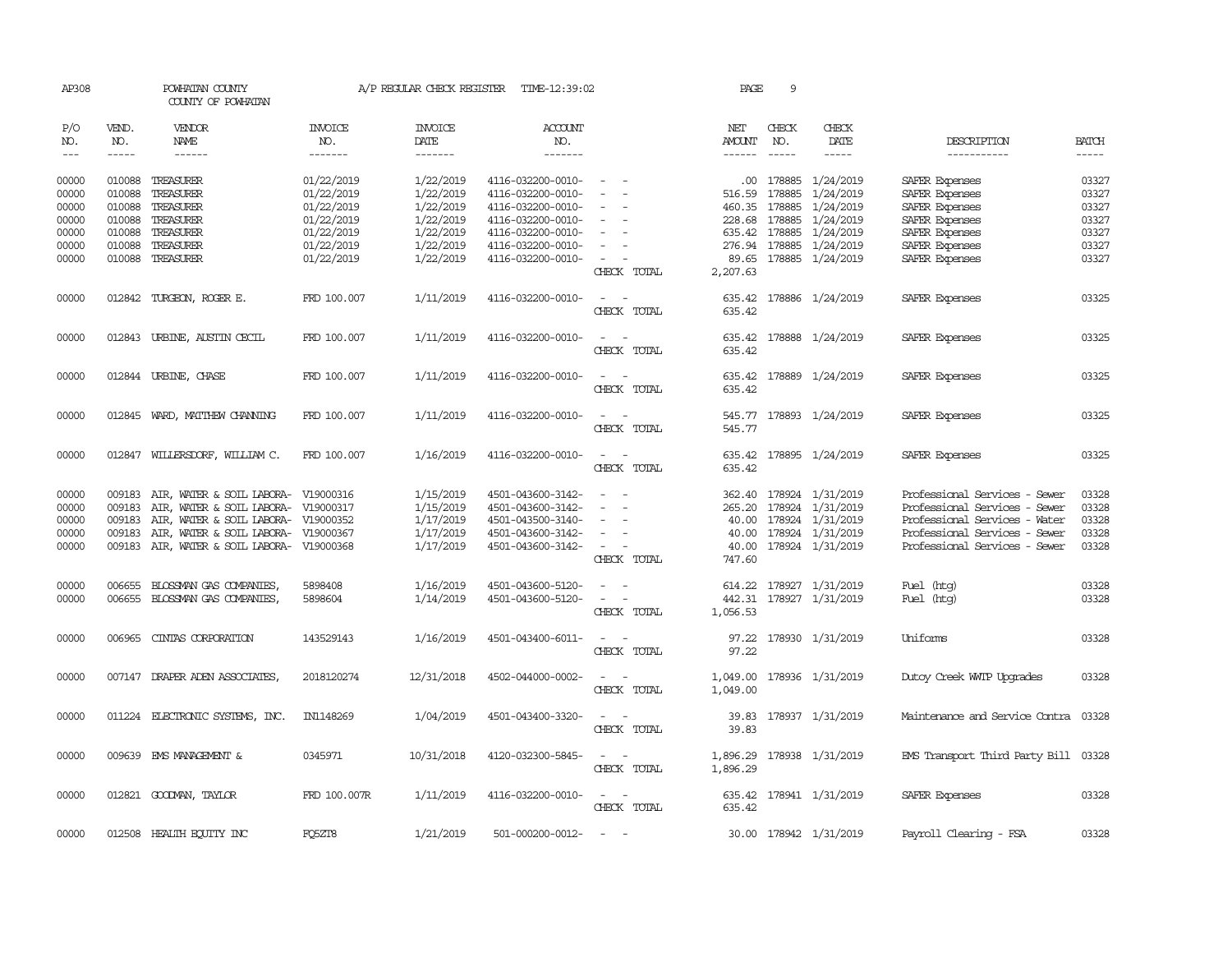AP308 POWHATAN COUNTY A/P REGULAR CHECK REGISTER TIME-12:39:02 PAGE 9

COUNTY OF POWHATAN

| P/O NO. | VEND. NO. | VENDOR NAME | INVOICE NO. | INVOICE DATE | ACCOUNT NO. | | NET AMOUNT | CHECK NO. | CHECK DATE | DESCRIPTION | BATCH |
|---|---|---|---|---|---|---|---|---|---|---|---|
| 00000 | 010088 | TREASURER | 01/22/2019 | 1/22/2019 | 4116-032200-0010- | - - | .00 | 178885 | 1/24/2019 | SAFER Expenses | 03327 |
| 00000 | 010088 | TREASURER | 01/22/2019 | 1/22/2019 | 4116-032200-0010- | - - | 516.59 | 178885 | 1/24/2019 | SAFER Expenses | 03327 |
| 00000 | 010088 | TREASURER | 01/22/2019 | 1/22/2019 | 4116-032200-0010- | - - | 460.35 | 178885 | 1/24/2019 | SAFER Expenses | 03327 |
| 00000 | 010088 | TREASURER | 01/22/2019 | 1/22/2019 | 4116-032200-0010- | - - | 228.68 | 178885 | 1/24/2019 | SAFER Expenses | 03327 |
| 00000 | 010088 | TREASURER | 01/22/2019 | 1/22/2019 | 4116-032200-0010- | - - | 635.42 | 178885 | 1/24/2019 | SAFER Expenses | 03327 |
| 00000 | 010088 | TREASURER | 01/22/2019 | 1/22/2019 | 4116-032200-0010- | - - | 276.94 | 178885 | 1/24/2019 | SAFER Expenses | 03327 |
| 00000 | 010088 | TREASURER | 01/22/2019 | 1/22/2019 | 4116-032200-0010- | - - | 89.65 | 178885 | 1/24/2019 | SAFER Expenses | 03327 |
| | | | | | | CHECK TOTAL | 2,207.63 | | | | |
| 00000 | 012842 | TURGEON, ROGER E. | FRD 100.007 | 1/11/2019 | 4116-032200-0010- | - - | 635.42 | 178886 | 1/24/2019 | SAFER Expenses | 03325 |
| | | | | | | CHECK TOTAL | 635.42 | | | | |
| 00000 | 012843 | URBINE, AUSTIN CECIL | FRD 100.007 | 1/11/2019 | 4116-032200-0010- | - - | 635.42 | 178888 | 1/24/2019 | SAFER Expenses | 03325 |
| | | | | | | CHECK TOTAL | 635.42 | | | | |
| 00000 | 012844 | URBINE, CHASE | FRD 100.007 | 1/11/2019 | 4116-032200-0010- | - - | 635.42 | 178889 | 1/24/2019 | SAFER Expenses | 03325 |
| | | | | | | CHECK TOTAL | 635.42 | | | | |
| 00000 | 012845 | WARD, MATTHEW CHANNING | FRD 100.007 | 1/11/2019 | 4116-032200-0010- | - - | 545.77 | 178893 | 1/24/2019 | SAFER Expenses | 03325 |
| | | | | | | CHECK TOTAL | 545.77 | | | | |
| 00000 | 012847 | WILLERSDORF, WILLIAM C. | FRD 100.007 | 1/16/2019 | 4116-032200-0010- | - - | 635.42 | 178895 | 1/24/2019 | SAFER Expenses | 03325 |
| | | | | | | CHECK TOTAL | 635.42 | | | | |
| 00000 | 009183 | AIR, WATER & SOIL LABORA- | V19000316 | 1/15/2019 | 4501-043600-3142- | - - | 362.40 | 178924 | 1/31/2019 | Professional Services - Sewer | 03328 |
| 00000 | 009183 | AIR, WATER & SOIL LABORA- | V19000317 | 1/15/2019 | 4501-043600-3142- | - - | 265.20 | 178924 | 1/31/2019 | Professional Services - Sewer | 03328 |
| 00000 | 009183 | AIR, WATER & SOIL LABORA- | V19000352 | 1/17/2019 | 4501-043500-3140- | - - | 40.00 | 178924 | 1/31/2019 | Professional Services - Water | 03328 |
| 00000 | 009183 | AIR, WATER & SOIL LABORA- | V19000367 | 1/17/2019 | 4501-043600-3142- | - - | 40.00 | 178924 | 1/31/2019 | Professional Services - Sewer | 03328 |
| 00000 | 009183 | AIR, WATER & SOIL LABORA- | V19000368 | 1/17/2019 | 4501-043600-3142- | - - | 40.00 | 178924 | 1/31/2019 | Professional Services - Sewer | 03328 |
| | | | | | | CHECK TOTAL | 747.60 | | | | |
| 00000 | 006655 | BLOSSMAN GAS COMPANIES, | 5898408 | 1/16/2019 | 4501-043600-5120- | - - | 614.22 | 178927 | 1/31/2019 | Fuel (htg) | 03328 |
| 00000 | 006655 | BLOSSMAN GAS COMPANIES, | 5898604 | 1/14/2019 | 4501-043600-5120- | - - | 442.31 | 178927 | 1/31/2019 | Fuel (htg) | 03328 |
| | | | | | | CHECK TOTAL | 1,056.53 | | | | |
| 00000 | 006965 | CINTAS CORPORATION | 143529143 | 1/16/2019 | 4501-043400-6011- | - - | 97.22 | 178930 | 1/31/2019 | Uniforms | 03328 |
| | | | | | | CHECK TOTAL | 97.22 | | | | |
| 00000 | 007147 | DRAPER ADEN ASSOCIATES, | 2018120274 | 12/31/2018 | 4502-044000-0002- | - - | 1,049.00 | 178936 | 1/31/2019 | Dutoy Creek WWTP Upgrades | 03328 |
| | | | | | | CHECK TOTAL | 1,049.00 | | | | |
| 00000 | 011224 | ELECTRONIC SYSTEMS, INC. | IN1148269 | 1/04/2019 | 4501-043400-3320- | - - | 39.83 | 178937 | 1/31/2019 | Maintenance and Service Contra | 03328 |
| | | | | | | CHECK TOTAL | 39.83 | | | | |
| 00000 | 009639 | EMS MANAGEMENT & | 0345971 | 10/31/2018 | 4120-032300-5845- | - - | 1,896.29 | 178938 | 1/31/2019 | EMS Transport Third Party Bill | 03328 |
| | | | | | | CHECK TOTAL | 1,896.29 | | | | |
| 00000 | 012821 | GOODMAN, TAYLOR | FRD 100.007R | 1/11/2019 | 4116-032200-0010- | - - | 635.42 | 178941 | 1/31/2019 | SAFER Expenses | 03328 |
| | | | | | | CHECK TOTAL | 635.42 | | | | |
| 00000 | 012508 | HEALTH EQUITY INC | FQ5ZT8 | 1/21/2019 | 501-000200-0012- | - - | 30.00 | 178942 | 1/31/2019 | Payroll Clearing - FSA | 03328 |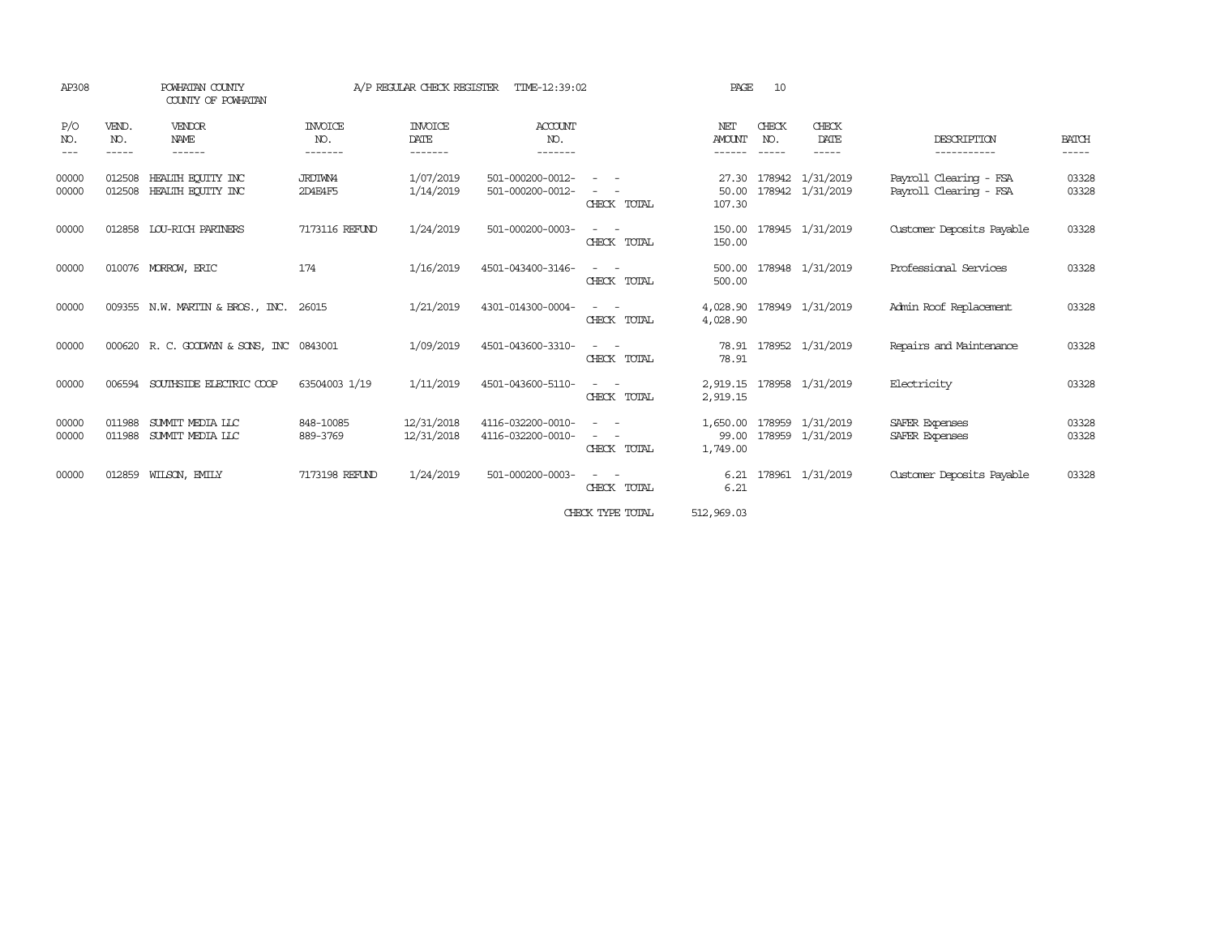AP308 POWHATAN COUNTY A/P REGULAR CHECK REGISTER TIME-12:39:02

COUNTY OF POWHATAN

| P/O NO. | VEND. NO. | VENDOR NAME | INVOICE NO. | INVOICE DATE | ACCOUNT NO. | | NET AMOUNT | CHECK NO. | CHECK DATE | DESCRIPTION | BATCH |
|---|---|---|---|---|---|---|---|---|---|---|---|
| 00000 | 012508 | HEALTH EQUITY INC | JRDIWN4 | 1/07/2019 | 501-000200-0012- | - - | 27.30 | 178942 | 1/31/2019 | Payroll Clearing - FSA | 03328 |
| 00000 | 012508 | HEALTH EQUITY INC | 2D4E4F5 | 1/14/2019 | 501-000200-0012- | - - | 50.00 | 178942 | 1/31/2019 | Payroll Clearing - FSA | 03328 |
| | | | | | | CHECK TOTAL | 107.30 | | | | |
| 00000 | 012858 | LOU-RICH PARTNERS | 7173116 REFUND | 1/24/2019 | 501-000200-0003- | - - | 150.00 | 178945 | 1/31/2019 | Customer Deposits Payable | 03328 |
| | | | | | | CHECK TOTAL | 150.00 | | | | |
| 00000 | 010076 | MORROW, ERIC | 174 | 1/16/2019 | 4501-043400-3146- | - - | 500.00 | 178948 | 1/31/2019 | Professional Services | 03328 |
| | | | | | | CHECK TOTAL | 500.00 | | | | |
| 00000 | 009355 | N.W. MARTIN & BROS., INC. | 26015 | 1/21/2019 | 4301-014300-0004- | - - | 4,028.90 | 178949 | 1/31/2019 | Admin Roof Replacement | 03328 |
| | | | | | | CHECK TOTAL | 4,028.90 | | | | |
| 00000 | 000620 | R. C. GOODWYN & SONS, INC | 0843001 | 1/09/2019 | 4501-043600-3310- | - - | 78.91 | 178952 | 1/31/2019 | Repairs and Maintenance | 03328 |
| | | | | | | CHECK TOTAL | 78.91 | | | | |
| 00000 | 006594 | SOUTHSIDE ELECTRIC COOP | 63504003 1/19 | 1/11/2019 | 4501-043600-5110- | - - | 2,919.15 | 178958 | 1/31/2019 | Electricity | 03328 |
| | | | | | | CHECK TOTAL | 2,919.15 | | | | |
| 00000 | 011988 | SUMMIT MEDIA LLC | 848-10085 | 12/31/2018 | 4116-032200-0010- | - - | 1,650.00 | 178959 | 1/31/2019 | SAFER Expenses | 03328 |
| 00000 | 011988 | SUMMIT MEDIA LLC | 889-3769 | 12/31/2018 | 4116-032200-0010- | - - | 99.00 | 178959 | 1/31/2019 | SAFER Expenses | 03328 |
| | | | | | | CHECK TOTAL | 1,749.00 | | | | |
| 00000 | 012859 | WILSON, EMILY | 7173198 REFUND | 1/24/2019 | 501-000200-0003- | - - | 6.21 | 178961 | 1/31/2019 | Customer Deposits Payable | 03328 |
| | | | | | | CHECK TOTAL | 6.21 | | | | |
| | | | | | | CHECK TYPE TOTAL | 512,969.03 | | | | |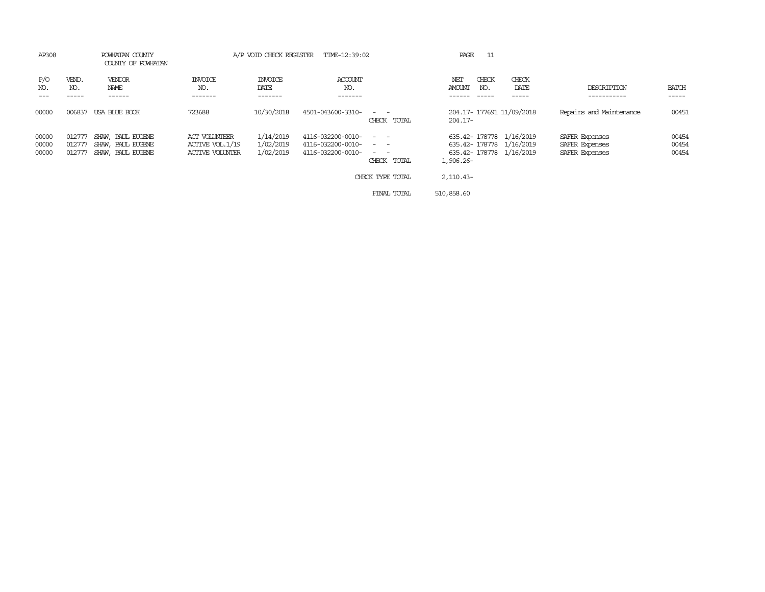AP308 POWHATAN COUNTY A/P VOID CHECK REGISTER TIME-12:39:02

COUNTY OF POWHATAN

| P/O NO. | VEND. NO. | VENDOR NAME | INVOICE NO. | INVOICE DATE | ACCOUNT NO. | | NET AMOUNT | CHECK NO. | CHECK DATE | DESCRIPTION | BATCH |
|---|---|---|---|---|---|---|---|---|---|---|---|
| 00000 | 006837 | USA BLUE BOOK | 723688 | 10/30/2018 | 4501-043600-3310- | - - | 204.17- | 177691 | 11/09/2018 | Repairs and Maintenance | 00451 |
| | | | | | | CHECK TOTAL | 204.17- | | | | |
| 00000 | 012777 | SHAW, PAUL EUGENE | ACT VOLUNTEER | 1/14/2019 | 4116-032200-0010- | - - | 635.42- | 178778 | 1/16/2019 | SAFER Expenses | 00454 |
| 00000 | 012777 | SHAW, PAUL EUGENE | ACTIVE VOL.1/19 | 1/02/2019 | 4116-032200-0010- | - - | 635.42- | 178778 | 1/16/2019 | SAFER Expenses | 00454 |
| 00000 | 012777 | SHAW, PAUL EUGENE | ACTIVE VOLUNTER | 1/02/2019 | 4116-032200-0010- | - - | 635.42- | 178778 | 1/16/2019 | SAFER Expenses | 00454 |
| | | | | | | CHECK TOTAL | 1,906.26- | | | | |
| | | | | | | CHECK TYPE TOTAL | 2,110.43- | | | | |
| | | | | | | FINAL TOTAL | 510,858.60 | | | | |